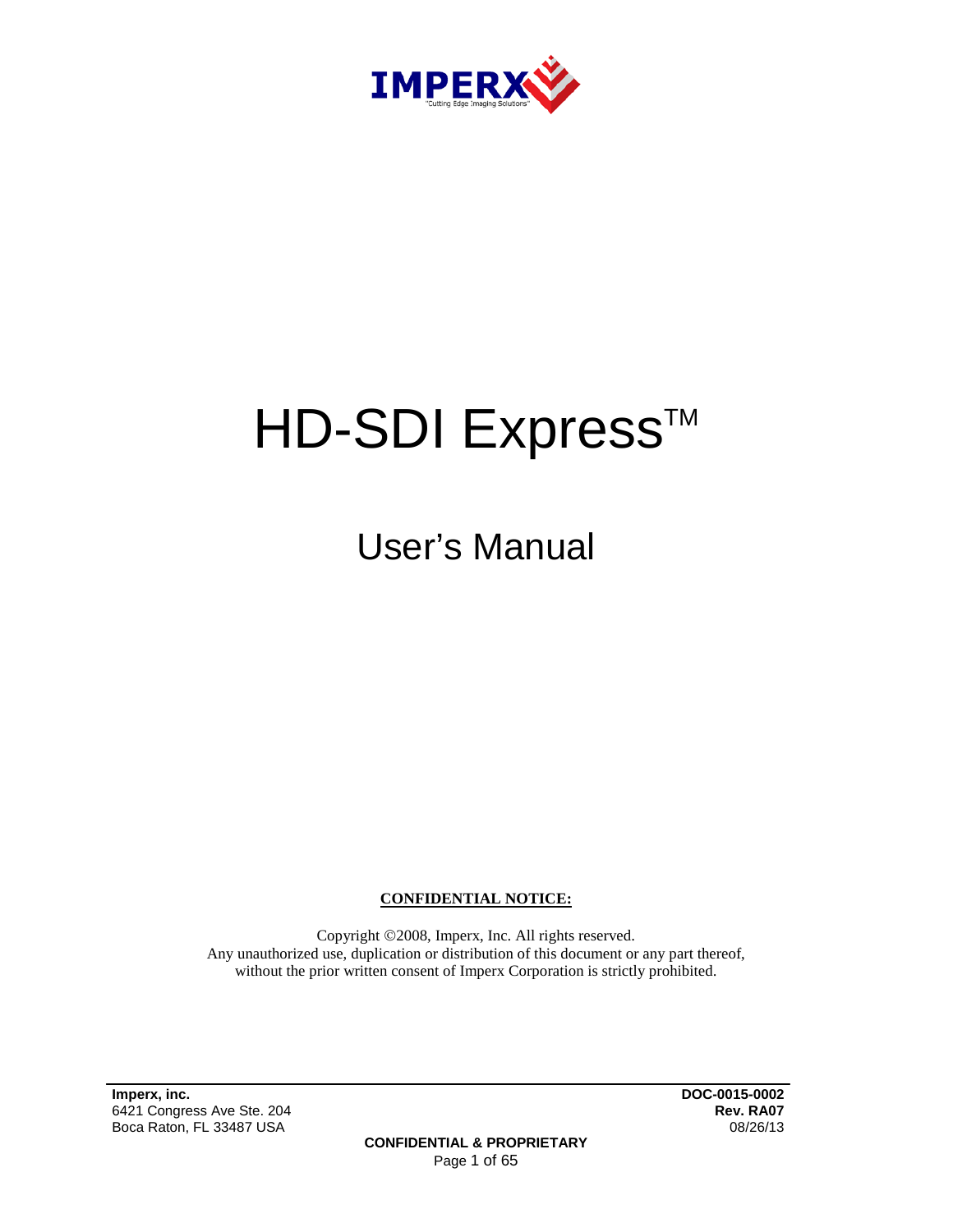IMPERX

"Cutting Edge Imaging Solutions"

# HD-SDI Express™

## User's Manual

**CONFIDENTIAL NOTICE:**

Copyright ©2008, Imperx, Inc. All rights reserved.
Any unauthorized use, duplication or distribution of this document or any part thereof, without the prior written consent of Imperx Corporation is strictly prohibited.

**Imperx, inc.**
6421 Congress Ave Ste. 204
Boca Raton, FL 33487 USA

**DOC-0015-0002**
**Rev. RA07**
08/26/13

**CONFIDENTIAL & PROPRIETARY**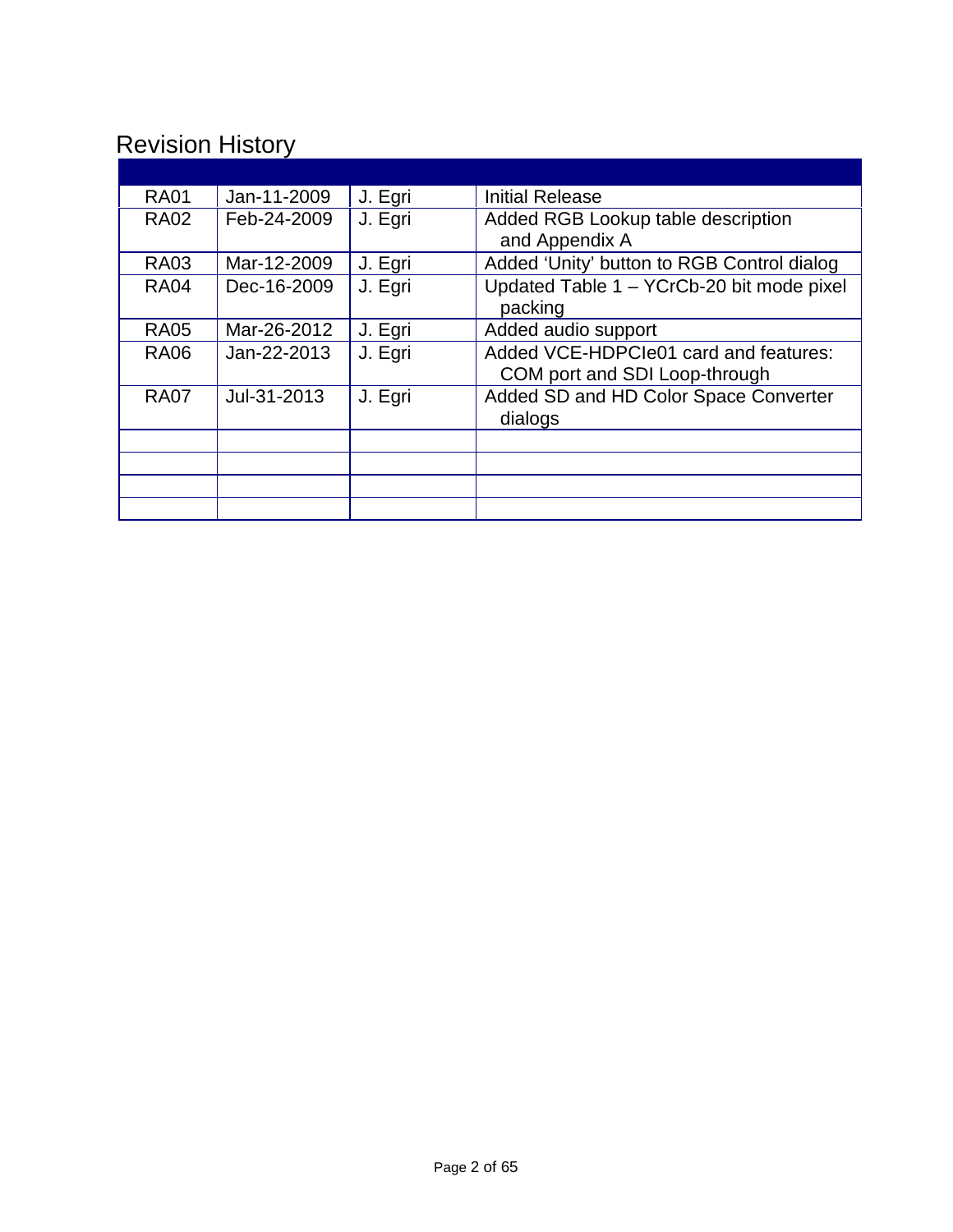# Revision History

| | | | |
|---|---|---|---|
| RA01 | Jan-11-2009 | J. Egri | Initial Release |
| RA02 | Feb-24-2009 | J. Egri | Added RGB Lookup table description and Appendix A |
| RA03 | Mar-12-2009 | J. Egri | Added 'Unity' button to RGB Control dialog |
| RA04 | Dec-16-2009 | J. Egri | Updated Table 1 – YCrCb-20 bit mode pixel packing |
| RA05 | Mar-26-2012 | J. Egri | Added audio support |
| RA06 | Jan-22-2013 | J. Egri | Added VCE-HDPCIe01 card and features: COM port and SDI Loop-through |
| RA07 | Jul-31-2013 | J. Egri | Added SD and HD Color Space Converter dialogs |
| | | | |
| | | | |
| | | | |
| | | | |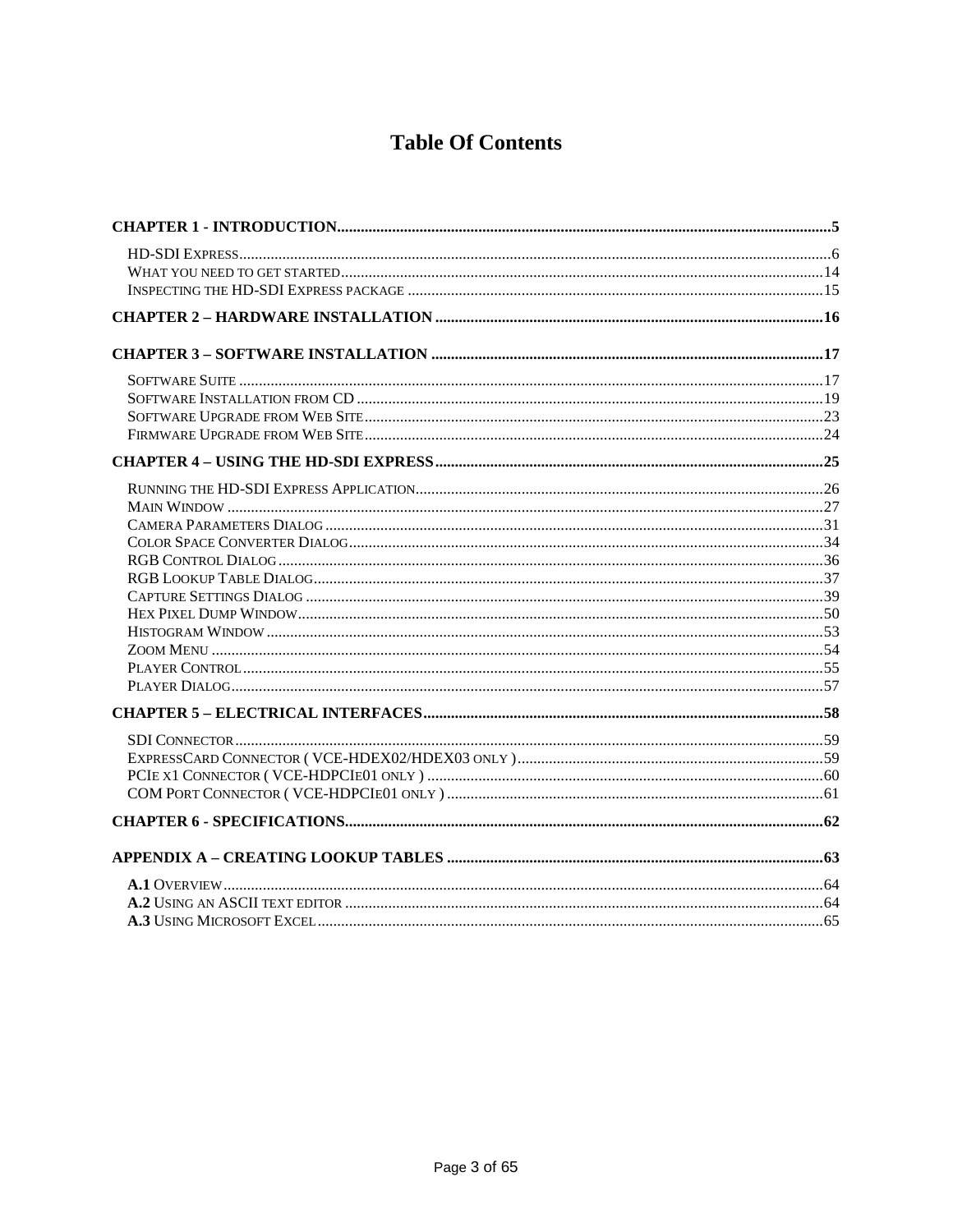# Table Of Contents

**CHAPTER 1 - INTRODUCTION**............................................................5

- HD-SDI EXPRESS............................................................6
- WHAT YOU NEED TO GET STARTED............................................................14
- INSPECTING THE HD-SDI EXPRESS PACKAGE............................................................15

**CHAPTER 2 – HARDWARE INSTALLATION**............................................................16

**CHAPTER 3 – SOFTWARE INSTALLATION**............................................................17

- SOFTWARE SUITE............................................................17
- SOFTWARE INSTALLATION FROM CD............................................................19
- SOFTWARE UPGRADE FROM WEB SITE............................................................23
- FIRMWARE UPGRADE FROM WEB SITE............................................................24

**CHAPTER 4 – USING THE HD-SDI EXPRESS**............................................................25

- RUNNING THE HD-SDI EXPRESS APPLICATION............................................................26
- MAIN WINDOW............................................................27
- CAMERA PARAMETERS DIALOG............................................................31
- COLOR SPACE CONVERTER DIALOG............................................................34
- RGB CONTROL DIALOG............................................................36
- RGB LOOKUP TABLE DIALOG............................................................37
- CAPTURE SETTINGS DIALOG............................................................39
- HEX PIXEL DUMP WINDOW............................................................50
- HISTOGRAM WINDOW............................................................53
- ZOOM MENU............................................................54
- PLAYER CONTROL............................................................55
- PLAYER DIALOG............................................................57

**CHAPTER 5 – ELECTRICAL INTERFACES**............................................................58

- SDI CONNECTOR............................................................59
- EXPRESSCARD CONNECTOR ( VCE-HDEX02/HDEX03 ONLY )............................................................59
- PCIE X1 CONNECTOR ( VCE-HDPCIE01 ONLY )............................................................60
- COM PORT CONNECTOR ( VCE-HDPCIE01 ONLY )............................................................61

**CHAPTER 6 - SPECIFICATIONS**............................................................62

**APPENDIX A – CREATING LOOKUP TABLES**............................................................63

- **A.1** OVERVIEW............................................................64
- **A.2** USING AN ASCII TEXT EDITOR............................................................64
- **A.3** USING MICROSOFT EXCEL............................................................65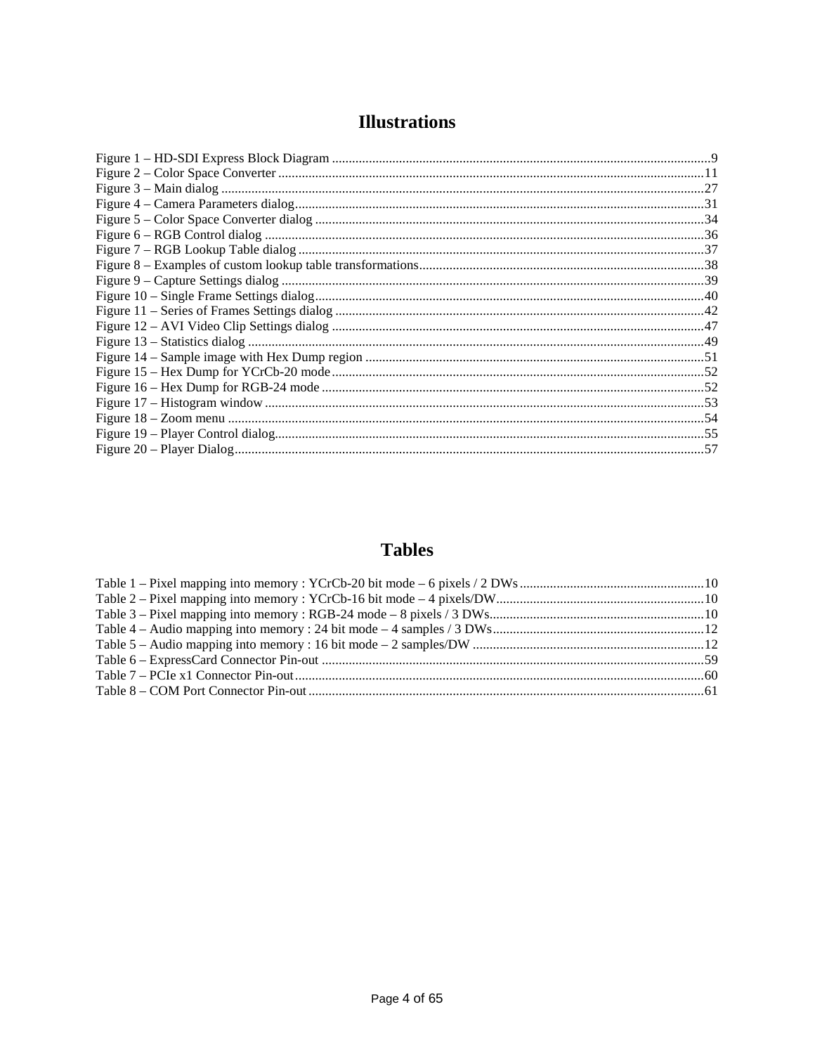# Illustrations

Figure 1 – HD-SDI Express Block Diagram ....................................................................................................9
Figure 2 – Color Space Converter ..............................................................................................................11
Figure 3 – Main dialog ...............................................................................................................................27
Figure 4 – Camera Parameters dialog.........................................................................................................31
Figure 5 – Color Space Converter dialog ...................................................................................................34
Figure 6 – RGB Control dialog ..................................................................................................................36
Figure 7 – RGB Lookup Table dialog ........................................................................................................37
Figure 8 – Examples of custom lookup table transformations....................................................................38
Figure 9 – Capture Settings dialog .............................................................................................................39
Figure 10 – Single Frame Settings dialog...................................................................................................40
Figure 11 – Series of Frames Settings dialog .............................................................................................42
Figure 12 – AVI Video Clip Settings dialog ..............................................................................................47
Figure 13 – Statistics dialog .......................................................................................................................49
Figure 14 – Sample image with Hex Dump region ....................................................................................51
Figure 15 – Hex Dump for YCrCb-20 mode ..............................................................................................52
Figure 16 – Hex Dump for RGB-24 mode .................................................................................................52
Figure 17 – Histogram window ..................................................................................................................53
Figure 18 – Zoom menu .............................................................................................................................54
Figure 19 – Player Control dialog...............................................................................................................55
Figure 20 – Player Dialog...........................................................................................................................57

# Tables

Table 1 – Pixel mapping into memory : YCrCb-20 bit mode – 6 pixels / 2 DWs .......................................................10
Table 2 – Pixel mapping into memory : YCrCb-16 bit mode – 4 pixels/DW.............................................................10
Table 3 – Pixel mapping into memory : RGB-24 mode – 8 pixels / 3 DWs................................................................10
Table 4 – Audio mapping into memory : 24 bit mode – 4 samples / 3 DWs...............................................................12
Table 5 – Audio mapping into memory : 16 bit mode – 2 samples/DW .....................................................................12
Table 6 – ExpressCard Connector Pin-out .................................................................................................59
Table 7 – PCIe x1 Connector Pin-out.........................................................................................................60
Table 8 – COM Port Connector Pin-out .....................................................................................................61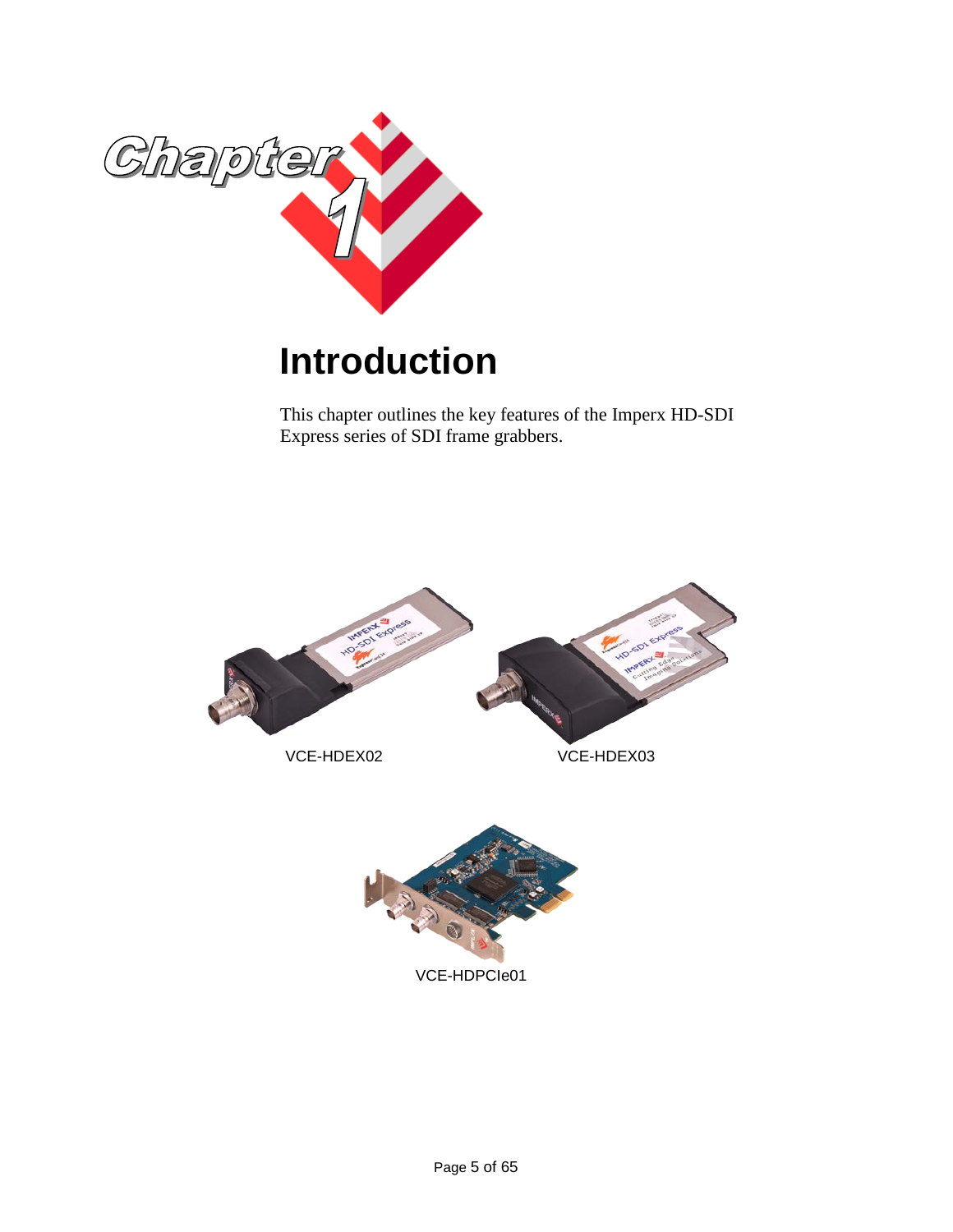# Chapter 1

# Introduction

This chapter outlines the key features of the Imperx HD-SDI Express series of SDI frame grabbers.

VCE-HDEX02

VCE-HDEX03

VCE-HDPCIe01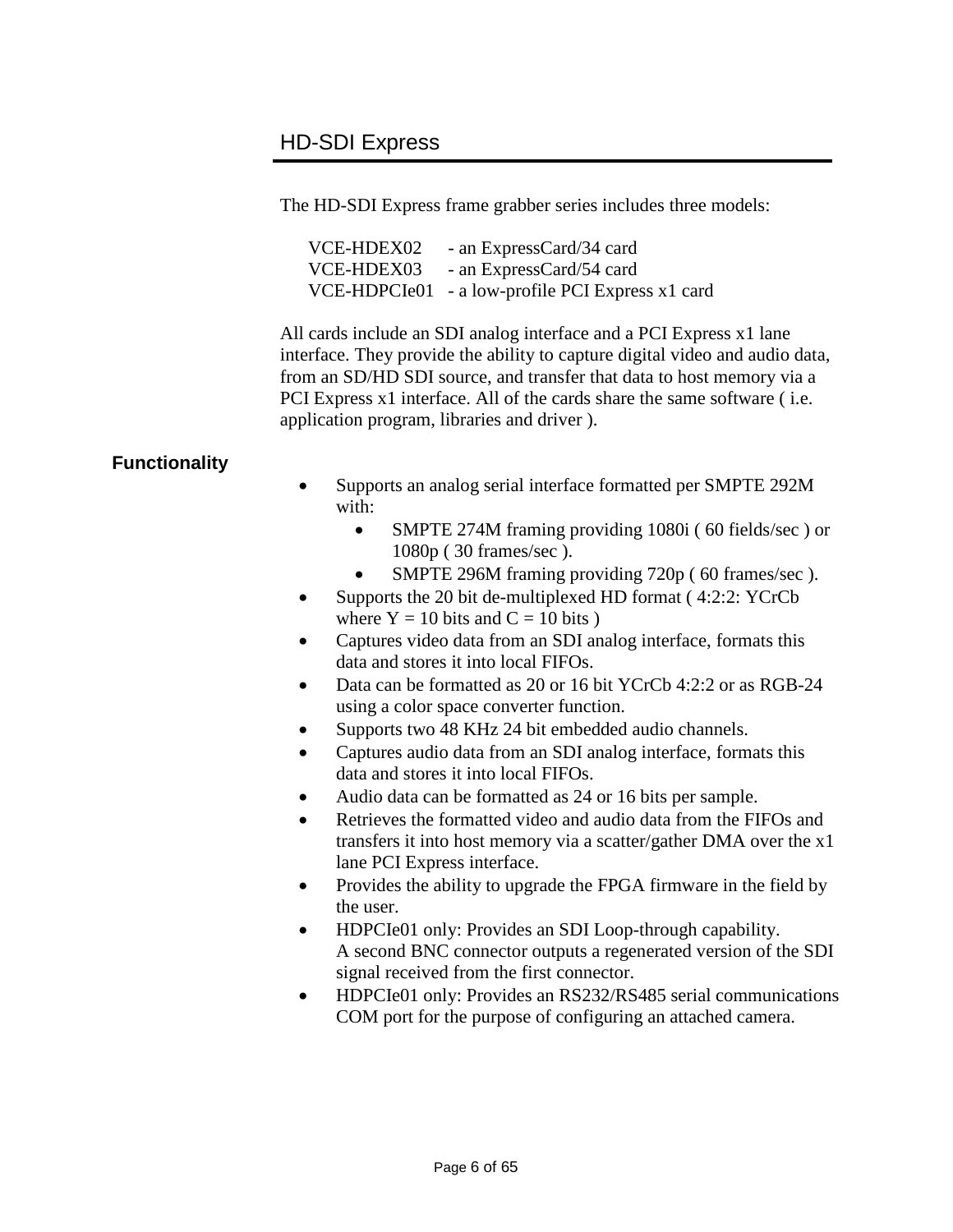# HD-SDI Express

The HD-SDI Express frame grabber series includes three models:

VCE-HDEX02 - an ExpressCard/34 card
VCE-HDEX03 - an ExpressCard/54 card
VCE-HDPCIe01 - a low-profile PCI Express x1 card

All cards include an SDI analog interface and a PCI Express x1 lane interface. They provide the ability to capture digital video and audio data, from an SD/HD SDI source, and transfer that data to host memory via a PCI Express x1 interface. All of the cards share the same software ( i.e. application program, libraries and driver ).

## Functionality

- Supports an analog serial interface formatted per SMPTE 292M with:
  - SMPTE 274M framing providing 1080i ( 60 fields/sec ) or 1080p ( 30 frames/sec ).
  - SMPTE 296M framing providing 720p ( 60 frames/sec ).
- Supports the 20 bit de-multiplexed HD format ( 4:2:2: YCrCb where Y = 10 bits and C = 10 bits )
- Captures video data from an SDI analog interface, formats this data and stores it into local FIFOs.
- Data can be formatted as 20 or 16 bit YCrCb 4:2:2 or as RGB-24 using a color space converter function.
- Supports two 48 KHz 24 bit embedded audio channels.
- Captures audio data from an SDI analog interface, formats this data and stores it into local FIFOs.
- Audio data can be formatted as 24 or 16 bits per sample.
- Retrieves the formatted video and audio data from the FIFOs and transfers it into host memory via a scatter/gather DMA over the x1 lane PCI Express interface.
- Provides the ability to upgrade the FPGA firmware in the field by the user.
- HDPCIe01 only: Provides an SDI Loop-through capability. A second BNC connector outputs a regenerated version of the SDI signal received from the first connector.
- HDPCIe01 only: Provides an RS232/RS485 serial communications COM port for the purpose of configuring an attached camera.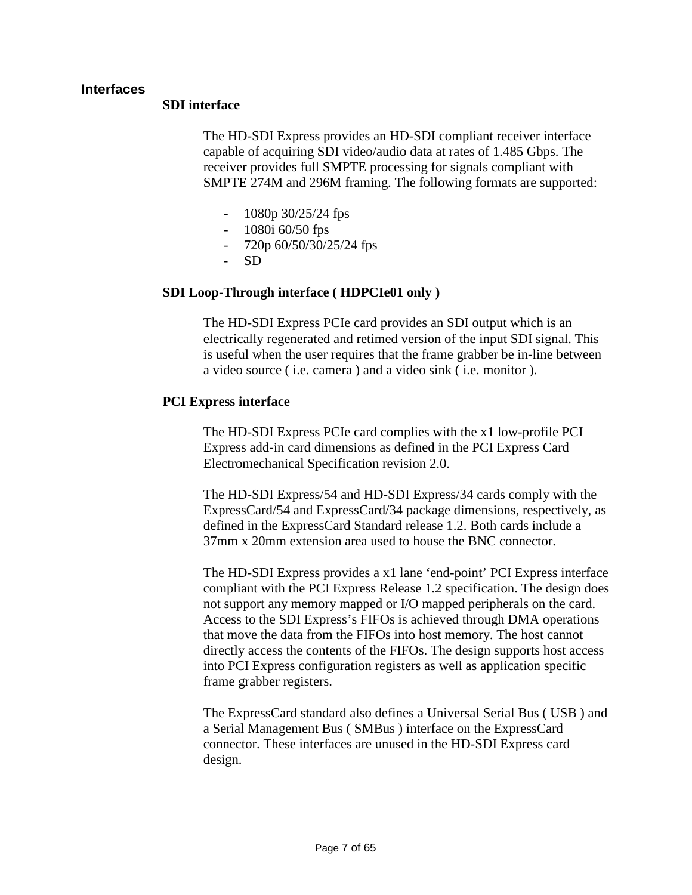## Interfaces

### SDI interface

The HD-SDI Express provides an HD-SDI compliant receiver interface capable of acquiring SDI video/audio data at rates of 1.485 Gbps. The receiver provides full SMPTE processing for signals compliant with SMPTE 274M and 296M framing. The following formats are supported:

- 1080p 30/25/24 fps
- 1080i 60/50 fps
- 720p 60/50/30/25/24 fps
- SD

### SDI Loop-Through interface ( HDPCIe01 only )

The HD-SDI Express PCIe card provides an SDI output which is an electrically regenerated and retimed version of the input SDI signal. This is useful when the user requires that the frame grabber be in-line between a video source ( i.e. camera ) and a video sink ( i.e. monitor ).

### PCI Express interface

The HD-SDI Express PCIe card complies with the x1 low-profile PCI Express add-in card dimensions as defined in the PCI Express Card Electromechanical Specification revision 2.0.

The HD-SDI Express/54 and HD-SDI Express/34 cards comply with the ExpressCard/54 and ExpressCard/34 package dimensions, respectively, as defined in the ExpressCard Standard release 1.2. Both cards include a 37mm x 20mm extension area used to house the BNC connector.

The HD-SDI Express provides a x1 lane 'end-point' PCI Express interface compliant with the PCI Express Release 1.2 specification. The design does not support any memory mapped or I/O mapped peripherals on the card. Access to the SDI Express's FIFOs is achieved through DMA operations that move the data from the FIFOs into host memory. The host cannot directly access the contents of the FIFOs. The design supports host access into PCI Express configuration registers as well as application specific frame grabber registers.

The ExpressCard standard also defines a Universal Serial Bus ( USB ) and a Serial Management Bus ( SMBus ) interface on the ExpressCard connector. These interfaces are unused in the HD-SDI Express card design.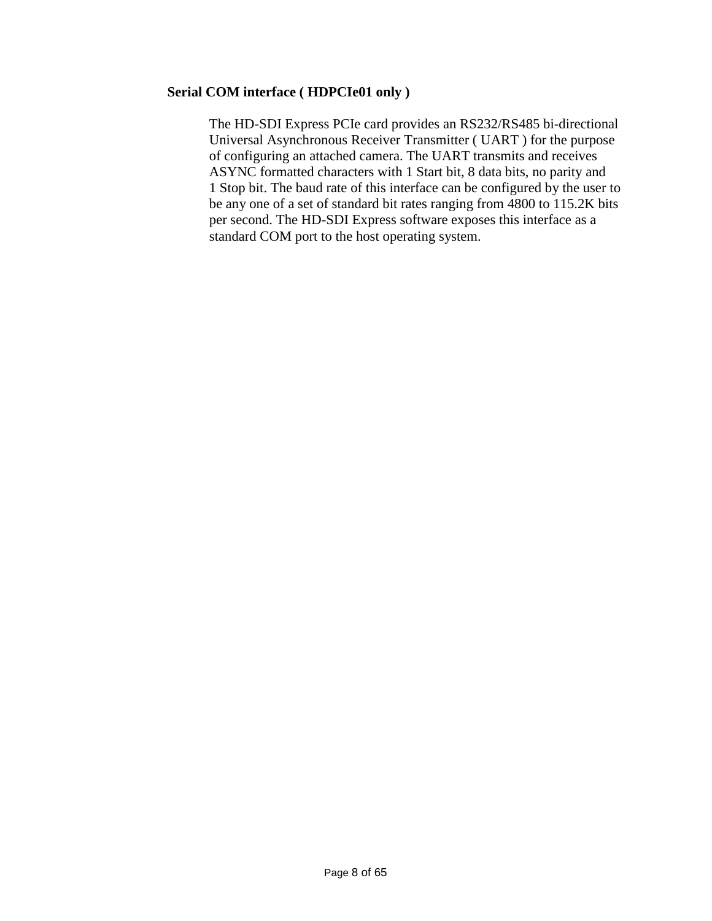### Serial COM interface ( HDPCIe01 only )

The HD-SDI Express PCIe card provides an RS232/RS485 bi-directional Universal Asynchronous Receiver Transmitter ( UART ) for the purpose of configuring an attached camera. The UART transmits and receives ASYNC formatted characters with 1 Start bit, 8 data bits, no parity and 1 Stop bit. The baud rate of this interface can be configured by the user to be any one of a set of standard bit rates ranging from 4800 to 115.2K bits per second. The HD-SDI Express software exposes this interface as a standard COM port to the host operating system.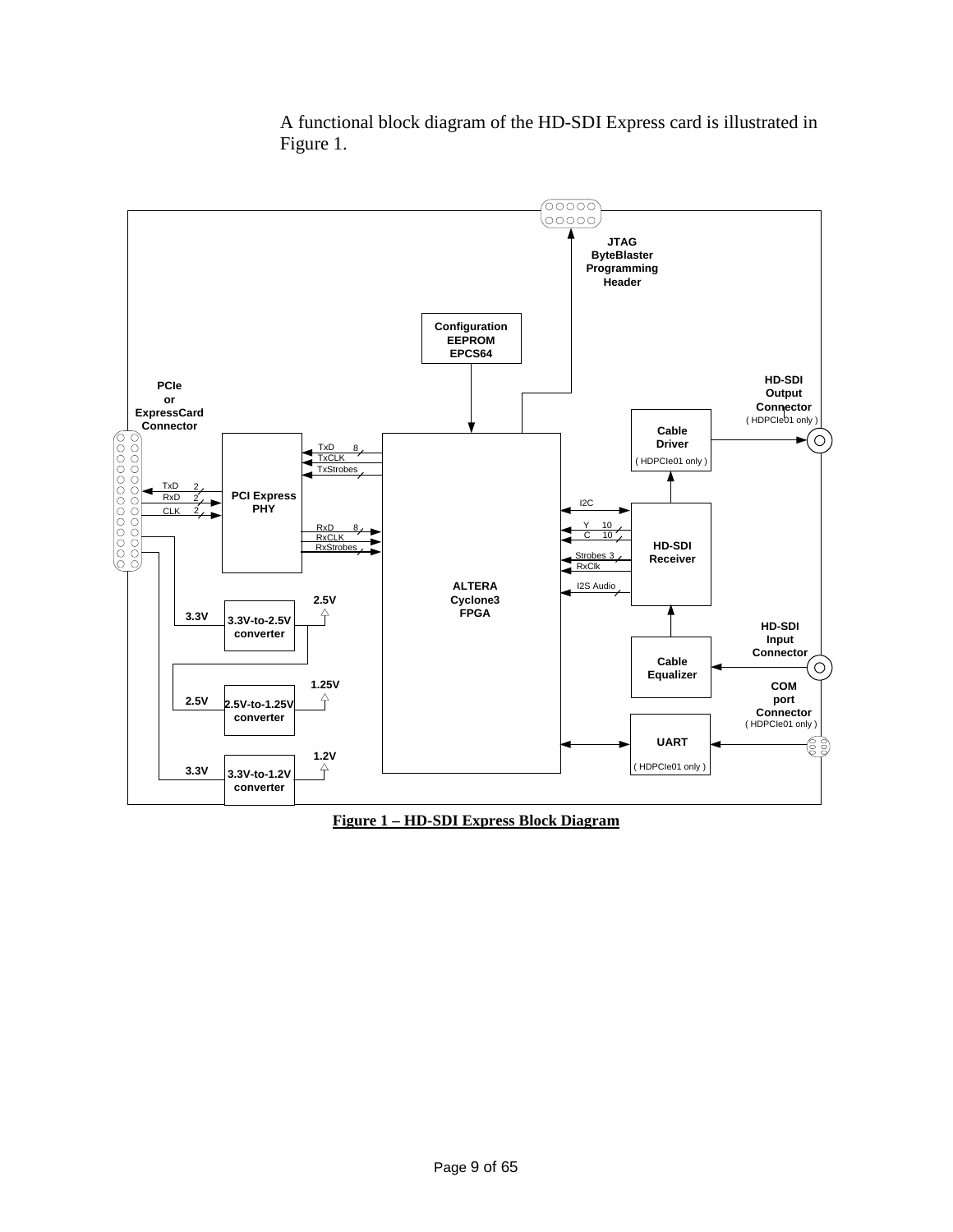A functional block diagram of the HD-SDI Express card is illustrated in Figure 1.

**Figure 1 – HD-SDI Express Block Diagram**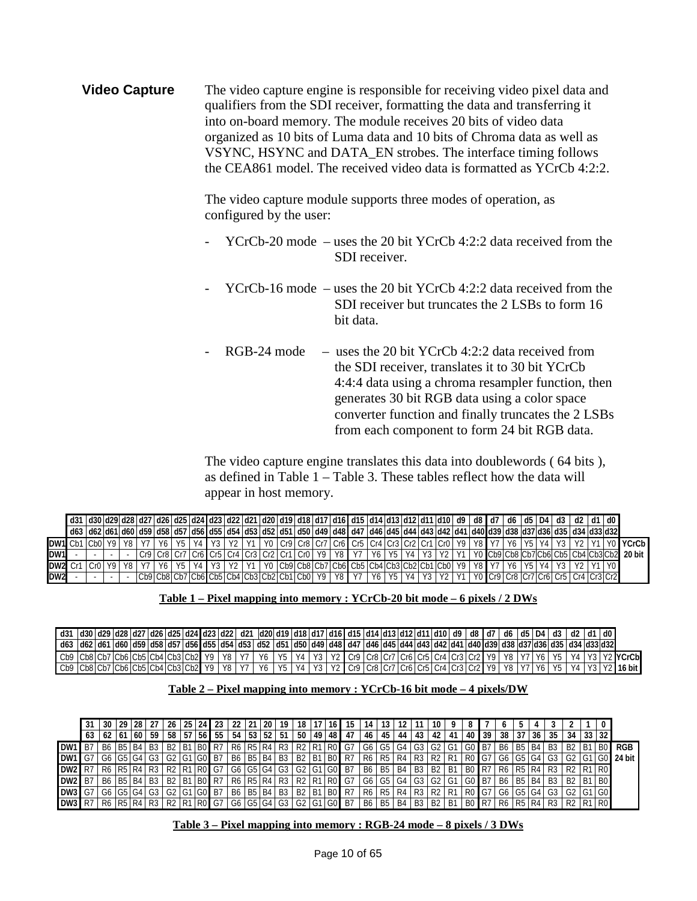## Video Capture

The video capture engine is responsible for receiving video pixel data and qualifiers from the SDI receiver, formatting the data and transferring it into on-board memory. The module receives 20 bits of video data organized as 10 bits of Luma data and 10 bits of Chroma data as well as VSYNC, HSYNC and DATA_EN strobes. The interface timing follows the CEA861 model. The received video data is formatted as YCrCb 4:2:2.

The video capture module supports three modes of operation, as configured by the user:

- YCrCb-20 mode – uses the 20 bit YCrCb 4:2:2 data received from the SDI receiver.
- YCrCb-16 mode – uses the 20 bit YCrCb 4:2:2 data received from the SDI receiver but truncates the 2 LSBs to form 16 bit data.
- RGB-24 mode – uses the 20 bit YCrCb 4:2:2 data received from the SDI receiver, translates it to 30 bit YCrCb 4:4:4 data using a chroma resampler function, then generates 30 bit RGB data using a color space converter function and finally truncates the 2 LSBs from each component to form 24 bit RGB data.

The video capture engine translates this data into doublewords ( 64 bits ), as defined in Table 1 – Table 3. These tables reflect how the data will appear in host memory.

| | d31 | d30 | d29 | d28 | d27 | d26 | d25 | d24 | d23 | d22 | d21 | d20 | d19 | d18 | d17 | d16 | d15 | d14 | d13 | d12 | d11 | d10 | d9 | d8 | d7 | d6 | d5 | D4 | d3 | d2 | d1 | d0 | |
|---|---|---|---|---|---|---|---|---|---|---|---|---|---|---|---|---|---|---|---|---|---|---|---|---|---|---|---|---|---|---|---|---|---|
| | d63 | d62 | d61 | d60 | d59 | d58 | d57 | d56 | d55 | d54 | d53 | d52 | d51 | d50 | d49 | d48 | d47 | d46 | d45 | d44 | d43 | d42 | d41 | d40 | d39 | d38 | d37 | d36 | d35 | d34 | d33 | d32 | |
| DW1 | Cb1 | Cb0 | Y9 | Y8 | Y7 | Y6 | Y5 | Y4 | Y3 | Y2 | Y1 | Y0 | Cr9 | Cr8 | Cr7 | Cr6 | Cr5 | Cr4 | Cr3 | Cr2 | Cr1 | Cr0 | Y9 | Y8 | Y7 | Y6 | Y5 | Y4 | Y3 | Y2 | Y1 | Y0 | YCrCb |
| DW1 | - | - | - | - | Cr9 | Cr8 | Cr7 | Cr6 | Cr5 | Cr4 | Cr3 | Cr2 | Cr1 | Cr0 | Y9 | Y8 | Y7 | Y6 | Y5 | Y4 | Y3 | Y2 | Y1 | Y0 | Cb9 | Cb8 | Cb7 | Cb6 | Cb5 | Cb4 | Cb3 | Cb2 | 20 bit |
| DW2 | Cr1 | Cr0 | Y9 | Y8 | Y7 | Y6 | Y5 | Y4 | Y3 | Y2 | Y1 | Y0 | Cb9 | Cb8 | Cb7 | Cb6 | Cb5 | Cb4 | Cb3 | Cb2 | Cb1 | Cb0 | Y9 | Y8 | Y7 | Y6 | Y5 | Y4 | Y3 | Y2 | Y1 | Y0 | |
| DW2 | - | - | - | - | Cb9 | Cb8 | Cb7 | Cb6 | Cb5 | Cb4 | Cb3 | Cb2 | Cb1 | Cb0 | Y9 | Y8 | Y7 | Y6 | Y5 | Y4 | Y3 | Y2 | Y1 | Y0 | Cr9 | Cr8 | Cr7 | Cr6 | Cr5 | Cr4 | Cr3 | Cr2 | |

**Table 1 – Pixel mapping into memory : YCrCb-20 bit mode – 6 pixels / 2 DWs**

| d31 | d30 | d29 | d28 | d27 | d26 | d25 | d24 | d23 | d22 | d21 | d20 | d19 | d18 | d17 | d16 | d15 | d14 | d13 | d12 | d11 | d10 | d9 | d8 | d7 | d6 | d5 | D4 | d3 | d2 | d1 | d0 | |
|---|---|---|---|---|---|---|---|---|---|---|---|---|---|---|---|---|---|---|---|---|---|---|---|---|---|---|---|---|---|---|---|---|
| d63 | d62 | d61 | d60 | d59 | d58 | d57 | d56 | d55 | d54 | d53 | d52 | d51 | d50 | d49 | d48 | d47 | d46 | d45 | d44 | d43 | d42 | d41 | d40 | d39 | d38 | d37 | d36 | d35 | d34 | d33 | d32 | |
| Cb9 | Cb8 | Cb7 | Cb6 | Cb5 | Cb4 | Cb3 | Cb2 | Y9 | Y8 | Y7 | Y6 | Y5 | Y4 | Y3 | Y2 | Cr9 | Cr8 | Cr7 | Cr6 | Cr5 | Cr4 | Cr3 | Cr2 | Y9 | Y8 | Y7 | Y6 | Y5 | Y4 | Y3 | Y2 | YCrCb |
| Cb9 | Cb8 | Cb7 | Cb6 | Cb5 | Cb4 | Cb3 | Cb2 | Y9 | Y8 | Y7 | Y6 | Y5 | Y4 | Y3 | Y2 | Cr9 | Cr8 | Cr7 | Cr6 | Cr5 | Cr4 | Cr3 | Cr2 | Y9 | Y8 | Y7 | Y6 | Y5 | Y4 | Y3 | Y2 | 16 bit |

**Table 2 – Pixel mapping into memory : YCrCb-16 bit mode – 4 pixels/DW**

| | 31 | 30 | 29 | 28 | 27 | 26 | 25 | 24 | 23 | 22 | 21 | 20 | 19 | 18 | 17 | 16 | 15 | 14 | 13 | 12 | 11 | 10 | 9 | 8 | 7 | 6 | 5 | 4 | 3 | 2 | 1 | 0 | |
|---|---|---|---|---|---|---|---|---|---|---|---|---|---|---|---|---|---|---|---|---|---|---|---|---|---|---|---|---|---|---|---|---|---|
| | 63 | 62 | 61 | 60 | 59 | 58 | 57 | 56 | 55 | 54 | 53 | 52 | 51 | 50 | 49 | 48 | 47 | 46 | 45 | 44 | 43 | 42 | 41 | 40 | 39 | 38 | 37 | 36 | 35 | 34 | 33 | 32 | |
| DW1 | B7 | B6 | B5 | B4 | B3 | B2 | B1 | B0 | R7 | R6 | R5 | R4 | R3 | R2 | R1 | R0 | G7 | G6 | G5 | G4 | G3 | G2 | G1 | G0 | B7 | B6 | B5 | B4 | B3 | B2 | B1 | B0 | RGB |
| DW1 | G7 | G6 | G5 | G4 | G3 | G2 | G1 | G0 | B7 | B6 | B5 | B4 | B3 | B2 | B1 | B0 | R7 | R6 | R5 | R4 | R3 | R2 | R1 | R0 | G7 | G6 | G5 | G4 | G3 | G2 | G1 | G0 | 24 bit |
| DW2 | R7 | R6 | R5 | R4 | R3 | R2 | R1 | R0 | G7 | G6 | G5 | G4 | G3 | G2 | G1 | G0 | B7 | B6 | B5 | B4 | B3 | B2 | B1 | B0 | R7 | R6 | R5 | R4 | R3 | R2 | R1 | R0 | |
| DW2 | B7 | B6 | B5 | B4 | B3 | B2 | B1 | B0 | R7 | R6 | R5 | R4 | R3 | R2 | R1 | R0 | G7 | G6 | G5 | G4 | G3 | G2 | G1 | G0 | B7 | B6 | B5 | B4 | B3 | B2 | B1 | B0 | |
| DW3 | G7 | G6 | G5 | G4 | G3 | G2 | G1 | G0 | B7 | B6 | B5 | B4 | B3 | B2 | B1 | B0 | R7 | R6 | R5 | R4 | R3 | R2 | R1 | R0 | G7 | G6 | G5 | G4 | G3 | G2 | G1 | G0 | |
| DW3 | R7 | R6 | R5 | R4 | R3 | R2 | R1 | R0 | G7 | G6 | G5 | G4 | G3 | G2 | G1 | G0 | B7 | B6 | B5 | B4 | B3 | B2 | B1 | B0 | R7 | R6 | R5 | R4 | R3 | R2 | R1 | R0 | |

**Table 3 – Pixel mapping into memory : RGB-24 mode – 8 pixels / 3 DWs**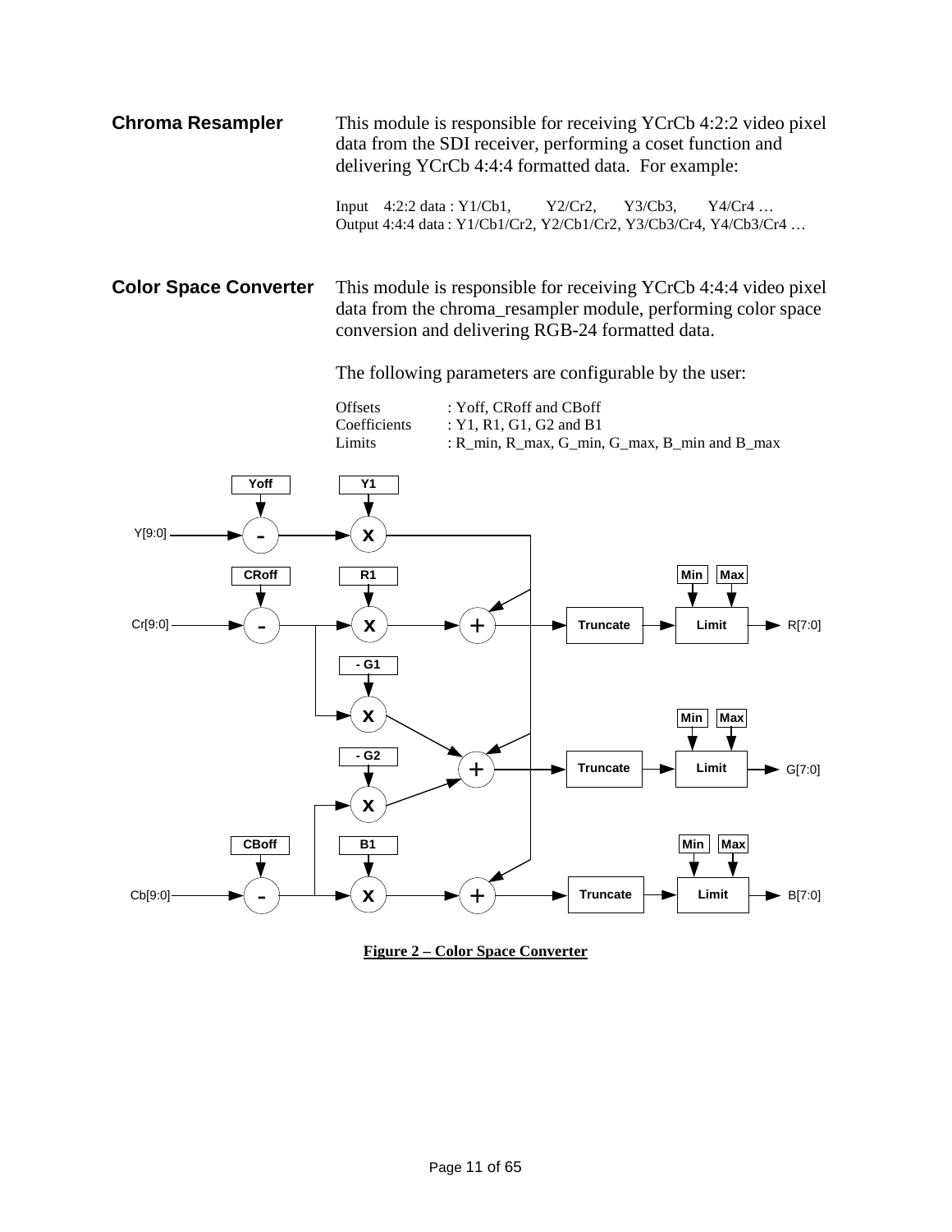## Chroma Resampler

This module is responsible for receiving YCrCb 4:2:2 video pixel data from the SDI receiver, performing a coset function and delivering YCrCb 4:4:4 formatted data. For example:

Input 4:2:2 data : Y1/Cb1, Y2/Cr2, Y3/Cb3, Y4/Cr4 …
Output 4:4:4 data : Y1/Cb1/Cr2, Y2/Cb1/Cr2, Y3/Cb3/Cr4, Y4/Cb3/Cr4 …

## Color Space Converter

This module is responsible for receiving YCrCb 4:4:4 video pixel data from the chroma_resampler module, performing color space conversion and delivering RGB-24 formatted data.

The following parameters are configurable by the user:

Offsets : Yoff, CRoff and CBoff
Coefficients : Y1, R1, G1, G2 and B1
Limits : R_min, R_max, G_min, G_max, B_min and B_max

**Figure 2 – Color Space Converter**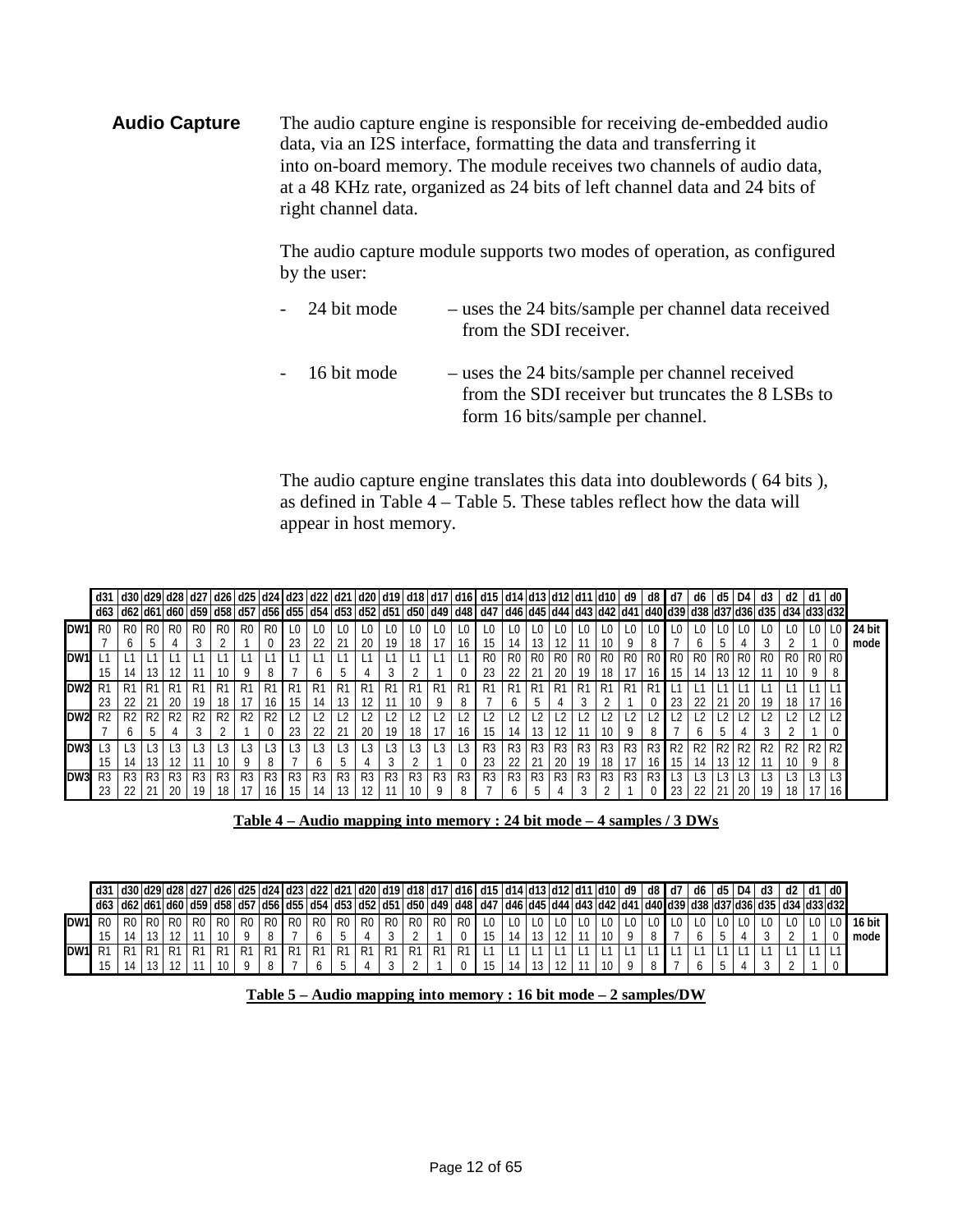## Audio Capture

The audio capture engine is responsible for receiving de-embedded audio data, via an I2S interface, formatting the data and transferring it into on-board memory. The module receives two channels of audio data, at a 48 KHz rate, organized as 24 bits of left channel data and 24 bits of right channel data.

The audio capture module supports two modes of operation, as configured by the user:

- 24 bit mode – uses the 24 bits/sample per channel data received from the SDI receiver.
- 16 bit mode – uses the 24 bits/sample per channel received from the SDI receiver but truncates the 8 LSBs to form 16 bits/sample per channel.

The audio capture engine translates this data into doublewords ( 64 bits ), as defined in Table 4 – Table 5. These tables reflect how the data will appear in host memory.

| | d31<br>d63 | d30<br>d62 | d29<br>d61 | d28<br>d60 | d27<br>d59 | d26<br>d58 | d25<br>d57 | d24<br>d56 | d23<br>d55 | d22<br>d54 | d21<br>d53 | d20<br>d52 | d19<br>d51 | d18<br>d50 | d17<br>d49 | d16<br>d48 | d15<br>d47 | d14<br>d46 | d13<br>d45 | d12<br>d44 | d11<br>d43 | d10<br>d42 | d9<br>d41 | d8<br>d40 | d7<br>d39 | d6<br>d38 | d5<br>d37 | D4<br>d36 | d3<br>d35 | d2<br>d34 | d1<br>d33 | d0<br>d32 | |
|---|---|---|---|---|---|---|---|---|---|---|---|---|---|---|---|---|---|---|---|---|---|---|---|---|---|---|---|---|---|---|---|---|---|
| DW1 | R0 7 | R0 6 | R0 5 | R0 4 | R0 3 | R0 2 | R0 1 | R0 0 | L0 23 | L0 22 | L0 21 | L0 20 | L0 19 | L0 18 | L0 17 | L0 16 | L0 15 | L0 14 | L0 13 | L0 12 | L0 11 | L0 10 | L0 9 | L0 8 | L0 7 | L0 6 | L0 5 | L0 4 | L0 3 | L0 2 | L0 1 | L0 0 | 24 bit mode |
| DW1 | L1 15 | L1 14 | L1 13 | L1 12 | L1 11 | L1 10 | L1 9 | L1 8 | L1 7 | L1 6 | L1 5 | L1 4 | L1 3 | L1 2 | L1 1 | L1 0 | R0 23 | R0 22 | R0 21 | R0 20 | R0 19 | R0 18 | R0 17 | R0 16 | R0 15 | R0 14 | R0 13 | R0 12 | R0 11 | R0 10 | R0 9 | R0 8 | |
| DW2 | R1 23 | R1 22 | R1 21 | R1 20 | R1 19 | R1 18 | R1 17 | R1 16 | R1 15 | R1 14 | R1 13 | R1 12 | R1 11 | R1 10 | R1 9 | R1 8 | R1 7 | R1 6 | R1 5 | R1 4 | R1 3 | R1 2 | R1 1 | R1 0 | L1 23 | L1 22 | L1 21 | L1 20 | L1 19 | L1 18 | L1 17 | L1 16 | |
| DW2 | R2 7 | R2 6 | R2 5 | R2 4 | R2 3 | R2 2 | R2 1 | R2 0 | L2 23 | L2 22 | L2 21 | L2 20 | L2 19 | L2 18 | L2 17 | L2 16 | L2 15 | L2 14 | L2 13 | L2 12 | L2 11 | L2 10 | L2 9 | L2 8 | L2 7 | L2 6 | L2 5 | L2 4 | L2 3 | L2 2 | L2 1 | L2 0 | |
| DW3 | L3 15 | L3 14 | L3 13 | L3 12 | L3 11 | L3 10 | L3 9 | L3 8 | L3 7 | L3 6 | L3 5 | L3 4 | L3 3 | L3 2 | L3 1 | L3 0 | R3 23 | R3 22 | R3 21 | R3 20 | R3 19 | R3 18 | R3 17 | R3 16 | R2 15 | R2 14 | R2 13 | R2 12 | R2 11 | R2 10 | R2 9 | R2 8 | |
| DW3 | R3 23 | R3 22 | R3 21 | R3 20 | R3 19 | R3 18 | R3 17 | R3 16 | R3 15 | R3 14 | R3 13 | R3 12 | R3 11 | R3 10 | R3 9 | R3 8 | R3 7 | R3 6 | R3 5 | R3 4 | R3 3 | R3 2 | R3 1 | R3 0 | L3 23 | L3 22 | L3 21 | L3 20 | L3 19 | L3 18 | L3 17 | L3 16 | |

**Table 4 – Audio mapping into memory : 24 bit mode – 4 samples / 3 DWs**

| | d31<br>d63 | d30<br>d62 | d29<br>d61 | d28<br>d60 | d27<br>d59 | d26<br>d58 | d25<br>d57 | d24<br>d56 | d23<br>d55 | d22<br>d54 | d21<br>d53 | d20<br>d52 | d19<br>d51 | d18<br>d50 | d17<br>d49 | d16<br>d48 | d15<br>d47 | d14<br>d46 | d13<br>d45 | d12<br>d44 | d11<br>d43 | d10<br>d42 | d9<br>d41 | d8<br>d40 | d7<br>d39 | d6<br>d38 | d5<br>d37 | D4<br>d36 | d3<br>d35 | d2<br>d34 | d1<br>d33 | d0<br>d32 | |
|---|---|---|---|---|---|---|---|---|---|---|---|---|---|---|---|---|---|---|---|---|---|---|---|---|---|---|---|---|---|---|---|---|---|
| DW1 | R0 15 | R0 14 | R0 13 | R0 12 | R0 11 | R0 10 | R0 9 | R0 8 | R0 7 | R0 6 | R0 5 | R0 4 | R0 3 | R0 2 | R0 1 | R0 0 | L0 15 | L0 14 | L0 13 | L0 12 | L0 11 | L0 10 | L0 9 | L0 8 | L0 7 | L0 6 | L0 5 | L0 4 | L0 3 | L0 2 | L0 1 | L0 0 | 16 bit mode |
| DW1 | R1 15 | R1 14 | R1 13 | R1 12 | R1 11 | R1 10 | R1 9 | R1 8 | R1 7 | R1 6 | R1 5 | R1 4 | R1 3 | R1 2 | R1 1 | R1 0 | L1 15 | L1 14 | L1 13 | L1 12 | L1 11 | L1 10 | L1 9 | L1 8 | L1 7 | L1 6 | L1 5 | L1 4 | L1 3 | L1 2 | L1 1 | L1 0 | |

**Table 5 – Audio mapping into memory : 16 bit mode – 2 samples/DW**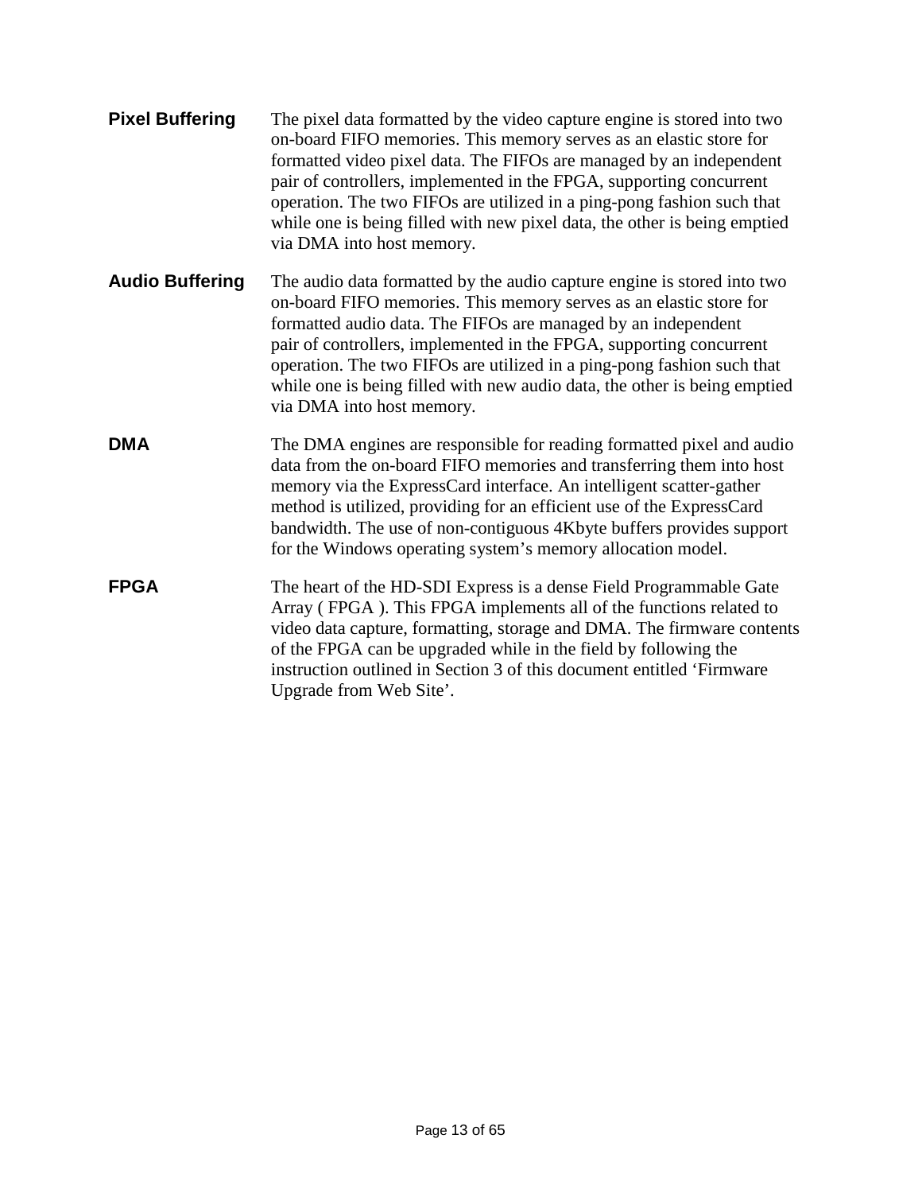**Pixel Buffering**

The pixel data formatted by the video capture engine is stored into two on-board FIFO memories. This memory serves as an elastic store for formatted video pixel data. The FIFOs are managed by an independent pair of controllers, implemented in the FPGA, supporting concurrent operation. The two FIFOs are utilized in a ping-pong fashion such that while one is being filled with new pixel data, the other is being emptied via DMA into host memory.

**Audio Buffering**

The audio data formatted by the audio capture engine is stored into two on-board FIFO memories. This memory serves as an elastic store for formatted audio data. The FIFOs are managed by an independent pair of controllers, implemented in the FPGA, supporting concurrent operation. The two FIFOs are utilized in a ping-pong fashion such that while one is being filled with new audio data, the other is being emptied via DMA into host memory.

**DMA**

The DMA engines are responsible for reading formatted pixel and audio data from the on-board FIFO memories and transferring them into host memory via the ExpressCard interface. An intelligent scatter-gather method is utilized, providing for an efficient use of the ExpressCard bandwidth. The use of non-contiguous 4Kbyte buffers provides support for the Windows operating system's memory allocation model.

**FPGA**

The heart of the HD-SDI Express is a dense Field Programmable Gate Array ( FPGA ). This FPGA implements all of the functions related to video data capture, formatting, storage and DMA. The firmware contents of the FPGA can be upgraded while in the field by following the instruction outlined in Section 3 of this document entitled 'Firmware Upgrade from Web Site'.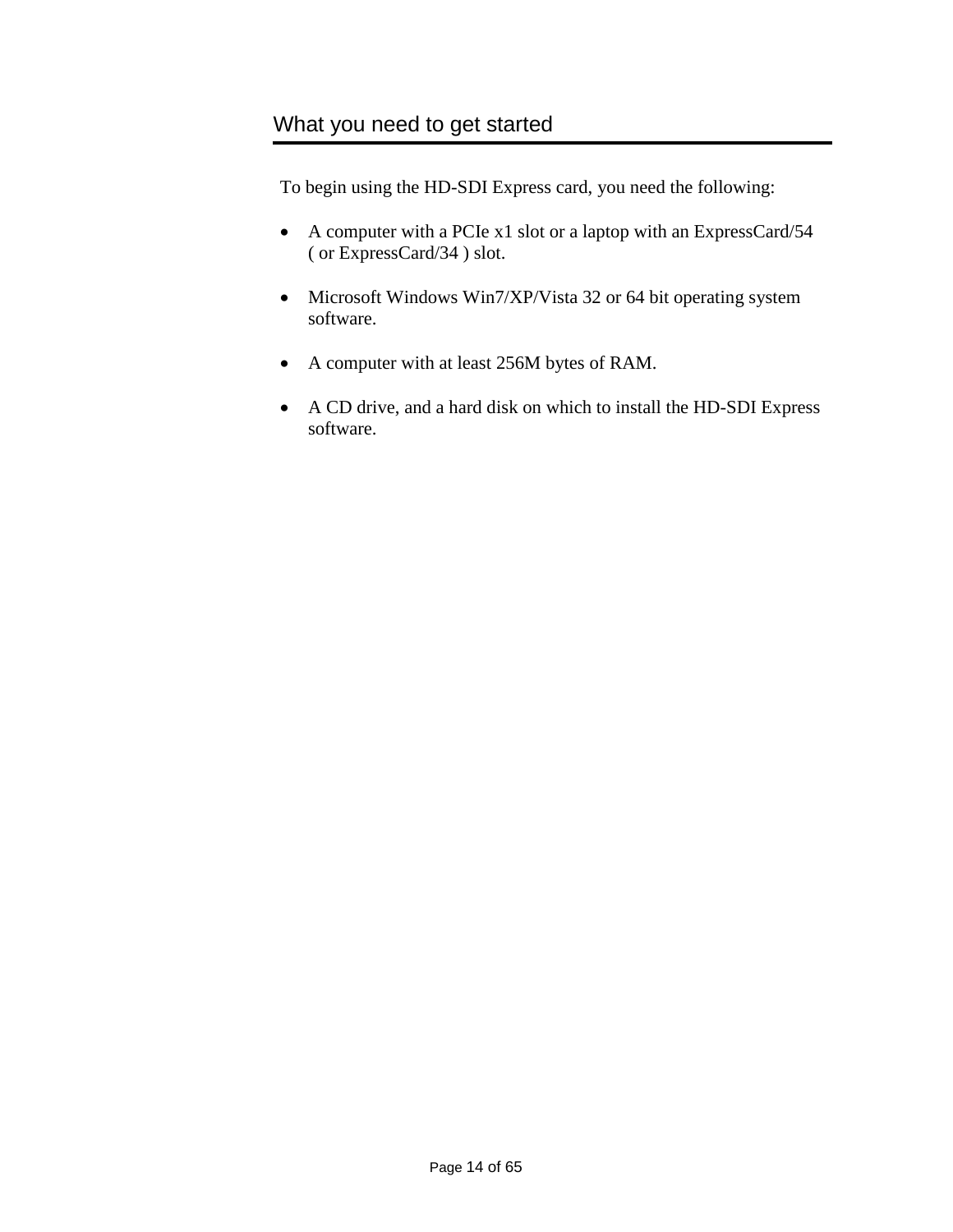## What you need to get started

To begin using the HD-SDI Express card, you need the following:

- A computer with a PCIe x1 slot or a laptop with an ExpressCard/54 ( or ExpressCard/34 ) slot.

- Microsoft Windows Win7/XP/Vista 32 or 64 bit operating system software.

- A computer with at least 256M bytes of RAM.

- A CD drive, and a hard disk on which to install the HD-SDI Express software.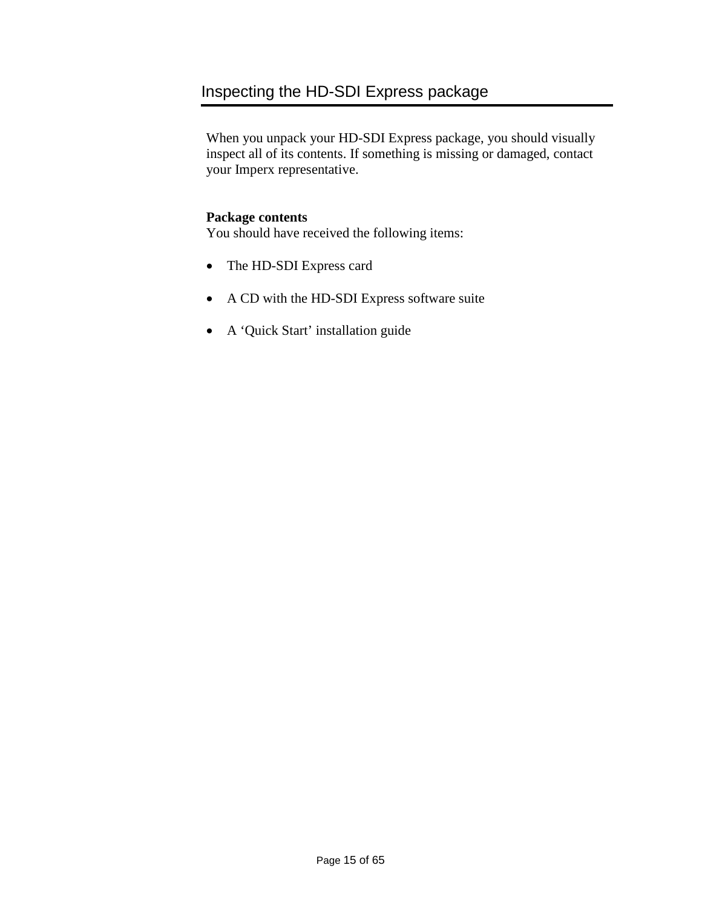## Inspecting the HD-SDI Express package

When you unpack your HD-SDI Express package, you should visually inspect all of its contents. If something is missing or damaged, contact your Imperx representative.

**Package contents**
You should have received the following items:

- The HD-SDI Express card
- A CD with the HD-SDI Express software suite
- A 'Quick Start' installation guide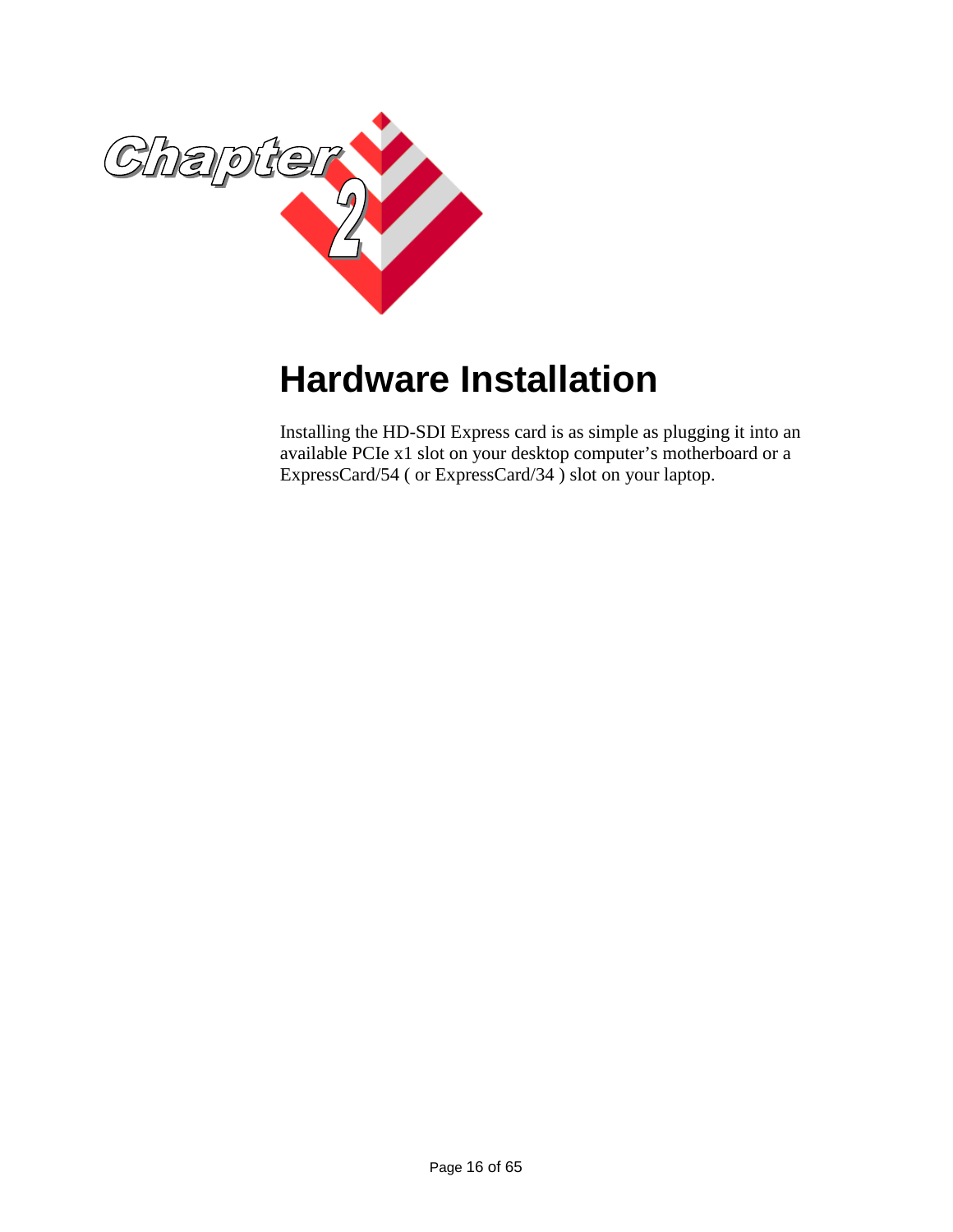# Chapter 2

# Hardware Installation

Installing the HD-SDI Express card is as simple as plugging it into an available PCIe x1 slot on your desktop computer’s motherboard or a ExpressCard/54 ( or ExpressCard/34 ) slot on your laptop.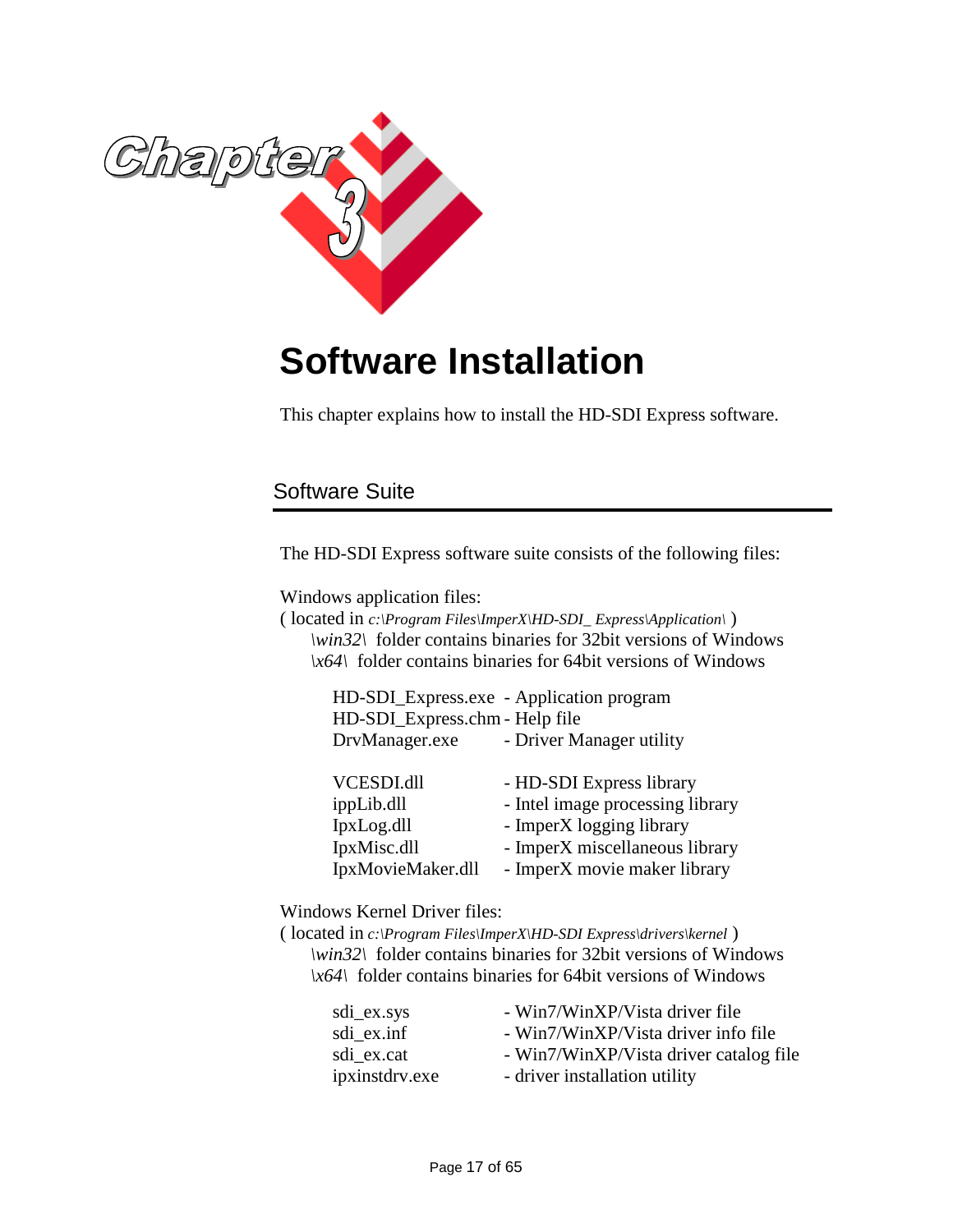# Chapter 3

# Software Installation

This chapter explains how to install the HD-SDI Express software.

## Software Suite

The HD-SDI Express software suite consists of the following files:

Windows application files:
( located in *c:\Program Files\ImperX\HD-SDI_ Express\Application\* )
*\win32\* folder contains binaries for 32bit versions of Windows
*\x64\* folder contains binaries for 64bit versions of Windows

| | |
|---|---|
| HD-SDI_Express.exe | - Application program |
| HD-SDI_Express.chm | - Help file |
| DrvManager.exe | - Driver Manager utility |

| | |
|---|---|
| VCESDI.dll | - HD-SDI Express library |
| ippLib.dll | - Intel image processing library |
| IpxLog.dll | - ImperX logging library |
| IpxMisc.dll | - ImperX miscellaneous library |
| IpxMovieMaker.dll | - ImperX movie maker library |

Windows Kernel Driver files:
( located in *c:\Program Files\ImperX\HD-SDI Express\drivers\kernel* )
*\win32\* folder contains binaries for 32bit versions of Windows
*\x64\* folder contains binaries for 64bit versions of Windows

| | |
|---|---|
| sdi_ex.sys | - Win7/WinXP/Vista driver file |
| sdi_ex.inf | - Win7/WinXP/Vista driver info file |
| sdi_ex.cat | - Win7/WinXP/Vista driver catalog file |
| ipxinstdrv.exe | - driver installation utility |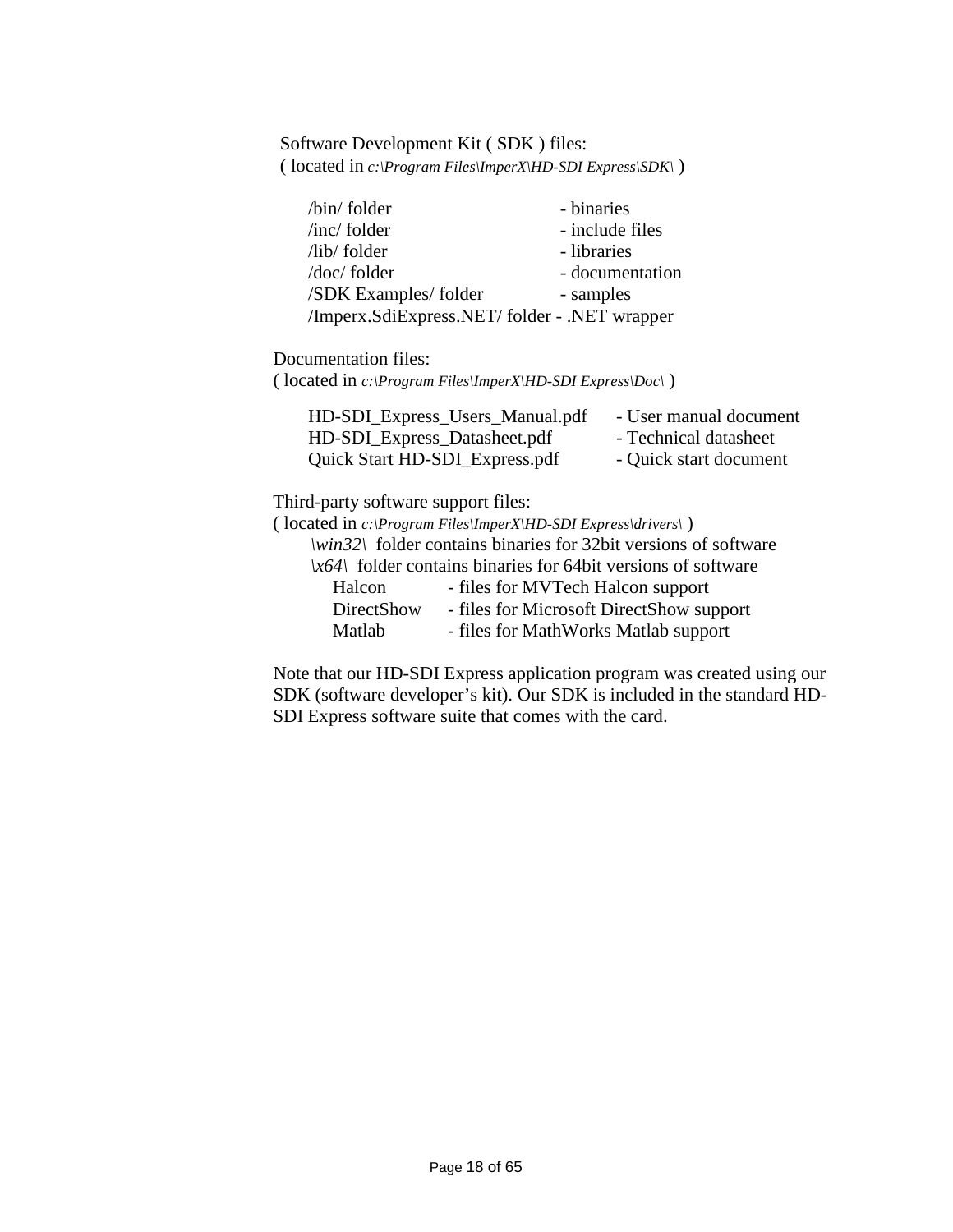Software Development Kit ( SDK ) files:
( located in *c:\Program Files\ImperX\HD-SDI Express\SDK\* )

/bin/ folder - binaries
/inc/ folder - include files
/lib/ folder - libraries
/doc/ folder - documentation
/SDK Examples/ folder - samples
/Imperx.SdiExpress.NET/ folder - .NET wrapper

Documentation files:
( located in *c:\Program Files\ImperX\HD-SDI Express\Doc\* )

HD-SDI_Express_Users_Manual.pdf - User manual document
HD-SDI_Express_Datasheet.pdf - Technical datasheet
Quick Start HD-SDI_Express.pdf - Quick start document

Third-party software support files:
( located in *c:\Program Files\ImperX\HD-SDI Express\drivers\* )
*\win32\* folder contains binaries for 32bit versions of software
*\x64\* folder contains binaries for 64bit versions of software
Halcon - files for MVTech Halcon support
DirectShow - files for Microsoft DirectShow support
Matlab - files for MathWorks Matlab support

Note that our HD-SDI Express application program was created using our SDK (software developer's kit). Our SDK is included in the standard HD-SDI Express software suite that comes with the card.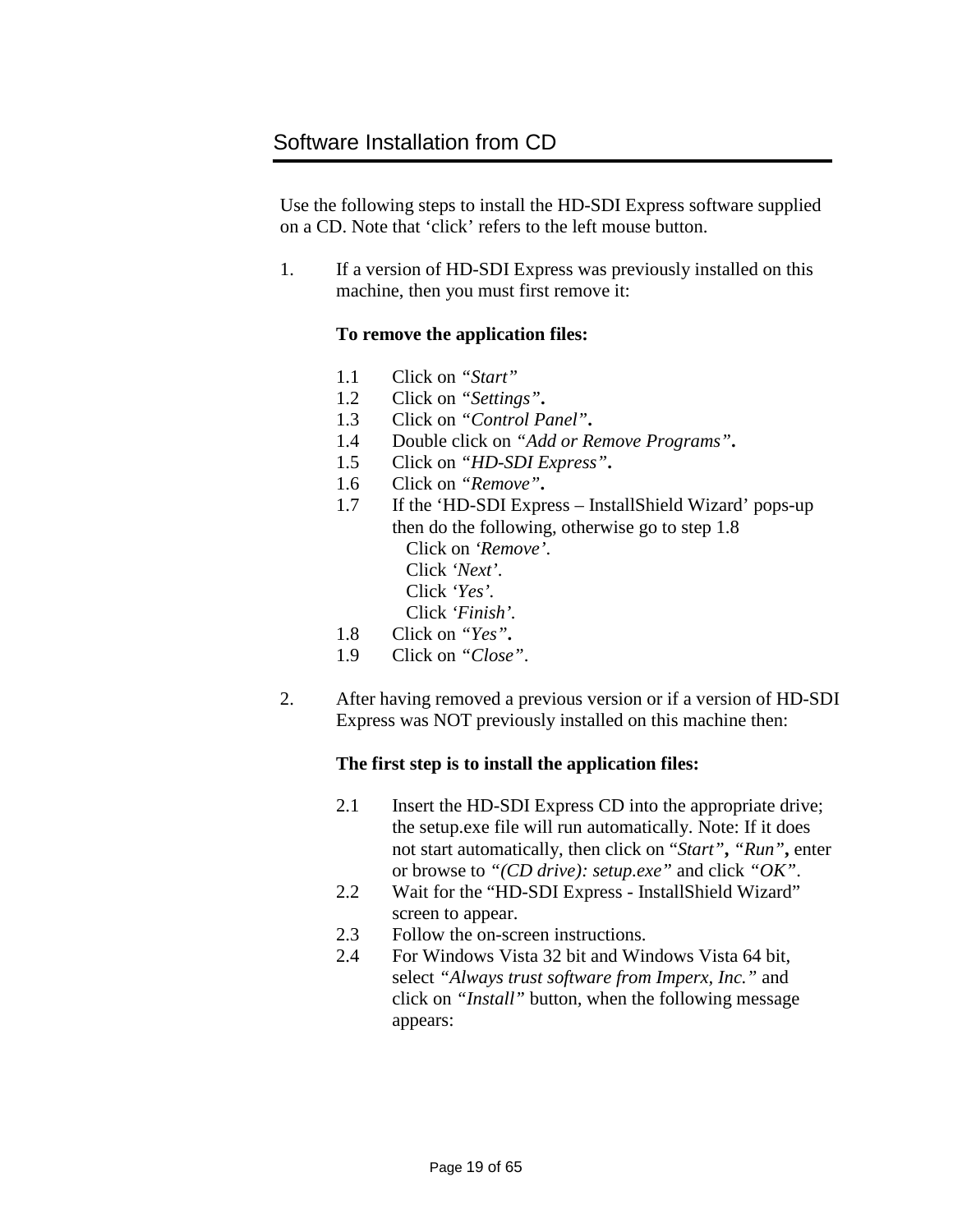## Software Installation from CD

Use the following steps to install the HD-SDI Express software supplied on a CD. Note that 'click' refers to the left mouse button.

1. If a version of HD-SDI Express was previously installed on this machine, then you must first remove it:

   **To remove the application files:**

   1.1 Click on *"Start"*
   1.2 Click on *"Settings"*.
   1.3 Click on *"Control Panel"*.
   1.4 Double click on *"Add or Remove Programs"*.
   1.5 Click on *"HD-SDI Express"*.
   1.6 Click on *"Remove"*.
   1.7 If the 'HD-SDI Express – InstallShield Wizard' pops-up then do the following, otherwise go to step 1.8
   Click on *'Remove'*.
   Click *'Next'*.
   Click *'Yes'*.
   Click *'Finish'*.
   1.8 Click on *"Yes"*.
   1.9 Click on *"Close"*.

2. After having removed a previous version or if a version of HD-SDI Express was NOT previously installed on this machine then:

   **The first step is to install the application files:**

   2.1 Insert the HD-SDI Express CD into the appropriate drive; the setup.exe file will run automatically. Note: If it does not start automatically, then click on "*Start*", *"Run"*, enter or browse to *"(CD drive): setup.exe"* and click *"OK"*.
   2.2 Wait for the "HD-SDI Express - InstallShield Wizard" screen to appear.
   2.3 Follow the on-screen instructions.
   2.4 For Windows Vista 32 bit and Windows Vista 64 bit, select *"Always trust software from Imperx, Inc."* and click on *"Install"* button, when the following message appears: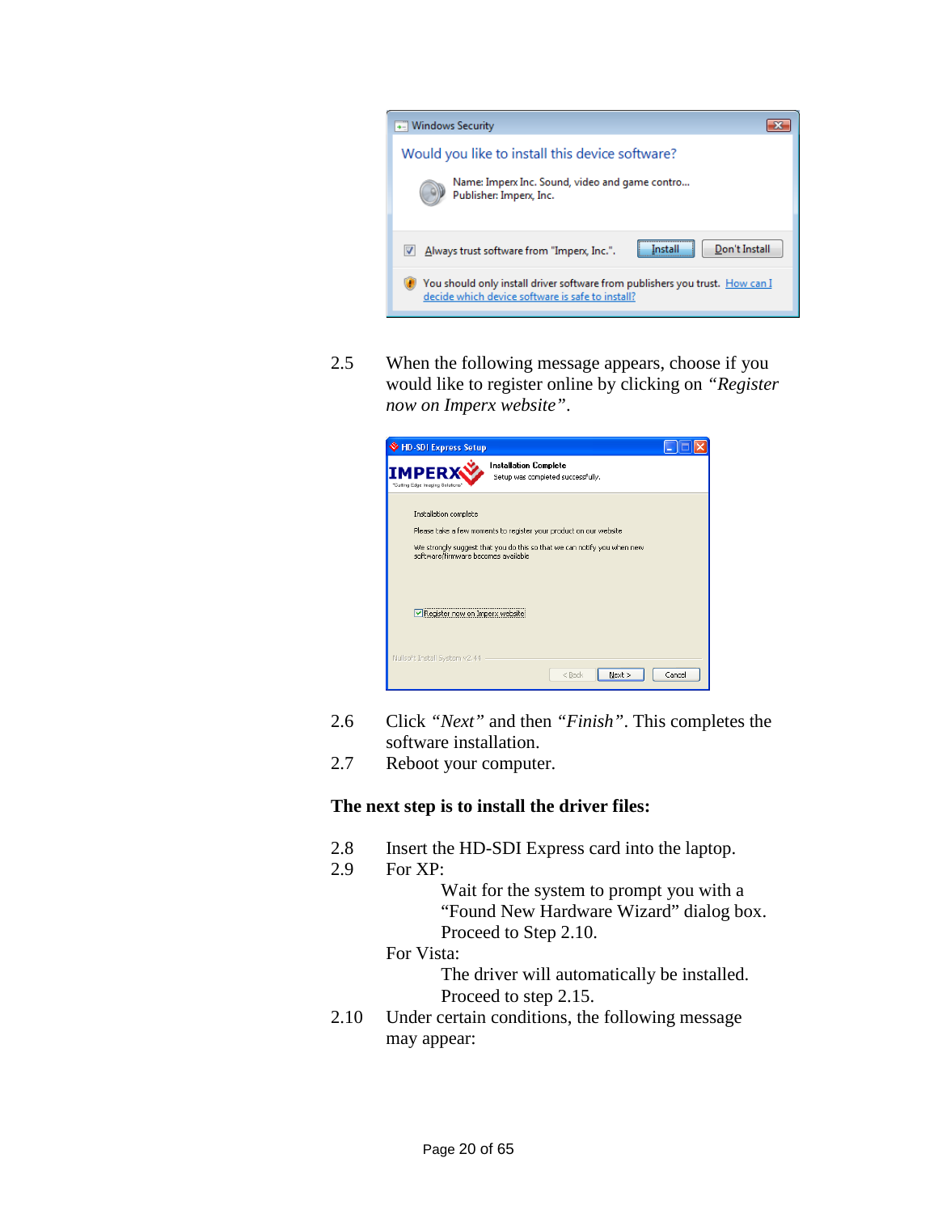2.5 When the following message appears, choose if you would like to register online by clicking on *"Register now on Imperx website"*.

2.6 Click *"Next"* and then *"Finish"*. This completes the software installation.

2.7 Reboot your computer.

**The next step is to install the driver files:**

2.8 Insert the HD-SDI Express card into the laptop.

2.9 For XP:

Wait for the system to prompt you with a "Found New Hardware Wizard" dialog box. Proceed to Step 2.10.

For Vista:

The driver will automatically be installed. Proceed to step 2.15.

2.10 Under certain conditions, the following message may appear: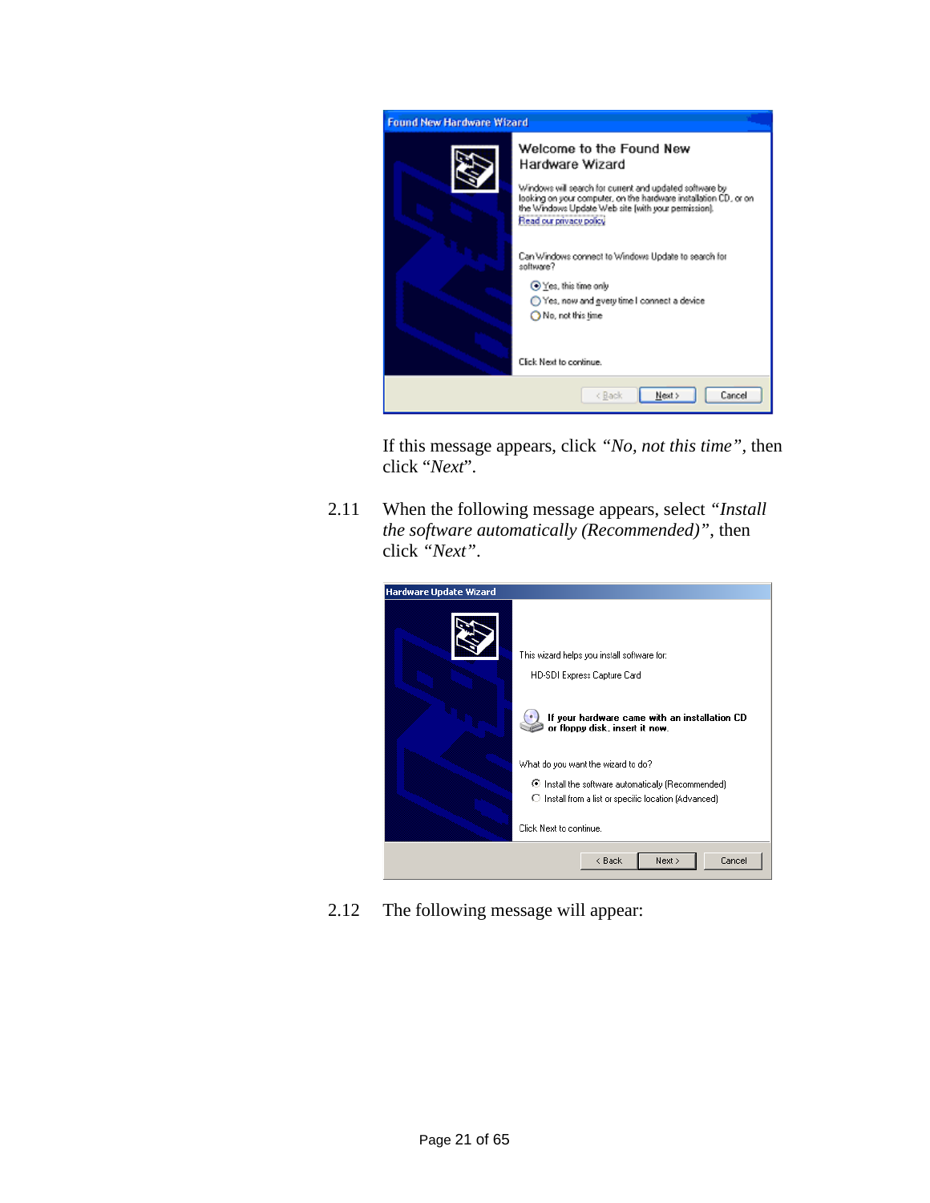If this message appears, click *"No, not this time"*, then click "*Next*".

2.11 When the following message appears, select *"Install the software automatically (Recommended)"*, then click *"Next"*.

2.12 The following message will appear: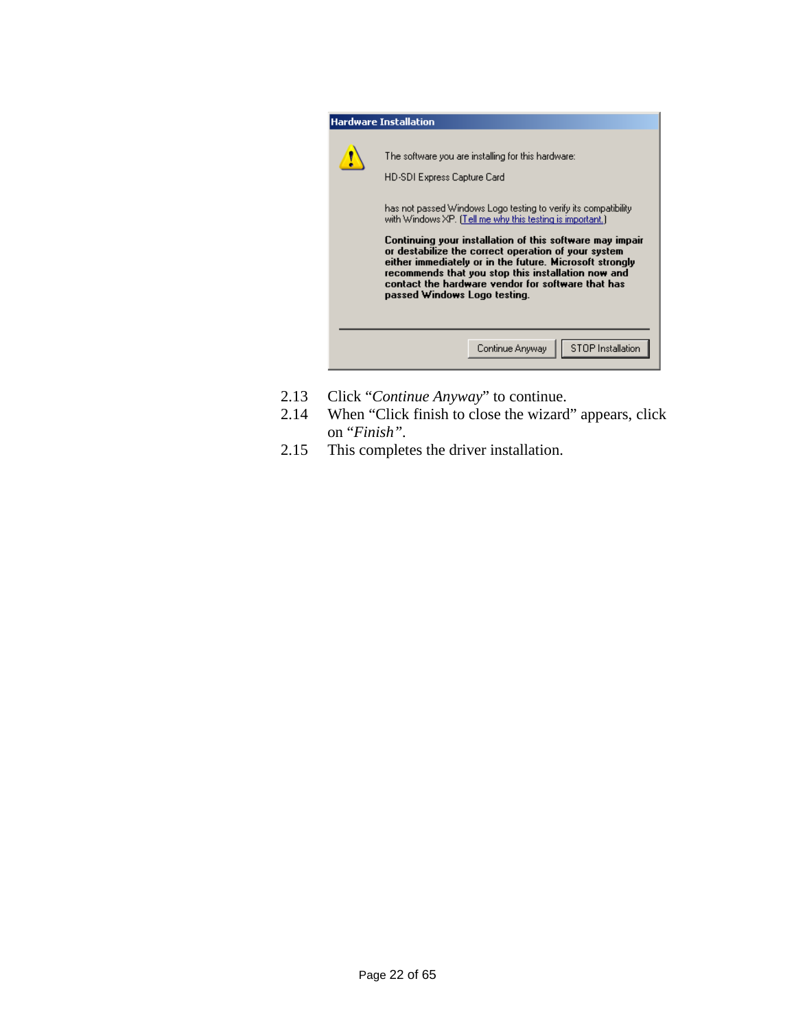Hardware Installation

The software you are installing for this hardware:

HD-SDI Express Capture Card

has not passed Windows Logo testing to verify its compatibility with Windows XP. (Tell me why this testing is important.)

**Continuing your installation of this software may impair or destabilize the correct operation of your system either immediately or in the future. Microsoft strongly recommends that you stop this installation now and contact the hardware vendor for software that has passed Windows Logo testing.**

Continue Anyway | STOP Installation

2.13 Click "*Continue Anyway*" to continue.

2.14 When "Click finish to close the wizard" appears, click on "*Finish*".

2.15 This completes the driver installation.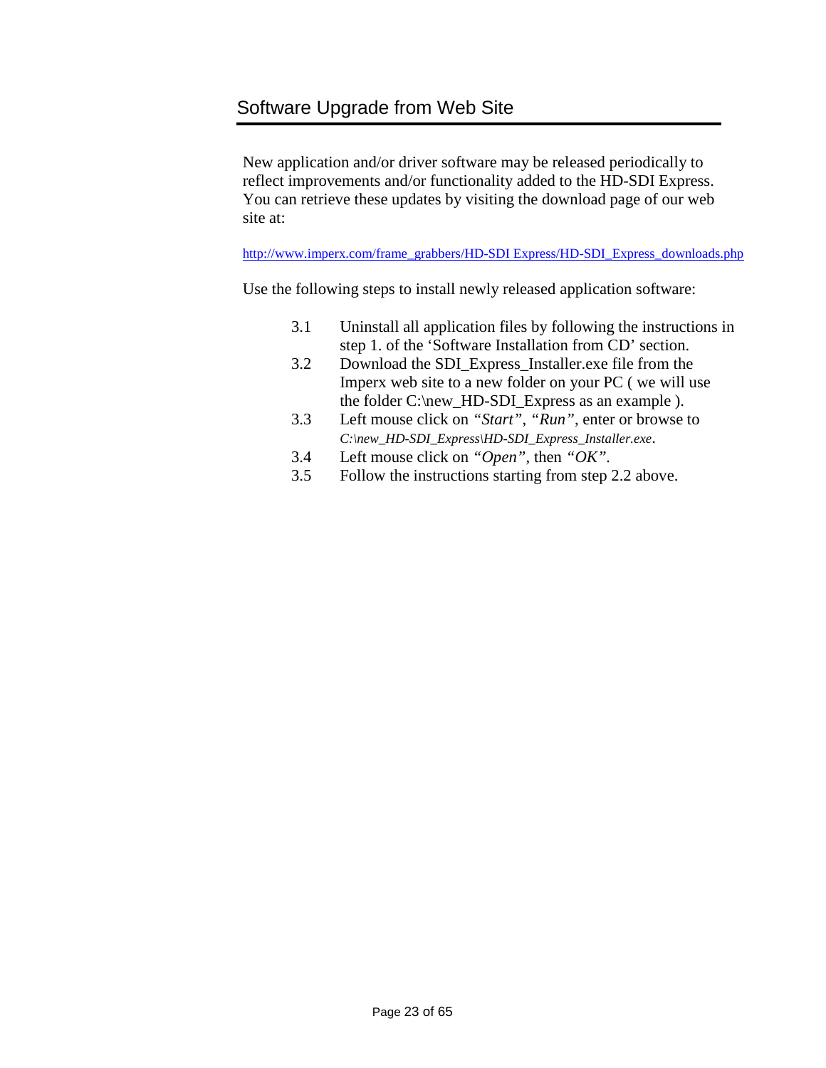## Software Upgrade from Web Site

New application and/or driver software may be released periodically to reflect improvements and/or functionality added to the HD-SDI Express. You can retrieve these updates by visiting the download page of our web site at:

http://www.imperx.com/frame_grabbers/HD-SDI Express/HD-SDI_Express_downloads.php

Use the following steps to install newly released application software:

3.1 Uninstall all application files by following the instructions in step 1. of the 'Software Installation from CD' section.

3.2 Download the SDI_Express_Installer.exe file from the Imperx web site to a new folder on your PC ( we will use the folder C:\new_HD-SDI_Express as an example ).

3.3 Left mouse click on *"Start"*, *"Run"*, enter or browse to *C:\new_HD-SDI_Express\HD-SDI_Express_Installer.exe*.

3.4 Left mouse click on *"Open"*, then *"OK"*.

3.5 Follow the instructions starting from step 2.2 above.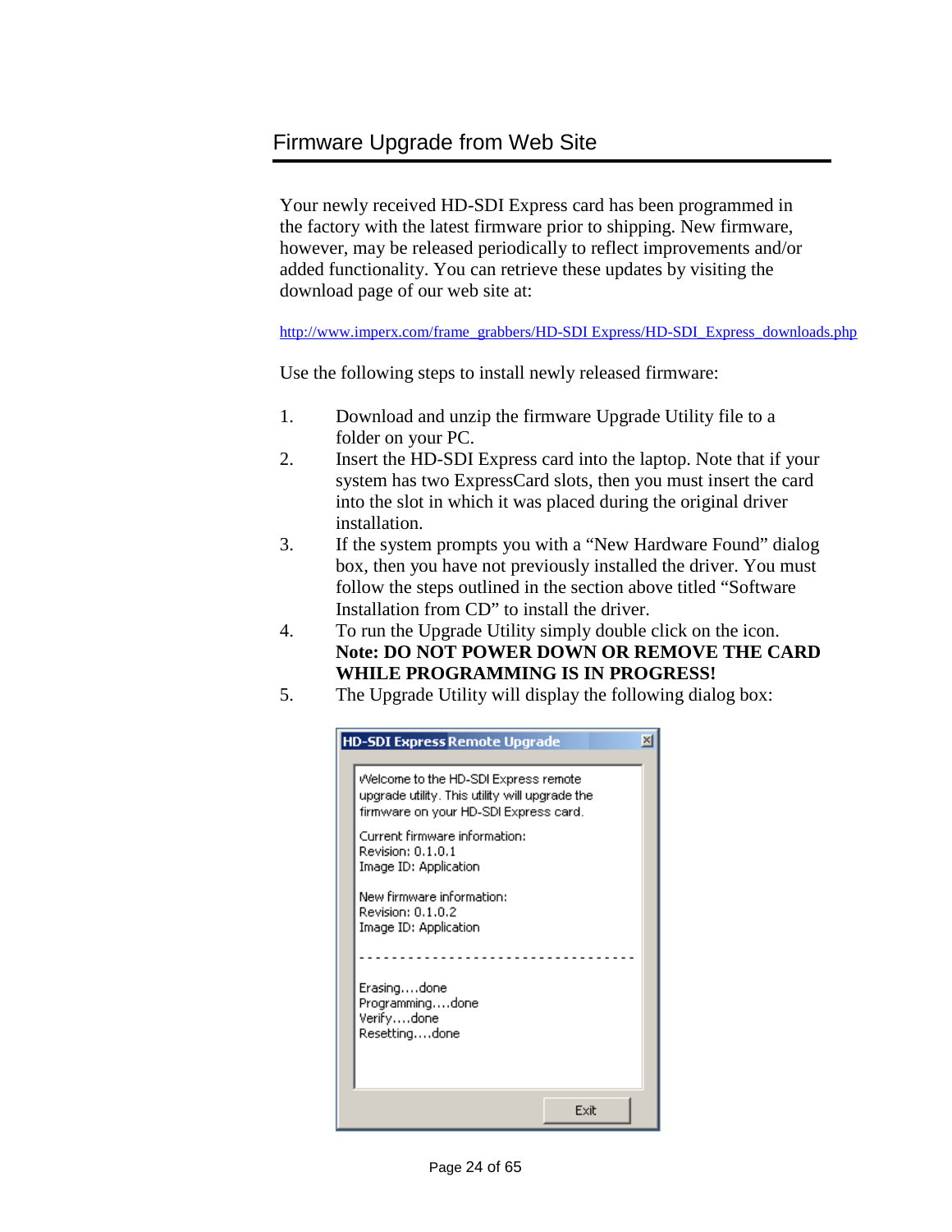## Firmware Upgrade from Web Site

Your newly received HD-SDI Express card has been programmed in the factory with the latest firmware prior to shipping. New firmware, however, may be released periodically to reflect improvements and/or added functionality. You can retrieve these updates by visiting the download page of our web site at:

http://www.imperx.com/frame_grabbers/HD-SDI Express/HD-SDI_Express_downloads.php

Use the following steps to install newly released firmware:

1. Download and unzip the firmware Upgrade Utility file to a folder on your PC.
2. Insert the HD-SDI Express card into the laptop. Note that if your system has two ExpressCard slots, then you must insert the card into the slot in which it was placed during the original driver installation.
3. If the system prompts you with a "New Hardware Found" dialog box, then you have not previously installed the driver. You must follow the steps outlined in the section above titled "Software Installation from CD" to install the driver.
4. To run the Upgrade Utility simply double click on the icon. **Note: DO NOT POWER DOWN OR REMOVE THE CARD WHILE PROGRAMMING IS IN PROGRESS!**
5. The Upgrade Utility will display the following dialog box:

```
HD-SDI Express Remote Upgrade

Welcome to the HD-SDI Express remote
upgrade utility. This utility will upgrade the
firmware on your HD-SDI Express card.

Current firmware information:
Revision: 0.1.0.1
Image ID: Application

New firmware information:
Revision: 0.1.0.2
Image ID: Application

----------------------------------

Erasing....done
Programming....done
Verify....done
Resetting....done

[Exit]
```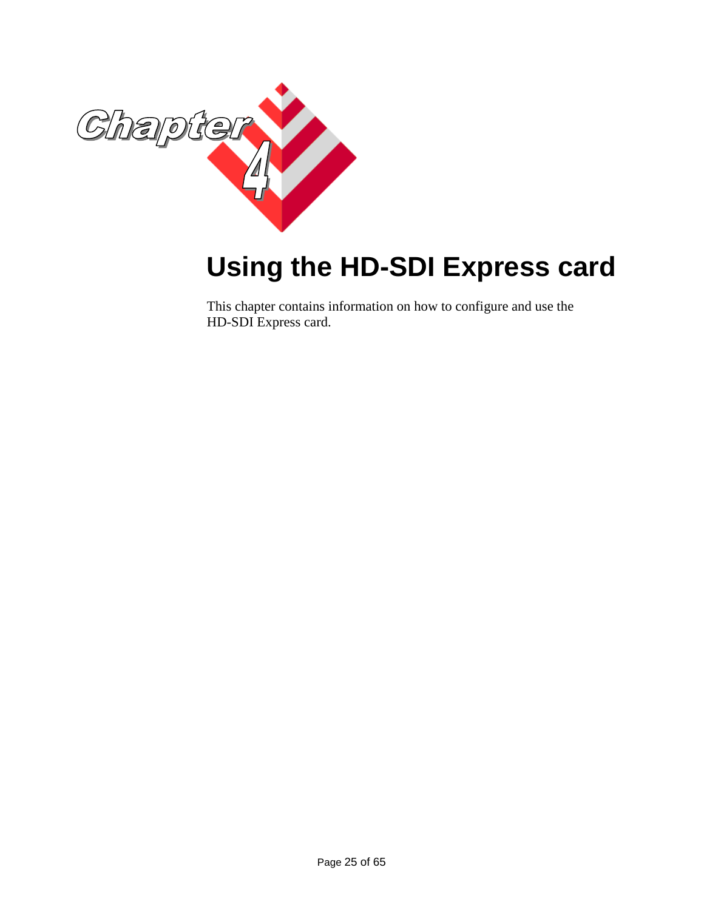# Chapter 4

# Using the HD-SDI Express card

This chapter contains information on how to configure and use the HD-SDI Express card.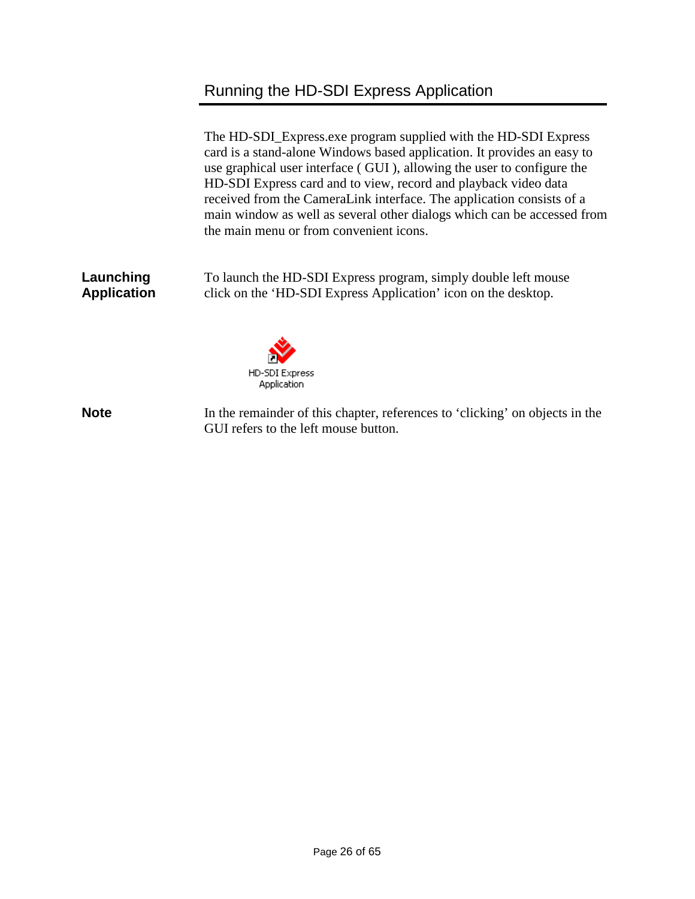## Running the HD-SDI Express Application

The HD-SDI_Express.exe program supplied with the HD-SDI Express card is a stand-alone Windows based application. It provides an easy to use graphical user interface ( GUI ), allowing the user to configure the HD-SDI Express card and to view, record and playback video data received from the CameraLink interface. The application consists of a main window as well as several other dialogs which can be accessed from the main menu or from convenient icons.

**Launching Application**

To launch the HD-SDI Express program, simply double left mouse click on the ‘HD-SDI Express Application’ icon on the desktop.

HD-SDI Express Application

**Note**

In the remainder of this chapter, references to ‘clicking’ on objects in the GUI refers to the left mouse button.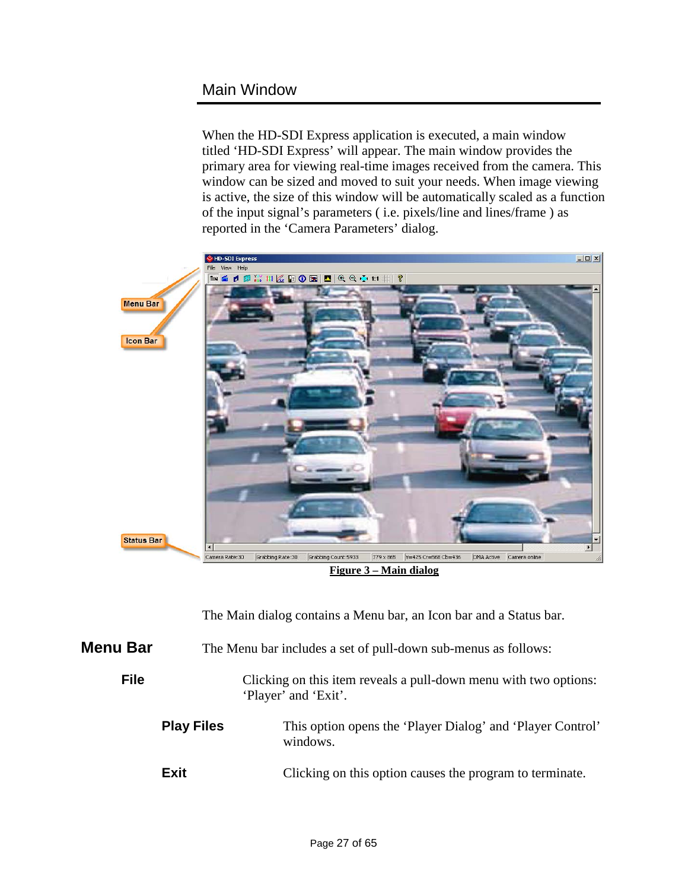## Main Window

When the HD-SDI Express application is executed, a main window titled ‘HD-SDI Express’ will appear. The main window provides the primary area for viewing real-time images received from the camera. This window can be sized and moved to suit your needs. When image viewing is active, the size of this window will be automatically scaled as a function of the input signal’s parameters ( i.e. pixels/line and lines/frame ) as reported in the ‘Camera Parameters’ dialog.

**Figure 3 – Main dialog**

The Main dialog contains a Menu bar, an Icon bar and a Status bar.

### Menu Bar

The Menu bar includes a set of pull-down sub-menus as follows:

#### File

Clicking on this item reveals a pull-down menu with two options: ‘Player’ and ‘Exit’.

##### Play Files

This option opens the ‘Player Dialog’ and ‘Player Control’ windows.

##### Exit

Clicking on this option causes the program to terminate.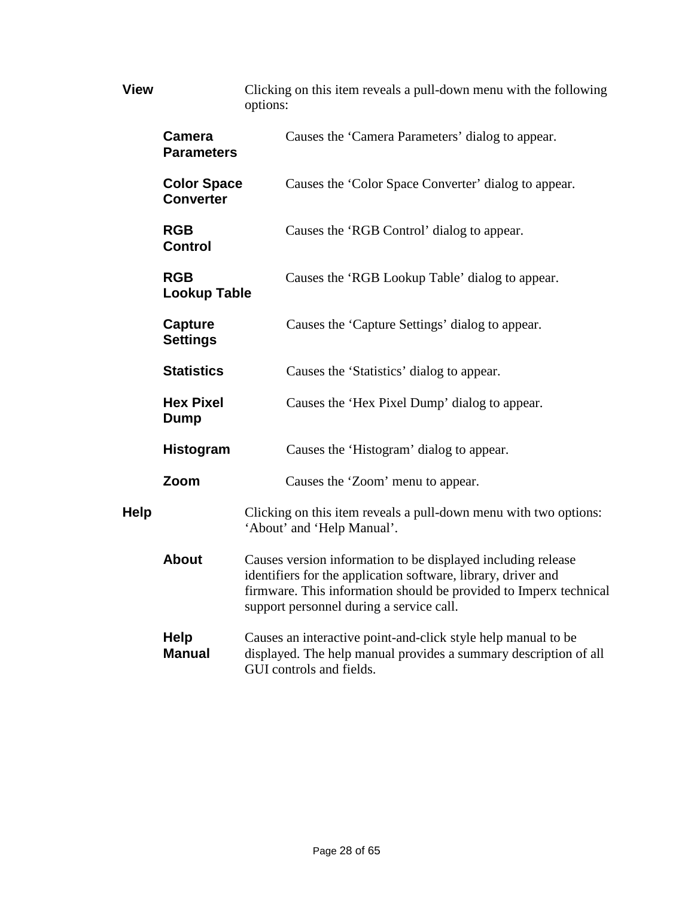**View** Clicking on this item reveals a pull-down menu with the following options:

- **Camera Parameters** Causes the ‘Camera Parameters’ dialog to appear.
- **Color Space Converter** Causes the ‘Color Space Converter’ dialog to appear.
- **RGB Control** Causes the ‘RGB Control’ dialog to appear.
- **RGB Lookup Table** Causes the ‘RGB Lookup Table’ dialog to appear.
- **Capture Settings** Causes the ‘Capture Settings’ dialog to appear.
- **Statistics** Causes the ‘Statistics’ dialog to appear.
- **Hex Pixel Dump** Causes the ‘Hex Pixel Dump’ dialog to appear.
- **Histogram** Causes the ‘Histogram’ dialog to appear.
- **Zoom** Causes the ‘Zoom’ menu to appear.

**Help** Clicking on this item reveals a pull-down menu with two options: ‘About’ and ‘Help Manual’.

- **About** Causes version information to be displayed including release identifiers for the application software, library, driver and firmware. This information should be provided to Imperx technical support personnel during a service call.
- **Help Manual** Causes an interactive point-and-click style help manual to be displayed. The help manual provides a summary description of all GUI controls and fields.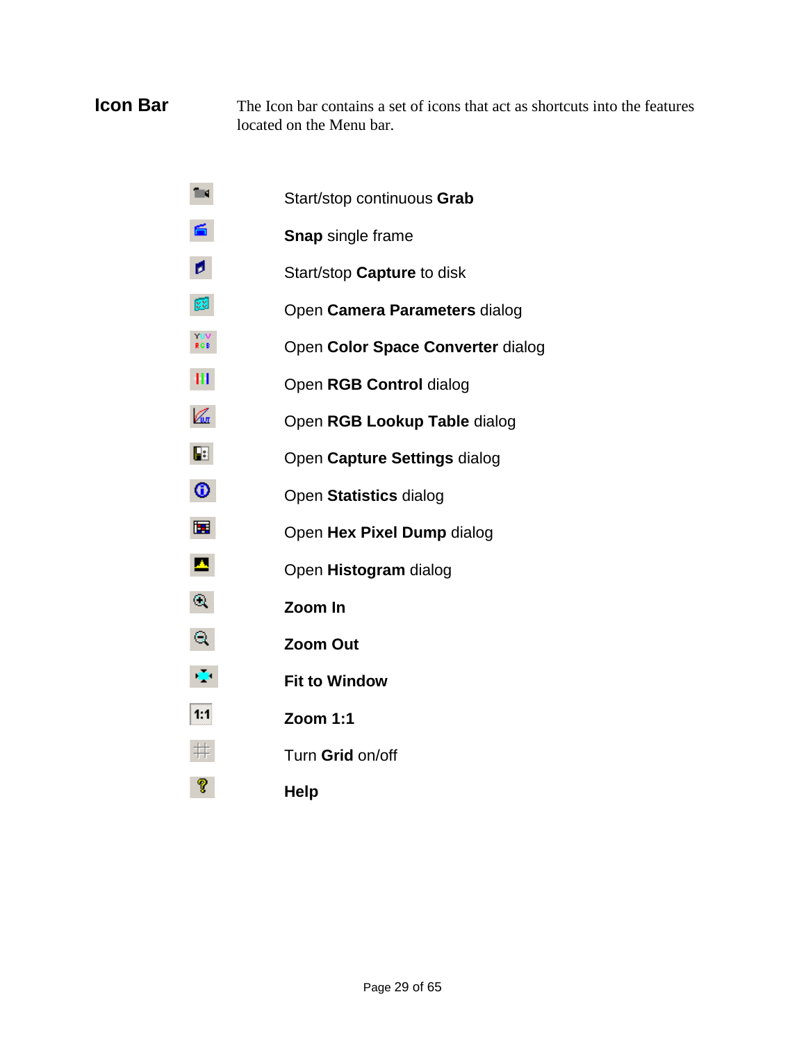## Icon Bar

The Icon bar contains a set of icons that act as shortcuts into the features located on the Menu bar.

- Start/stop continuous **Grab**
- **Snap** single frame
- Start/stop **Capture** to disk
- Open **Camera Parameters** dialog
- Open **Color Space Converter** dialog
- Open **RGB Control** dialog
- Open **RGB Lookup Table** dialog
- Open **Capture Settings** dialog
- Open **Statistics** dialog
- Open **Hex Pixel Dump** dialog
- Open **Histogram** dialog
- **Zoom In**
- **Zoom Out**
- **Fit to Window**
- **Zoom 1:1**
- Turn **Grid** on/off
- **Help**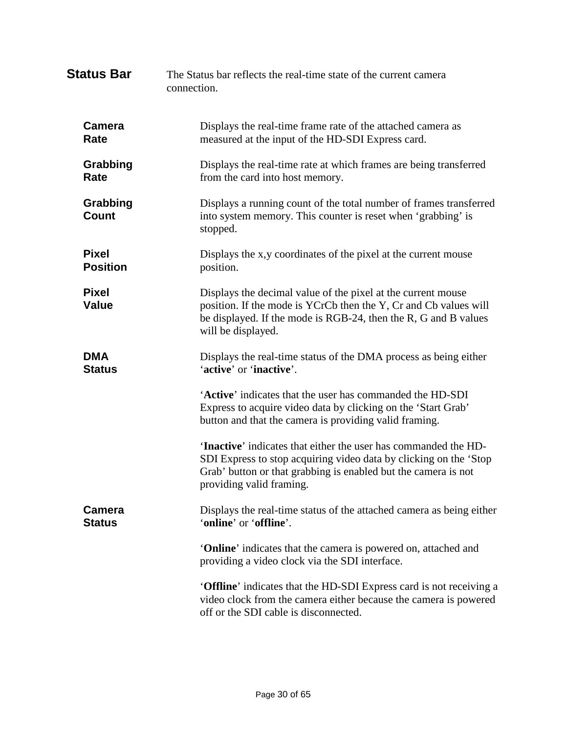## Status Bar

The Status bar reflects the real-time state of the current camera connection.

**Camera Rate**

Displays the real-time frame rate of the attached camera as measured at the input of the HD-SDI Express card.

**Grabbing Rate**

Displays the real-time rate at which frames are being transferred from the card into host memory.

**Grabbing Count**

Displays a running count of the total number of frames transferred into system memory. This counter is reset when ‘grabbing’ is stopped.

**Pixel Position**

Displays the x,y coordinates of the pixel at the current mouse position.

**Pixel Value**

Displays the decimal value of the pixel at the current mouse position. If the mode is YCrCb then the Y, Cr and Cb values will be displayed. If the mode is RGB-24, then the R, G and B values will be displayed.

**DMA Status**

Displays the real-time status of the DMA process as being either ‘**active**’ or ‘**inactive**’.

‘**Active**’ indicates that the user has commanded the HD-SDI Express to acquire video data by clicking on the ‘Start Grab’ button and that the camera is providing valid framing.

‘**Inactive**’ indicates that either the user has commanded the HD-SDI Express to stop acquiring video data by clicking on the ‘Stop Grab’ button or that grabbing is enabled but the camera is not providing valid framing.

**Camera Status**

Displays the real-time status of the attached camera as being either ‘**online**’ or ‘**offline**’.

‘**Online**’ indicates that the camera is powered on, attached and providing a video clock via the SDI interface.

‘**Offline**’ indicates that the HD-SDI Express card is not receiving a video clock from the camera either because the camera is powered off or the SDI cable is disconnected.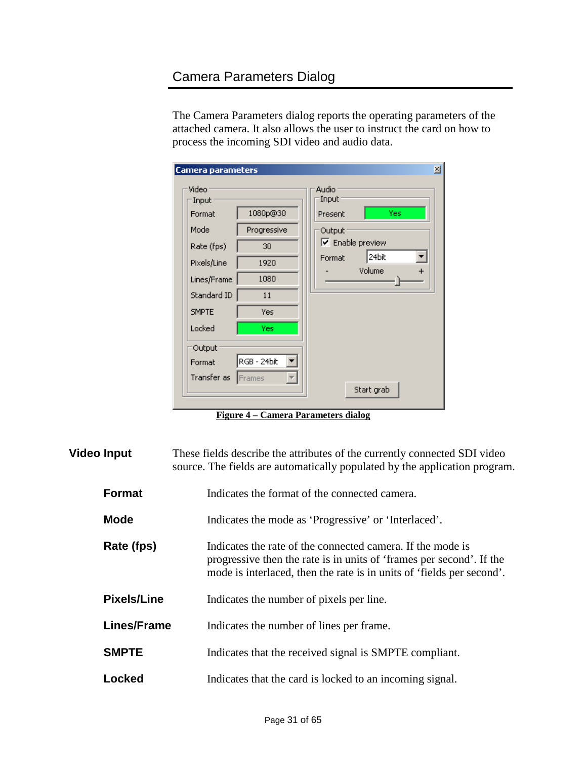## Camera Parameters Dialog

The Camera Parameters dialog reports the operating parameters of the attached camera. It also allows the user to instruct the card on how to process the incoming SDI video and audio data.

**Figure 4 – Camera Parameters dialog**

**Video Input** These fields describe the attributes of the currently connected SDI video source. The fields are automatically populated by the application program.

**Format** Indicates the format of the connected camera.

**Mode** Indicates the mode as 'Progressive' or 'Interlaced'.

**Rate (fps)** Indicates the rate of the connected camera. If the mode is progressive then the rate is in units of 'frames per second'. If the mode is interlaced, then the rate is in units of 'fields per second'.

**Pixels/Line** Indicates the number of pixels per line.

**Lines/Frame** Indicates the number of lines per frame.

**SMPTE** Indicates that the received signal is SMPTE compliant.

**Locked** Indicates that the card is locked to an incoming signal.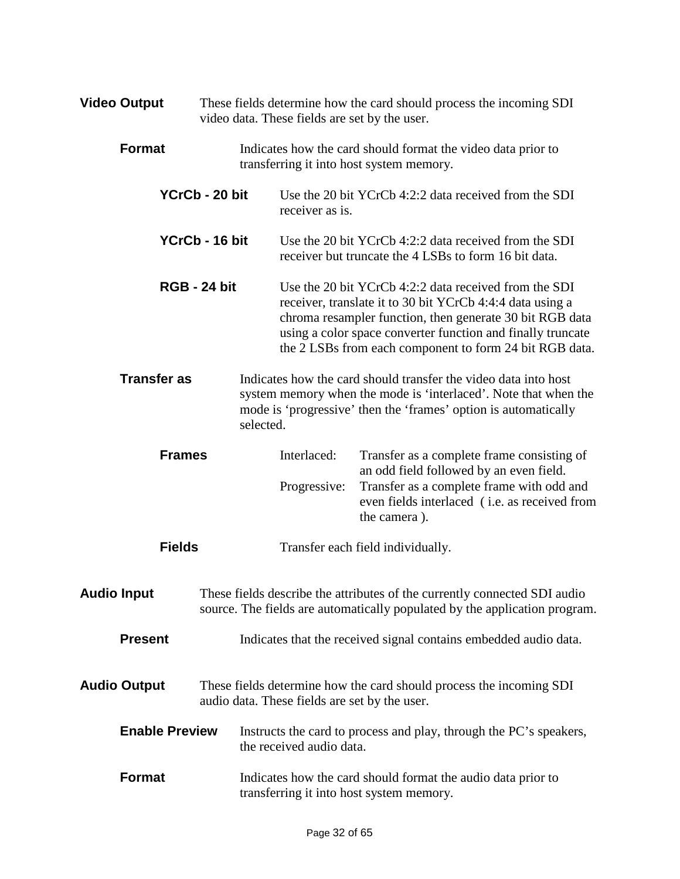**Video Output** These fields determine how the card should process the incoming SDI video data. These fields are set by the user.

**Format** Indicates how the card should format the video data prior to transferring it into host system memory.

**YCrCb - 20 bit** Use the 20 bit YCrCb 4:2:2 data received from the SDI receiver as is.

**YCrCb - 16 bit** Use the 20 bit YCrCb 4:2:2 data received from the SDI receiver but truncate the 4 LSBs to form 16 bit data.

**RGB - 24 bit** Use the 20 bit YCrCb 4:2:2 data received from the SDI receiver, translate it to 30 bit YCrCb 4:4:4 data using a chroma resampler function, then generate 30 bit RGB data using a color space converter function and finally truncate the 2 LSBs from each component to form 24 bit RGB data.

**Transfer as** Indicates how the card should transfer the video data into host system memory when the mode is ‘interlaced’. Note that when the mode is ‘progressive’ then the ‘frames’ option is automatically selected.

**Frames**

Interlaced: Transfer as a complete frame consisting of an odd field followed by an even field.

Progressive: Transfer as a complete frame with odd and even fields interlaced ( i.e. as received from the camera ).

**Fields** Transfer each field individually.

**Audio Input** These fields describe the attributes of the currently connected SDI audio source. The fields are automatically populated by the application program.

**Present** Indicates that the received signal contains embedded audio data.

**Audio Output** These fields determine how the card should process the incoming SDI audio data. These fields are set by the user.

**Enable Preview** Instructs the card to process and play, through the PC’s speakers, the received audio data.

**Format** Indicates how the card should format the audio data prior to transferring it into host system memory.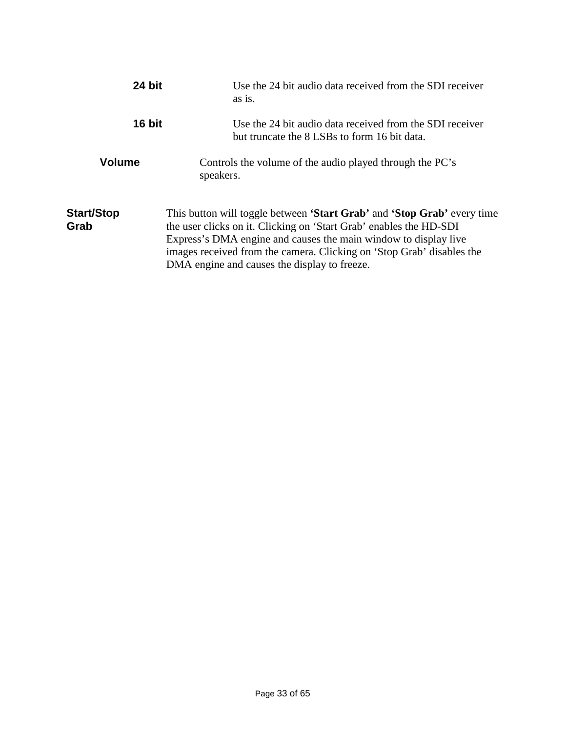**24 bit** Use the 24 bit audio data received from the SDI receiver as is.

**16 bit** Use the 24 bit audio data received from the SDI receiver but truncate the 8 LSBs to form 16 bit data.

**Volume** Controls the volume of the audio played through the PC's speakers.

**Start/Stop Grab** This button will toggle between **'Start Grab'** and **'Stop Grab'** every time the user clicks on it. Clicking on 'Start Grab' enables the HD-SDI Express's DMA engine and causes the main window to display live images received from the camera. Clicking on 'Stop Grab' disables the DMA engine and causes the display to freeze.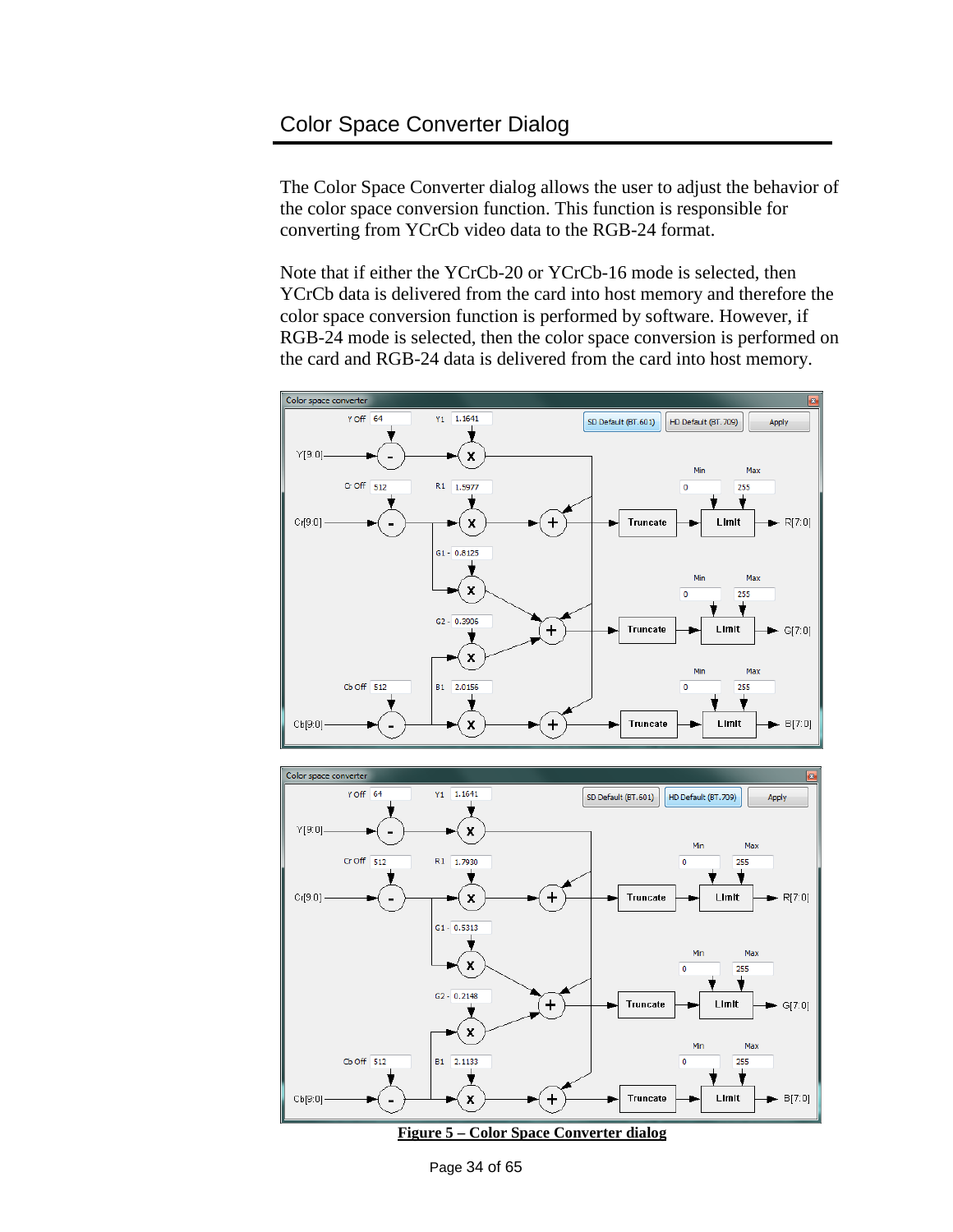## Color Space Converter Dialog

The Color Space Converter dialog allows the user to adjust the behavior of the color space conversion function. This function is responsible for converting from YCrCb video data to the RGB-24 format.

Note that if either the YCrCb-20 or YCrCb-16 mode is selected, then YCrCb data is delivered from the card into host memory and therefore the color space conversion function is performed by software. However, if RGB-24 mode is selected, then the color space conversion is performed on the card and RGB-24 data is delivered from the card into host memory.

**Figure 5 – Color Space Converter dialog**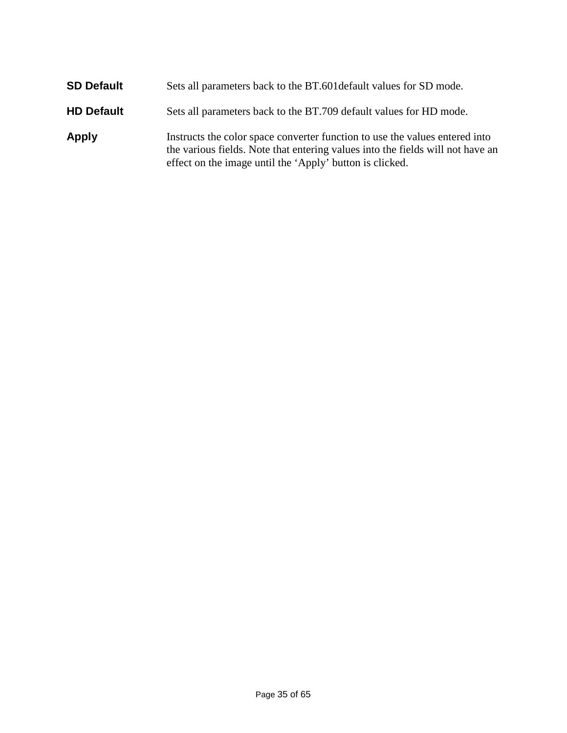**SD Default** Sets all parameters back to the BT.601default values for SD mode.

**HD Default** Sets all parameters back to the BT.709 default values for HD mode.

**Apply** Instructs the color space converter function to use the values entered into the various fields. Note that entering values into the fields will not have an effect on the image until the 'Apply' button is clicked.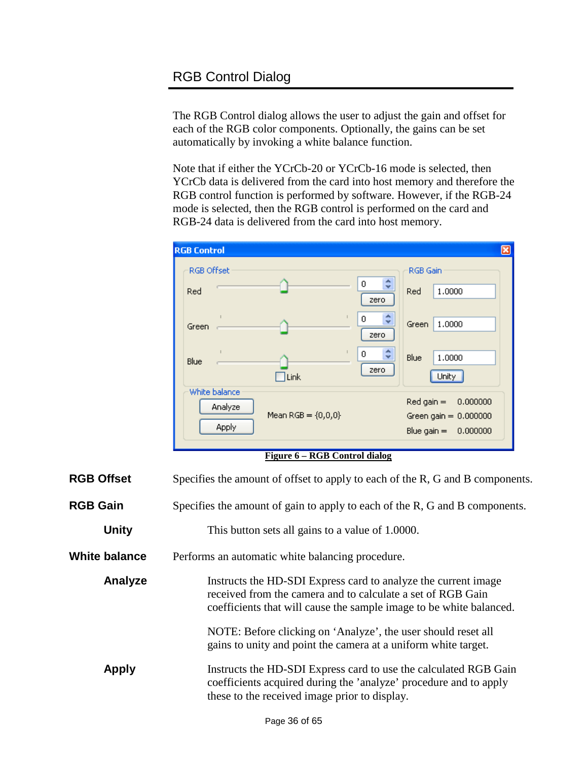## RGB Control Dialog

The RGB Control dialog allows the user to adjust the gain and offset for each of the RGB color components. Optionally, the gains can be set automatically by invoking a white balance function.

Note that if either the YCrCb-20 or YCrCb-16 mode is selected, then YCrCb data is delivered from the card into host memory and therefore the RGB control function is performed by software. However, if the RGB-24 mode is selected, then the RGB control is performed on the card and RGB-24 data is delivered from the card into host memory.

**Figure 6 – RGB Control dialog**

**RGB Offset** Specifies the amount of offset to apply to each of the R, G and B components.

**RGB Gain** Specifies the amount of gain to apply to each of the R, G and B components.

**Unity** This button sets all gains to a value of 1.0000.

**White balance** Performs an automatic white balancing procedure.

**Analyze** Instructs the HD-SDI Express card to analyze the current image received from the camera and to calculate a set of RGB Gain coefficients that will cause the sample image to be white balanced.

NOTE: Before clicking on 'Analyze', the user should reset all gains to unity and point the camera at a uniform white target.

**Apply** Instructs the HD-SDI Express card to use the calculated RGB Gain coefficients acquired during the 'analyze' procedure and to apply these to the received image prior to display.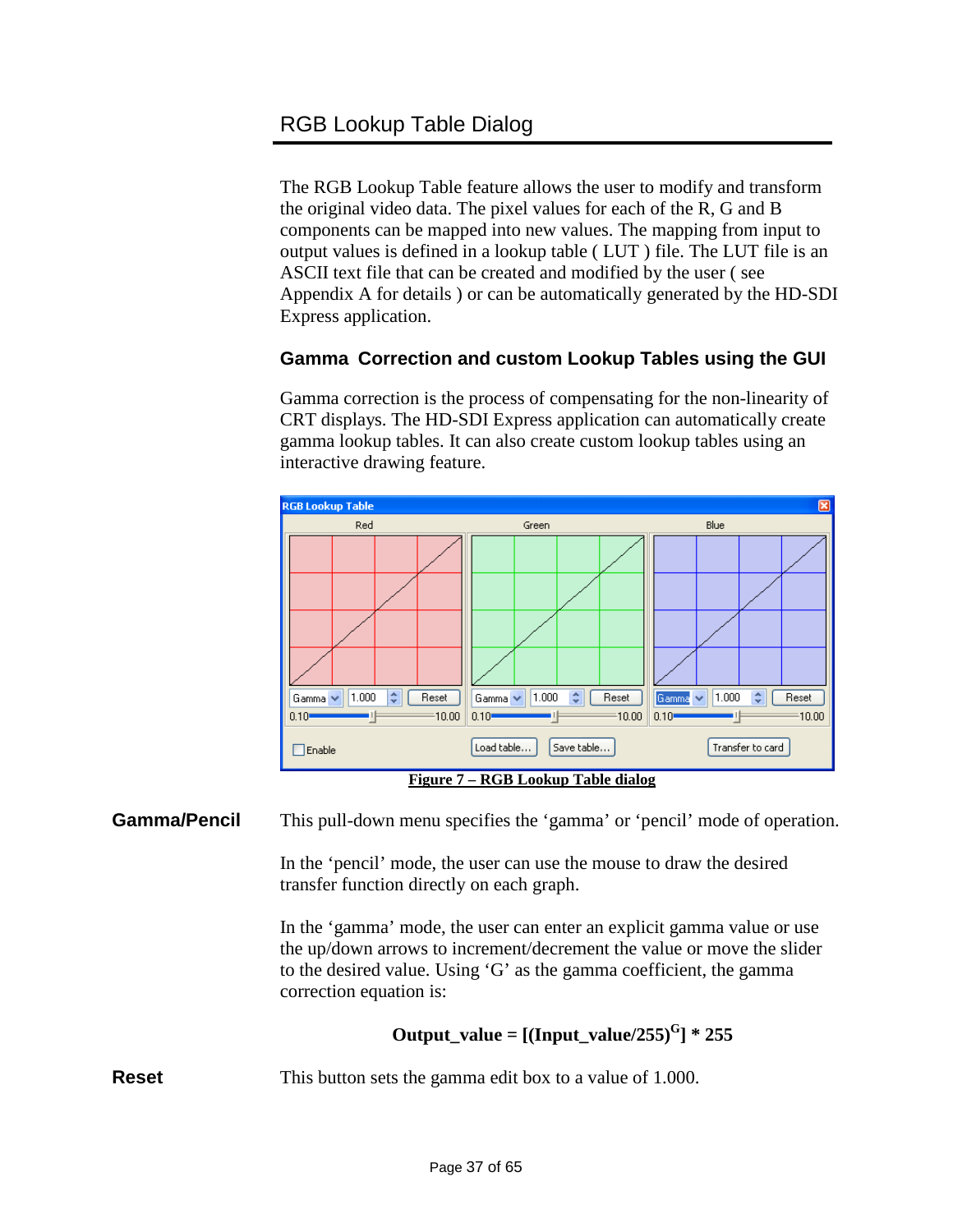# RGB Lookup Table Dialog

The RGB Lookup Table feature allows the user to modify and transform the original video data. The pixel values for each of the R, G and B components can be mapped into new values. The mapping from input to output values is defined in a lookup table ( LUT ) file. The LUT file is an ASCII text file that can be created and modified by the user ( see Appendix A for details ) or can be automatically generated by the HD-SDI Express application.

## Gamma Correction and custom Lookup Tables using the GUI

Gamma correction is the process of compensating for the non-linearity of CRT displays. The HD-SDI Express application can automatically create gamma lookup tables. It can also create custom lookup tables using an interactive drawing feature.

**Figure 7 – RGB Lookup Table dialog**

**Gamma/Pencil**

This pull-down menu specifies the 'gamma' or 'pencil' mode of operation.

In the 'pencil' mode, the user can use the mouse to draw the desired transfer function directly on each graph.

In the 'gamma' mode, the user can enter an explicit gamma value or use the up/down arrows to increment/decrement the value or move the slider to the desired value. Using 'G' as the gamma coefficient, the gamma correction equation is:

$$\textbf{Output\_value} = [(\textbf{Input\_value}/255)^{G}] * 255$$

**Reset**

This button sets the gamma edit box to a value of 1.000.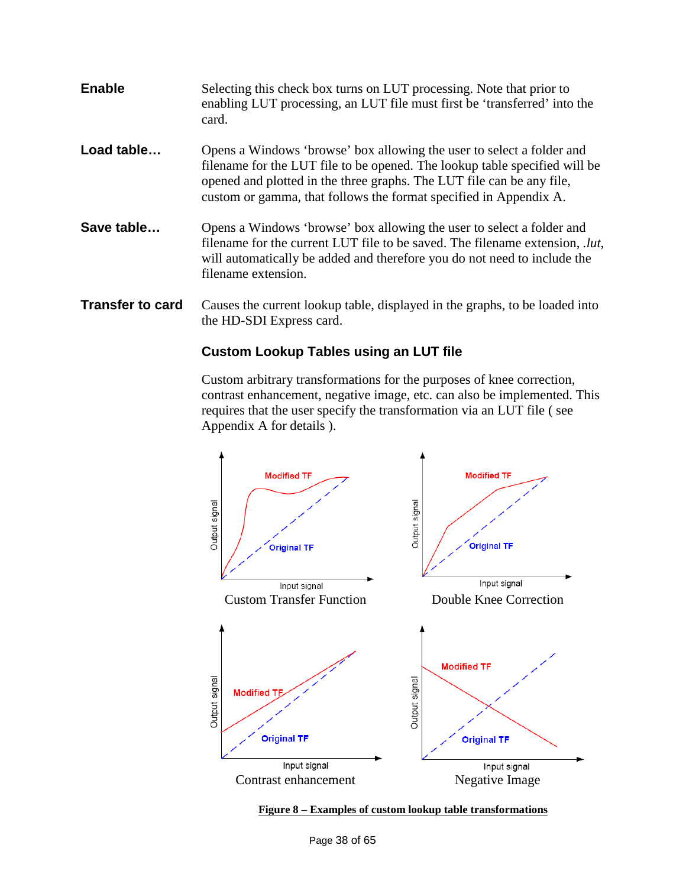**Enable** Selecting this check box turns on LUT processing. Note that prior to enabling LUT processing, an LUT file must first be ‘transferred’ into the card.

**Load table…** Opens a Windows ‘browse’ box allowing the user to select a folder and filename for the LUT file to be opened. The lookup table specified will be opened and plotted in the three graphs. The LUT file can be any file, custom or gamma, that follows the format specified in Appendix A.

**Save table…** Opens a Windows ‘browse’ box allowing the user to select a folder and filename for the current LUT file to be saved. The filename extension, *.lut*, will automatically be added and therefore you do not need to include the filename extension.

**Transfer to card** Causes the current lookup table, displayed in the graphs, to be loaded into the HD-SDI Express card.

### Custom Lookup Tables using an LUT file

Custom arbitrary transformations for the purposes of knee correction, contrast enhancement, negative image, etc. can also be implemented. This requires that the user specify the transformation via an LUT file ( see Appendix A for details ).

Custom Transfer Function

Double Knee Correction

Contrast enhancement

Negative Image

**Figure 8 – Examples of custom lookup table transformations**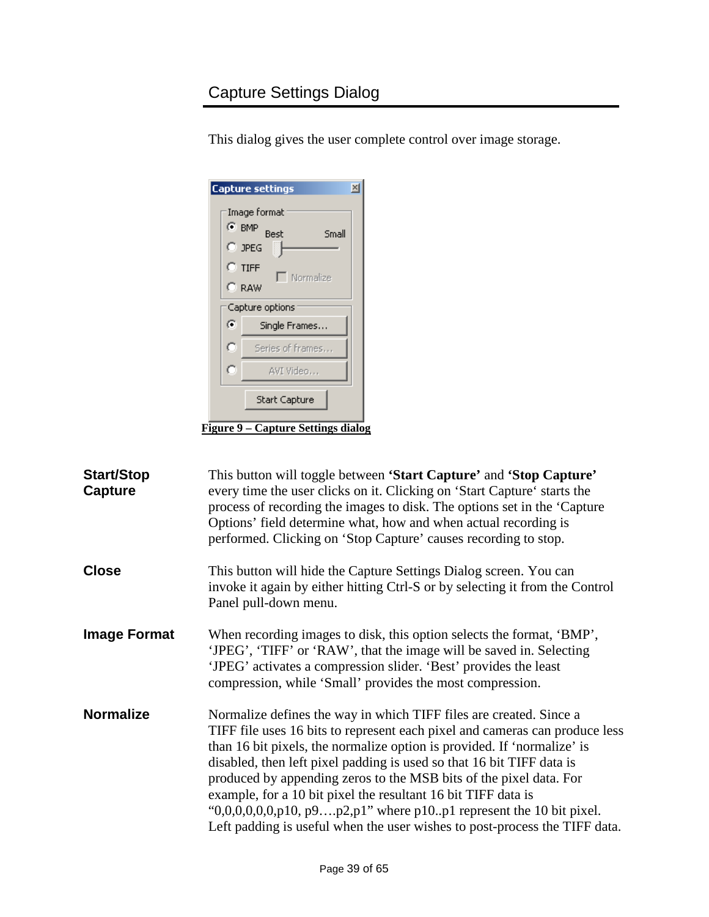## Capture Settings Dialog

This dialog gives the user complete control over image storage.

Figure 9 – Capture Settings dialog

**Start/Stop Capture**

This button will toggle between **'Start Capture'** and **'Stop Capture'** every time the user clicks on it. Clicking on 'Start Capture' starts the process of recording the images to disk. The options set in the 'Capture Options' field determine what, how and when actual recording is performed. Clicking on 'Stop Capture' causes recording to stop.

**Close**

This button will hide the Capture Settings Dialog screen. You can invoke it again by either hitting Ctrl-S or by selecting it from the Control Panel pull-down menu.

**Image Format**

When recording images to disk, this option selects the format, 'BMP', 'JPEG', 'TIFF' or 'RAW', that the image will be saved in. Selecting 'JPEG' activates a compression slider. 'Best' provides the least compression, while 'Small' provides the most compression.

**Normalize**

Normalize defines the way in which TIFF files are created. Since a TIFF file uses 16 bits to represent each pixel and cameras can produce less than 16 bit pixels, the normalize option is provided. If 'normalize' is disabled, then left pixel padding is used so that 16 bit TIFF data is produced by appending zeros to the MSB bits of the pixel data. For example, for a 10 bit pixel the resultant 16 bit TIFF data is "0,0,0,0,0,0,p10, p9….p2,p1" where p10..p1 represent the 10 bit pixel. Left padding is useful when the user wishes to post-process the TIFF data.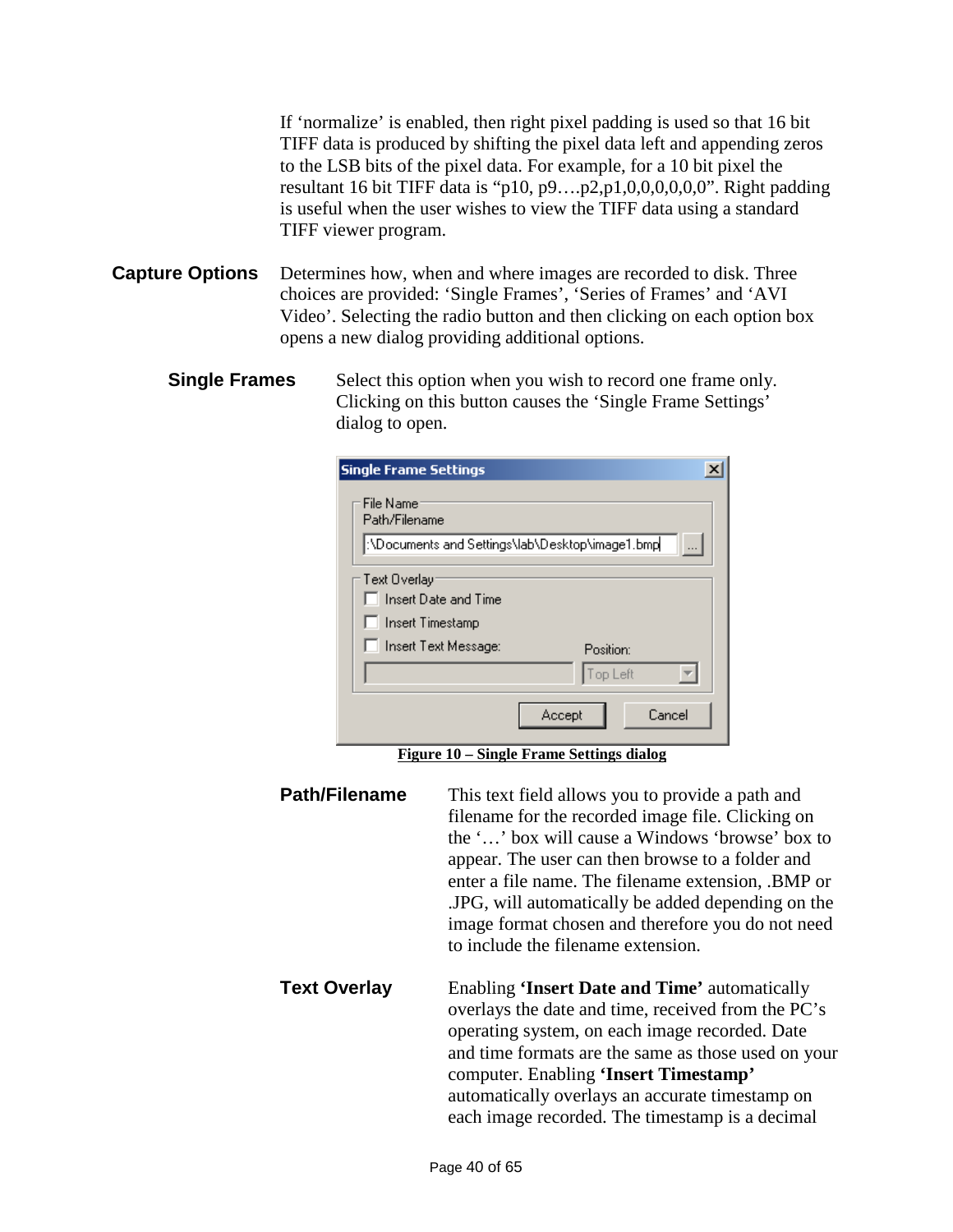If ‘normalize’ is enabled, then right pixel padding is used so that 16 bit TIFF data is produced by shifting the pixel data left and appending zeros to the LSB bits of the pixel data. For example, for a 10 bit pixel the resultant 16 bit TIFF data is “p10, p9….p2,p1,0,0,0,0,0,0”. Right padding is useful when the user wishes to view the TIFF data using a standard TIFF viewer program.

**Capture Options** Determines how, when and where images are recorded to disk. Three choices are provided: ‘Single Frames’, ‘Series of Frames’ and ‘AVI Video’. Selecting the radio button and then clicking on each option box opens a new dialog providing additional options.

**Single Frames** Select this option when you wish to record one frame only. Clicking on this button causes the ‘Single Frame Settings’ dialog to open.

Figure 10 – Single Frame Settings dialog

**Path/Filename** This text field allows you to provide a path and filename for the recorded image file. Clicking on the ‘…’ box will cause a Windows ‘browse’ box to appear. The user can then browse to a folder and enter a file name. The filename extension, .BMP or .JPG, will automatically be added depending on the image format chosen and therefore you do not need to include the filename extension.

**Text Overlay** Enabling **‘Insert Date and Time’** automatically overlays the date and time, received from the PC’s operating system, on each image recorded. Date and time formats are the same as those used on your computer. Enabling **‘Insert Timestamp’** automatically overlays an accurate timestamp on each image recorded. The timestamp is a decimal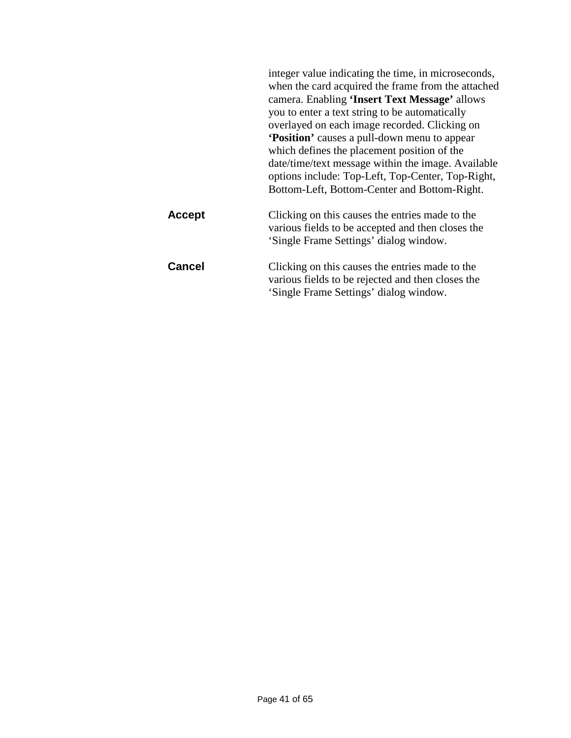integer value indicating the time, in microseconds, when the card acquired the frame from the attached camera. Enabling **'Insert Text Message'** allows you to enter a text string to be automatically overlayed on each image recorded. Clicking on **'Position'** causes a pull-down menu to appear which defines the placement position of the date/time/text message within the image. Available options include: Top-Left, Top-Center, Top-Right, Bottom-Left, Bottom-Center and Bottom-Right.

**Accept** — Clicking on this causes the entries made to the various fields to be accepted and then closes the 'Single Frame Settings' dialog window.

**Cancel** — Clicking on this causes the entries made to the various fields to be rejected and then closes the 'Single Frame Settings' dialog window.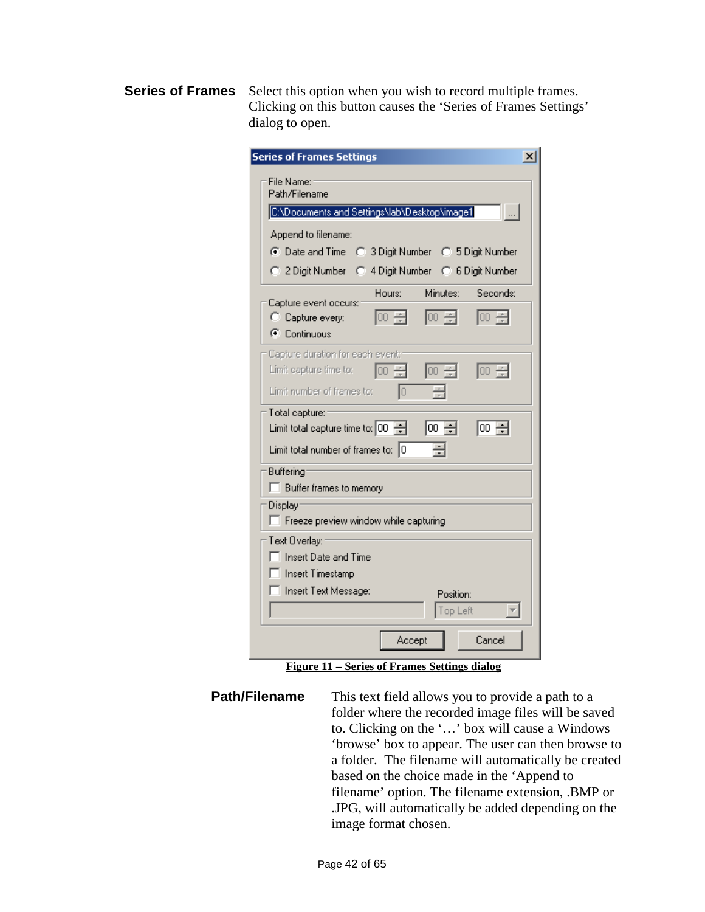**Series of Frames** Select this option when you wish to record multiple frames. Clicking on this button causes the 'Series of Frames Settings' dialog to open.

**Figure 11 – Series of Frames Settings dialog**

**Path/Filename** This text field allows you to provide a path to a folder where the recorded image files will be saved to. Clicking on the '…' box will cause a Windows 'browse' box to appear. The user can then browse to a folder. The filename will automatically be created based on the choice made in the 'Append to filename' option. The filename extension, .BMP or .JPG, will automatically be added depending on the image format chosen.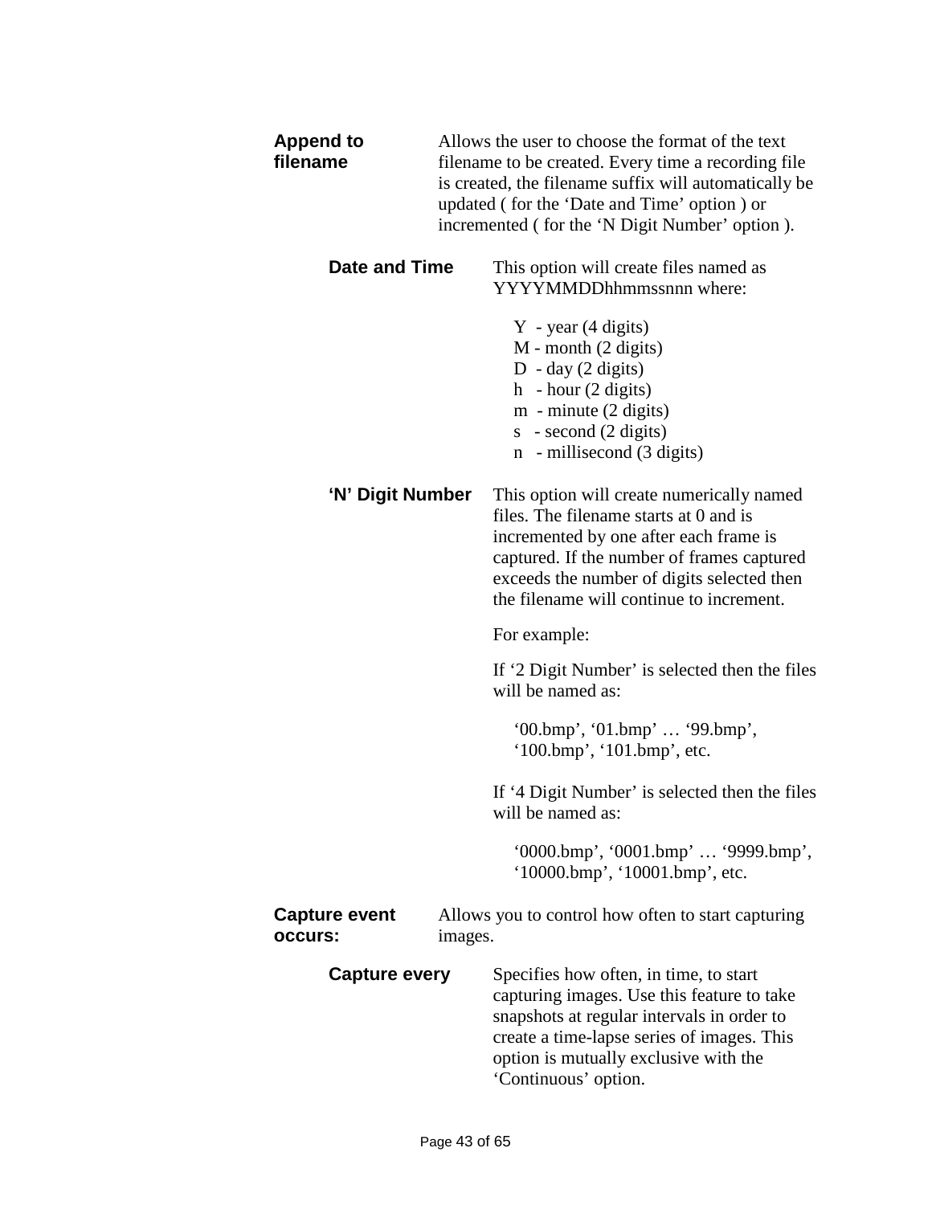**Append to filename**

Allows the user to choose the format of the text filename to be created. Every time a recording file is created, the filename suffix will automatically be updated ( for the ‘Date and Time’ option ) or incremented ( for the ‘N Digit Number’ option ).

**Date and Time**

This option will create files named as YYYYMMDDhhmmssnnn where:

- Y - year (4 digits)
- M - month (2 digits)
- D - day (2 digits)
- h - hour (2 digits)
- m - minute (2 digits)
- s - second (2 digits)
- n - millisecond (3 digits)

**‘N’ Digit Number**

This option will create numerically named files. The filename starts at 0 and is incremented by one after each frame is captured. If the number of frames captured exceeds the number of digits selected then the filename will continue to increment.

For example:

If ‘2 Digit Number’ is selected then the files will be named as:

‘00.bmp’, ‘01.bmp’ … ‘99.bmp’, ‘100.bmp’, ‘101.bmp’, etc.

If ‘4 Digit Number’ is selected then the files will be named as:

‘0000.bmp’, ‘0001.bmp’ … ‘9999.bmp’, ‘10000.bmp’, ‘10001.bmp’, etc.

**Capture event occurs:**

Allows you to control how often to start capturing images.

**Capture every**

Specifies how often, in time, to start capturing images. Use this feature to take snapshots at regular intervals in order to create a time-lapse series of images. This option is mutually exclusive with the ‘Continuous’ option.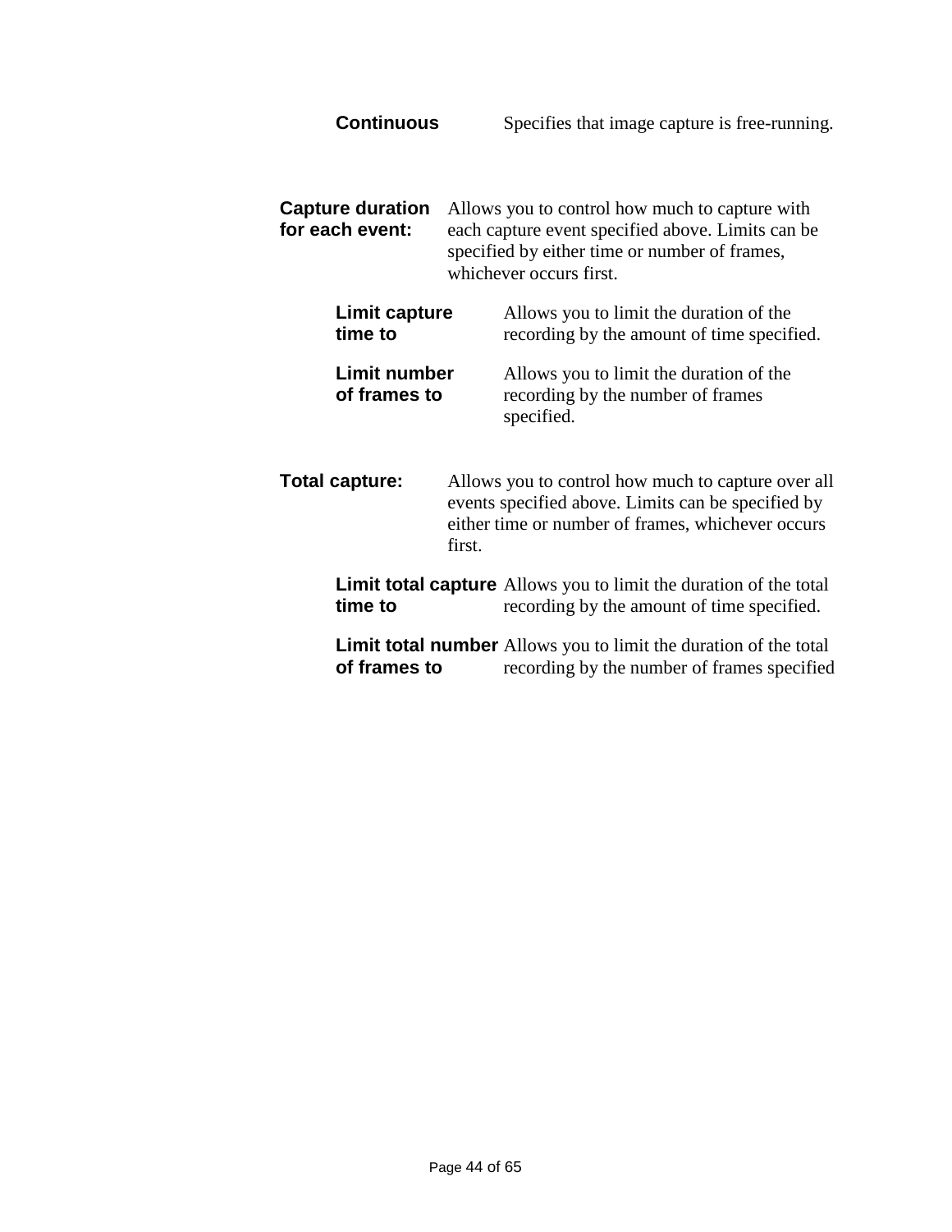**Continuous** Specifies that image capture is free-running.

**Capture duration for each event:** Allows you to control how much to capture with each capture event specified above. Limits can be specified by either time or number of frames, whichever occurs first.

- **Limit capture time to** Allows you to limit the duration of the recording by the amount of time specified.
- **Limit number of frames to** Allows you to limit the duration of the recording by the number of frames specified.

**Total capture:** Allows you to control how much to capture over all events specified above. Limits can be specified by either time or number of frames, whichever occurs first.

- **Limit total capture time to** Allows you to limit the duration of the total recording by the amount of time specified.
- **Limit total number of frames to** Allows you to limit the duration of the total recording by the number of frames specified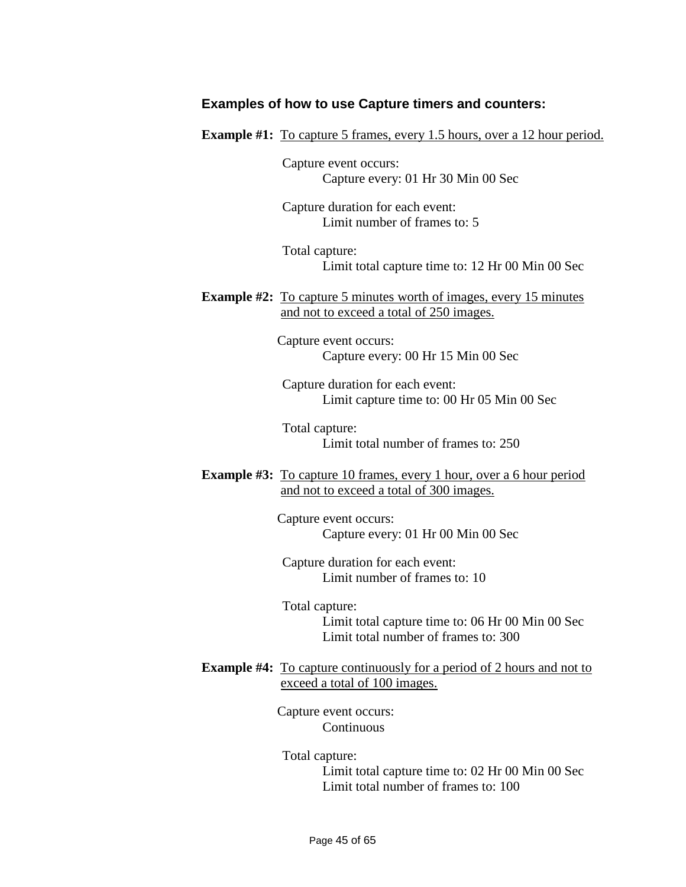### Examples of how to use Capture timers and counters:

**Example #1:** To capture 5 frames, every 1.5 hours, over a 12 hour period.

Capture event occurs:
Capture every: 01 Hr 30 Min 00 Sec

Capture duration for each event:
Limit number of frames to: 5

Total capture:
Limit total capture time to: 12 Hr 00 Min 00 Sec

**Example #2:** To capture 5 minutes worth of images, every 15 minutes and not to exceed a total of 250 images.

Capture event occurs:
Capture every: 00 Hr 15 Min 00 Sec

Capture duration for each event:
Limit capture time to: 00 Hr 05 Min 00 Sec

Total capture:
Limit total number of frames to: 250

**Example #3:** To capture 10 frames, every 1 hour, over a 6 hour period and not to exceed a total of 300 images.

Capture event occurs:
Capture every: 01 Hr 00 Min 00 Sec

Capture duration for each event:
Limit number of frames to: 10

Total capture:
Limit total capture time to: 06 Hr 00 Min 00 Sec
Limit total number of frames to: 300

**Example #4:** To capture continuously for a period of 2 hours and not to exceed a total of 100 images.

Capture event occurs:
Continuous

Total capture:
Limit total capture time to: 02 Hr 00 Min 00 Sec
Limit total number of frames to: 100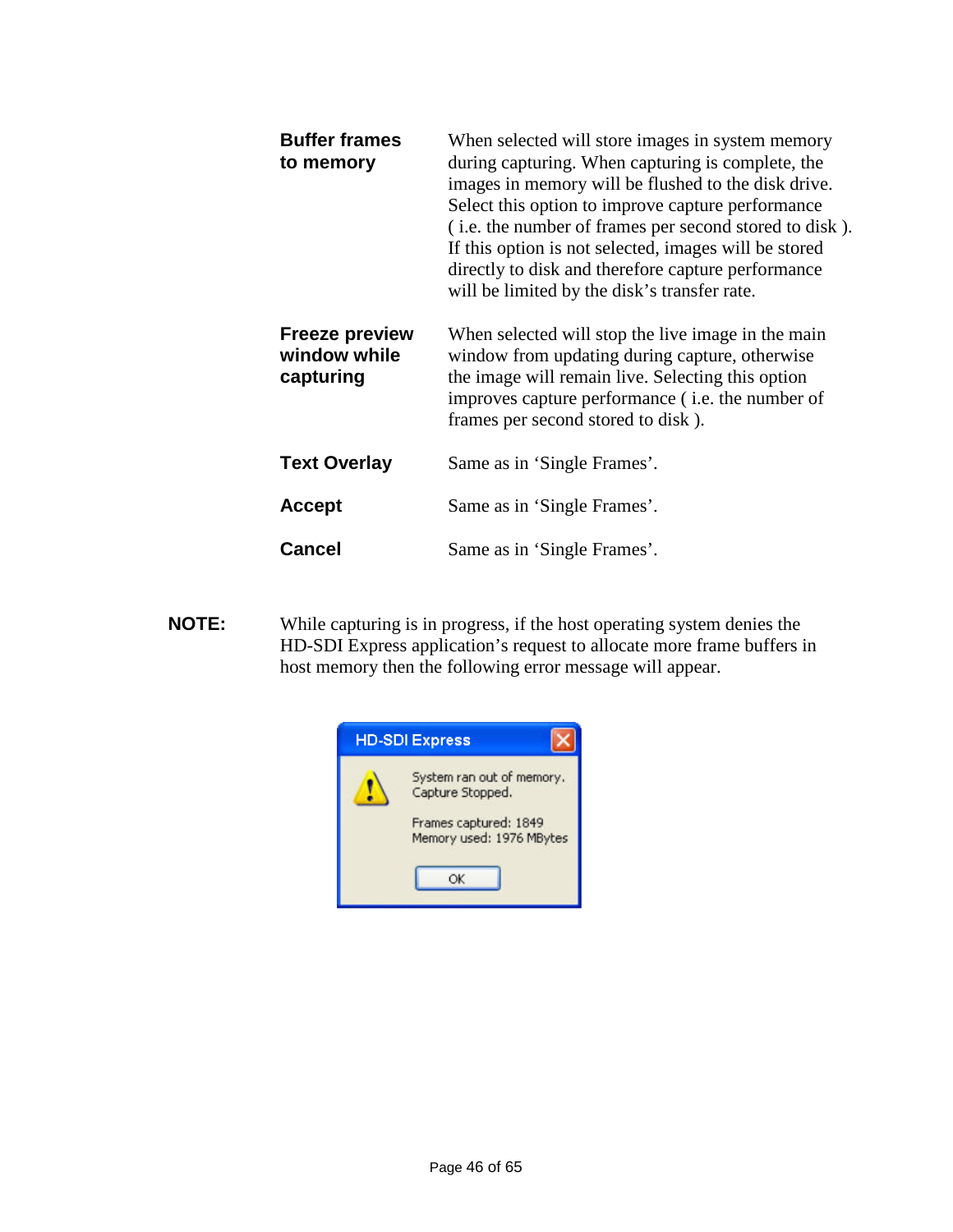| | |
|---|---|
| **Buffer frames to memory** | When selected will store images in system memory during capturing. When capturing is complete, the images in memory will be flushed to the disk drive. Select this option to improve capture performance ( i.e. the number of frames per second stored to disk ). If this option is not selected, images will be stored directly to disk and therefore capture performance will be limited by the disk's transfer rate. |
| **Freeze preview window while capturing** | When selected will stop the live image in the main window from updating during capture, otherwise the image will remain live. Selecting this option improves capture performance ( i.e. the number of frames per second stored to disk ). |
| **Text Overlay** | Same as in 'Single Frames'. |
| **Accept** | Same as in 'Single Frames'. |
| **Cancel** | Same as in 'Single Frames'. |

**NOTE:** While capturing is in progress, if the host operating system denies the HD-SDI Express application's request to allocate more frame buffers in host memory then the following error message will appear.

**HD-SDI Express**

System ran out of memory.
Capture Stopped.

Frames captured: 1849
Memory used: 1976 MBytes

OK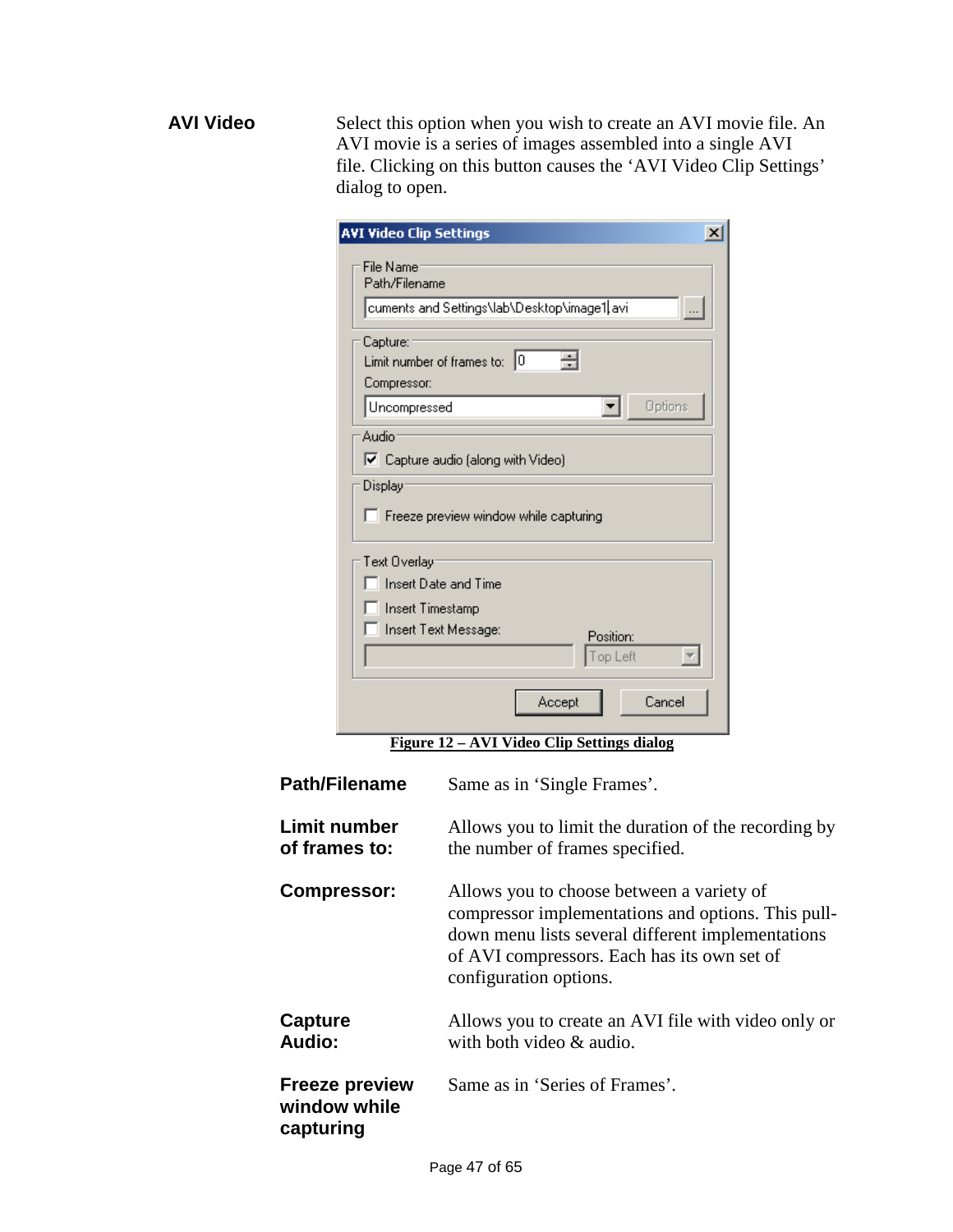**AVI Video**

Select this option when you wish to create an AVI movie file. An AVI movie is a series of images assembled into a single AVI file. Clicking on this button causes the 'AVI Video Clip Settings' dialog to open.

**Figure 12 – AVI Video Clip Settings dialog**

**Path/Filename**

Same as in 'Single Frames'.

**Limit number of frames to:**

Allows you to limit the duration of the recording by the number of frames specified.

**Compressor:**

Allows you to choose between a variety of compressor implementations and options. This pull-down menu lists several different implementations of AVI compressors. Each has its own set of configuration options.

**Capture Audio:**

Allows you to create an AVI file with video only or with both video & audio.

**Freeze preview window while capturing**

Same as in 'Series of Frames'.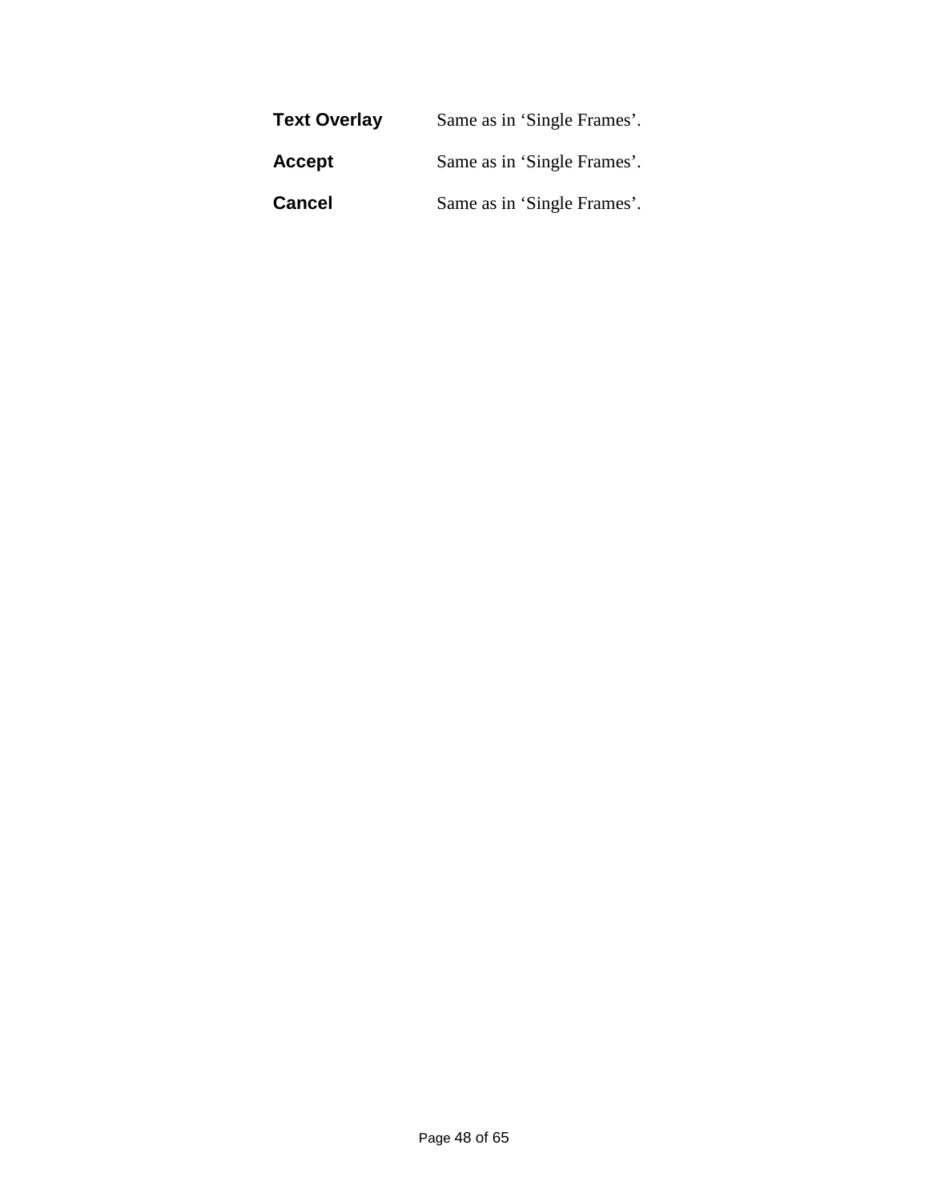**Text Overlay** Same as in ‘Single Frames’.

**Accept** Same as in ‘Single Frames’.

**Cancel** Same as in ‘Single Frames’.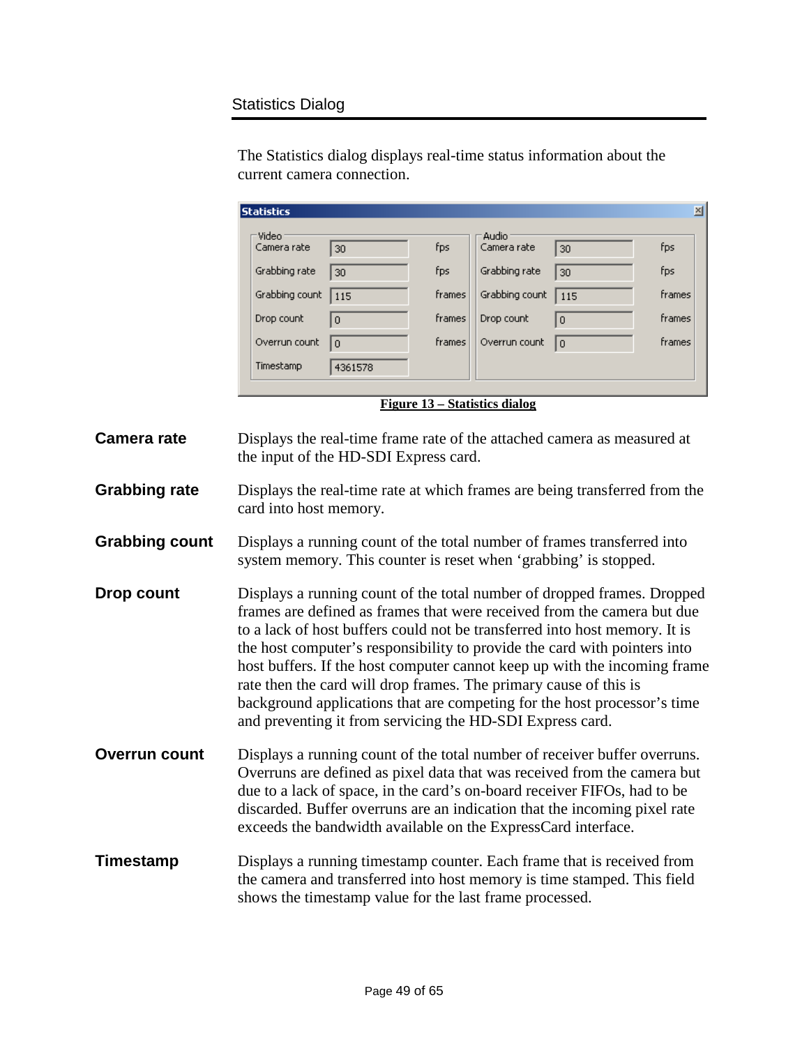## Statistics Dialog

The Statistics dialog displays real-time status information about the current camera connection.

**Figure 13 – Statistics dialog**

**Camera rate** Displays the real-time frame rate of the attached camera as measured at the input of the HD-SDI Express card.

**Grabbing rate** Displays the real-time rate at which frames are being transferred from the card into host memory.

**Grabbing count** Displays a running count of the total number of frames transferred into system memory. This counter is reset when 'grabbing' is stopped.

**Drop count** Displays a running count of the total number of dropped frames. Dropped frames are defined as frames that were received from the camera but due to a lack of host buffers could not be transferred into host memory. It is the host computer's responsibility to provide the card with pointers into host buffers. If the host computer cannot keep up with the incoming frame rate then the card will drop frames. The primary cause of this is background applications that are competing for the host processor's time and preventing it from servicing the HD-SDI Express card.

**Overrun count** Displays a running count of the total number of receiver buffer overruns. Overruns are defined as pixel data that was received from the camera but due to a lack of space, in the card's on-board receiver FIFOs, had to be discarded. Buffer overruns are an indication that the incoming pixel rate exceeds the bandwidth available on the ExpressCard interface.

**Timestamp** Displays a running timestamp counter. Each frame that is received from the camera and transferred into host memory is time stamped. This field shows the timestamp value for the last frame processed.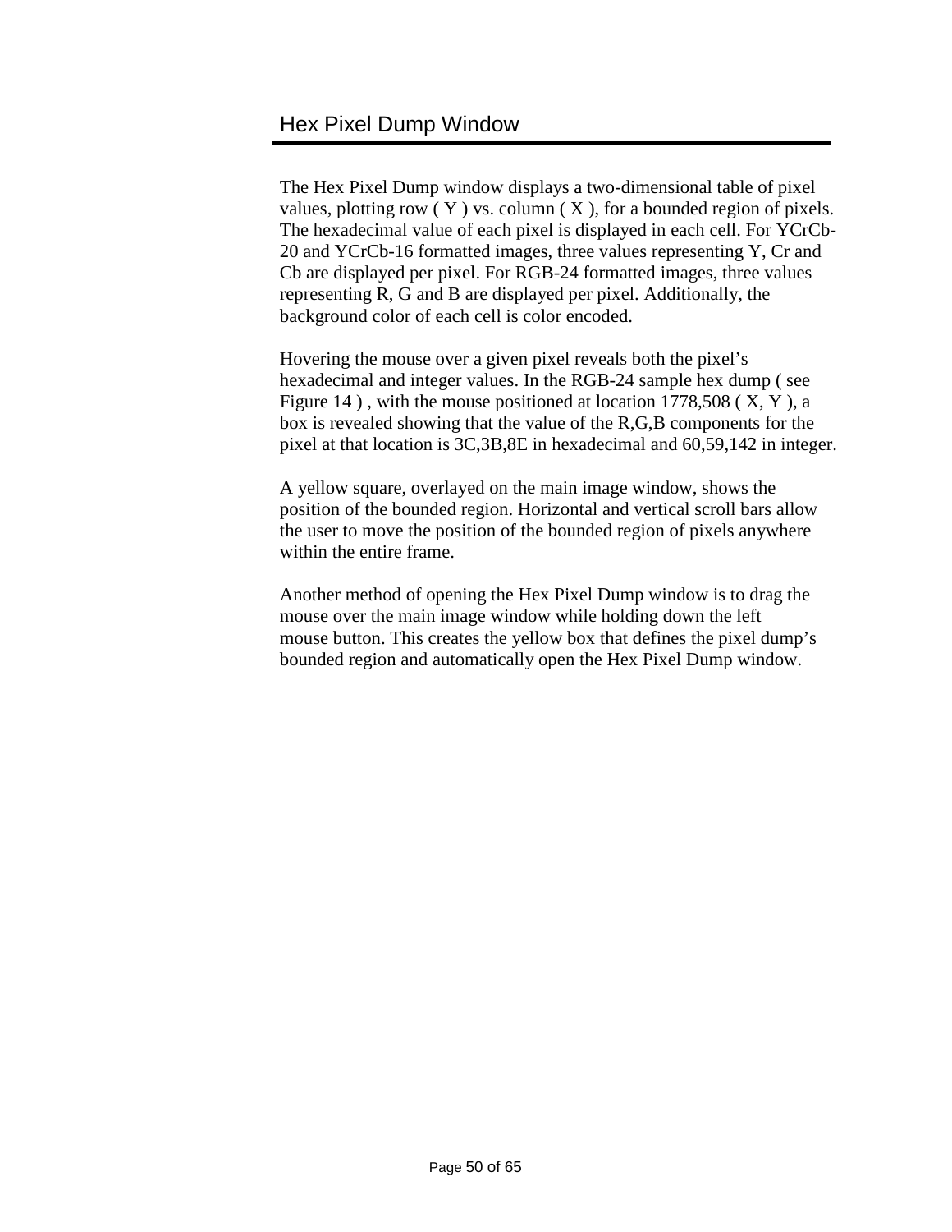## Hex Pixel Dump Window

The Hex Pixel Dump window displays a two-dimensional table of pixel values, plotting row ( Y ) vs. column ( X ), for a bounded region of pixels. The hexadecimal value of each pixel is displayed in each cell. For YCrCb-20 and YCrCb-16 formatted images, three values representing Y, Cr and Cb are displayed per pixel. For RGB-24 formatted images, three values representing R, G and B are displayed per pixel. Additionally, the background color of each cell is color encoded.

Hovering the mouse over a given pixel reveals both the pixel's hexadecimal and integer values. In the RGB-24 sample hex dump ( see Figure 14 ) , with the mouse positioned at location 1778,508 ( X, Y ), a box is revealed showing that the value of the R,G,B components for the pixel at that location is 3C,3B,8E in hexadecimal and 60,59,142 in integer.

A yellow square, overlayed on the main image window, shows the position of the bounded region. Horizontal and vertical scroll bars allow the user to move the position of the bounded region of pixels anywhere within the entire frame.

Another method of opening the Hex Pixel Dump window is to drag the mouse over the main image window while holding down the left mouse button. This creates the yellow box that defines the pixel dump's bounded region and automatically open the Hex Pixel Dump window.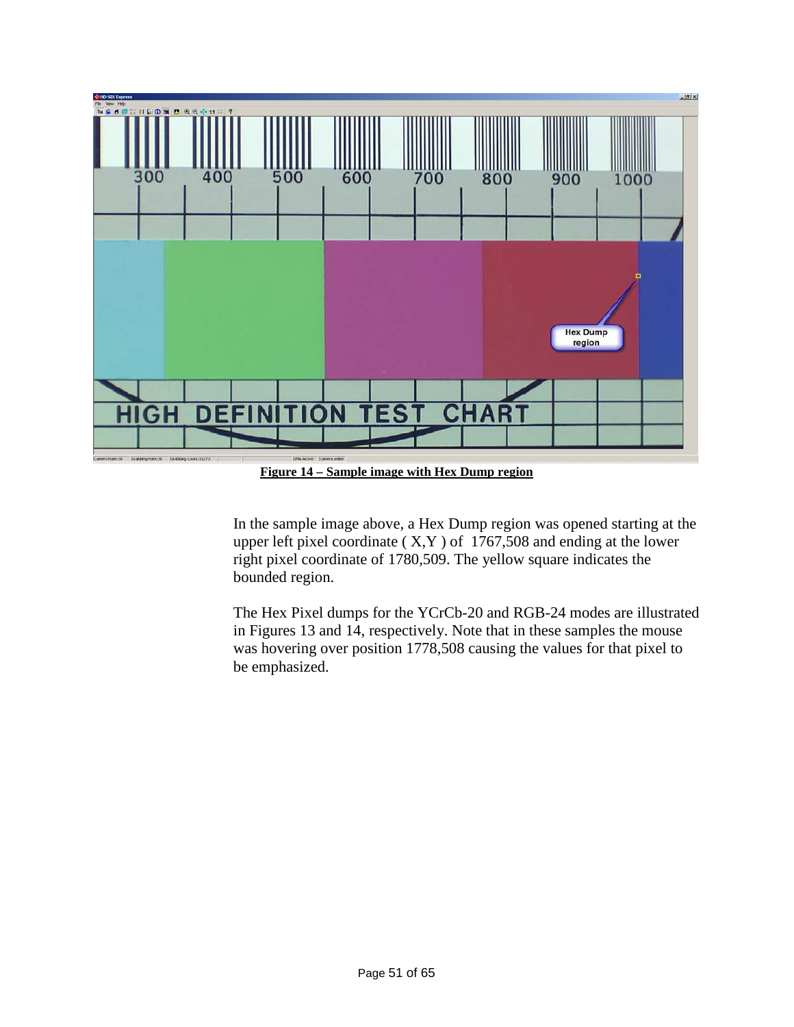**Figure 14 – Sample image with Hex Dump region**

In the sample image above, a Hex Dump region was opened starting at the upper left pixel coordinate ( X,Y ) of 1767,508 and ending at the lower right pixel coordinate of 1780,509. The yellow square indicates the bounded region.

The Hex Pixel dumps for the YCrCb-20 and RGB-24 modes are illustrated in Figures 13 and 14, respectively. Note that in these samples the mouse was hovering over position 1778,508 causing the values for that pixel to be emphasized.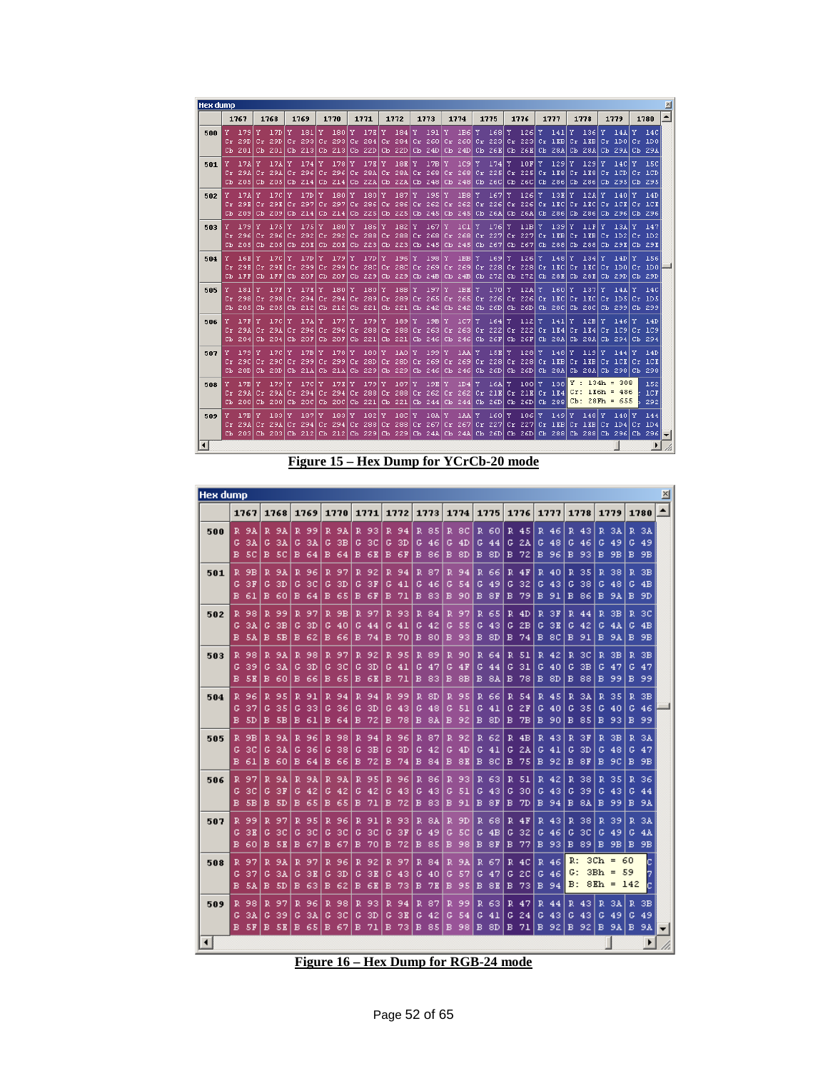**Figure 15 – Hex Dump for YCrCb-20 mode**

**Figure 16 – Hex Dump for RGB-24 mode**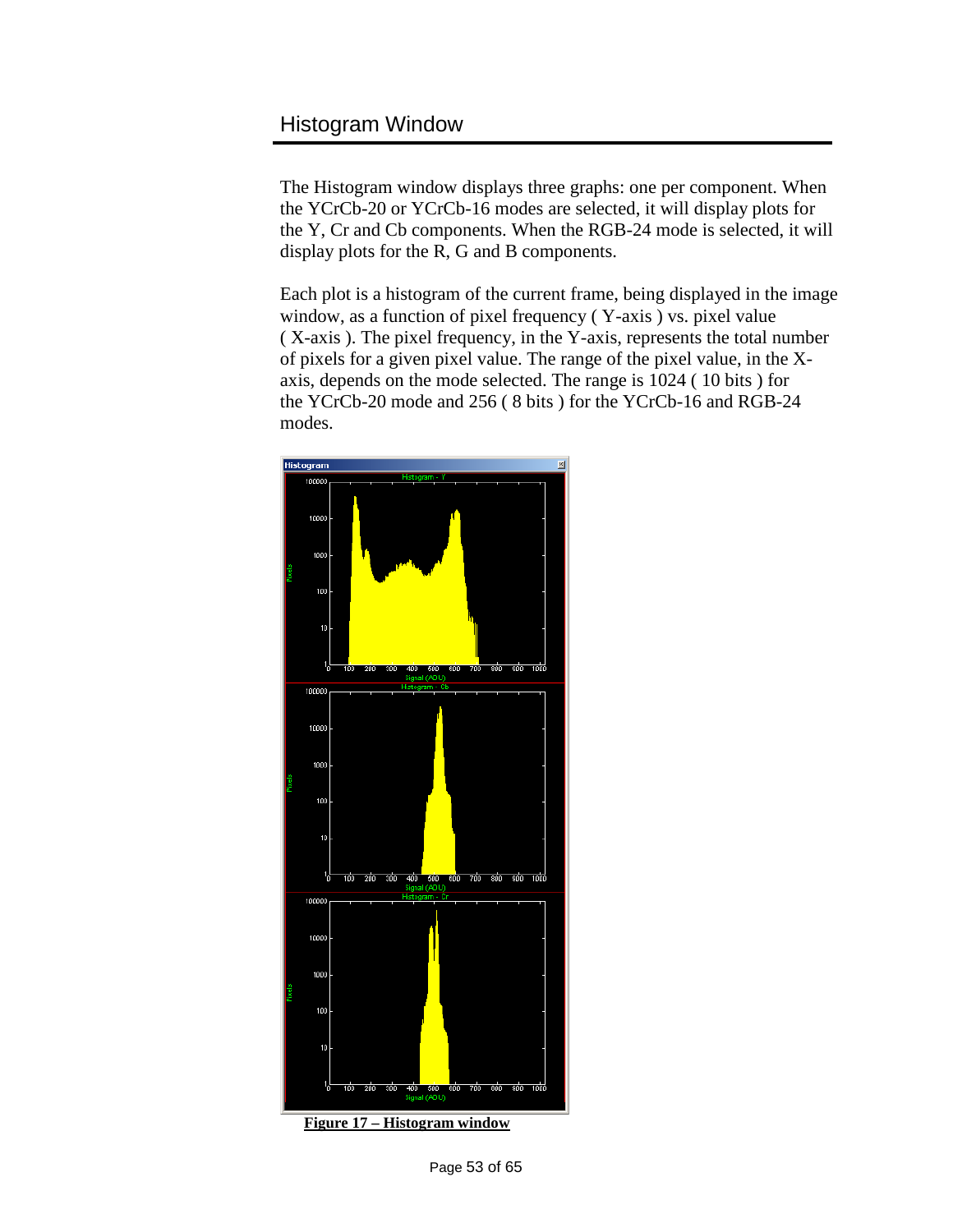## Histogram Window

The Histogram window displays three graphs: one per component. When the YCrCb-20 or YCrCb-16 modes are selected, it will display plots for the Y, Cr and Cb components. When the RGB-24 mode is selected, it will display plots for the R, G and B components.

Each plot is a histogram of the current frame, being displayed in the image window, as a function of pixel frequency ( Y-axis ) vs. pixel value ( X-axis ). The pixel frequency, in the Y-axis, represents the total number of pixels for a given pixel value. The range of the pixel value, in the X-axis, depends on the mode selected. The range is 1024 ( 10 bits ) for the YCrCb-20 mode and 256 ( 8 bits ) for the YCrCb-16 and RGB-24 modes.

**Figure 17 – Histogram window**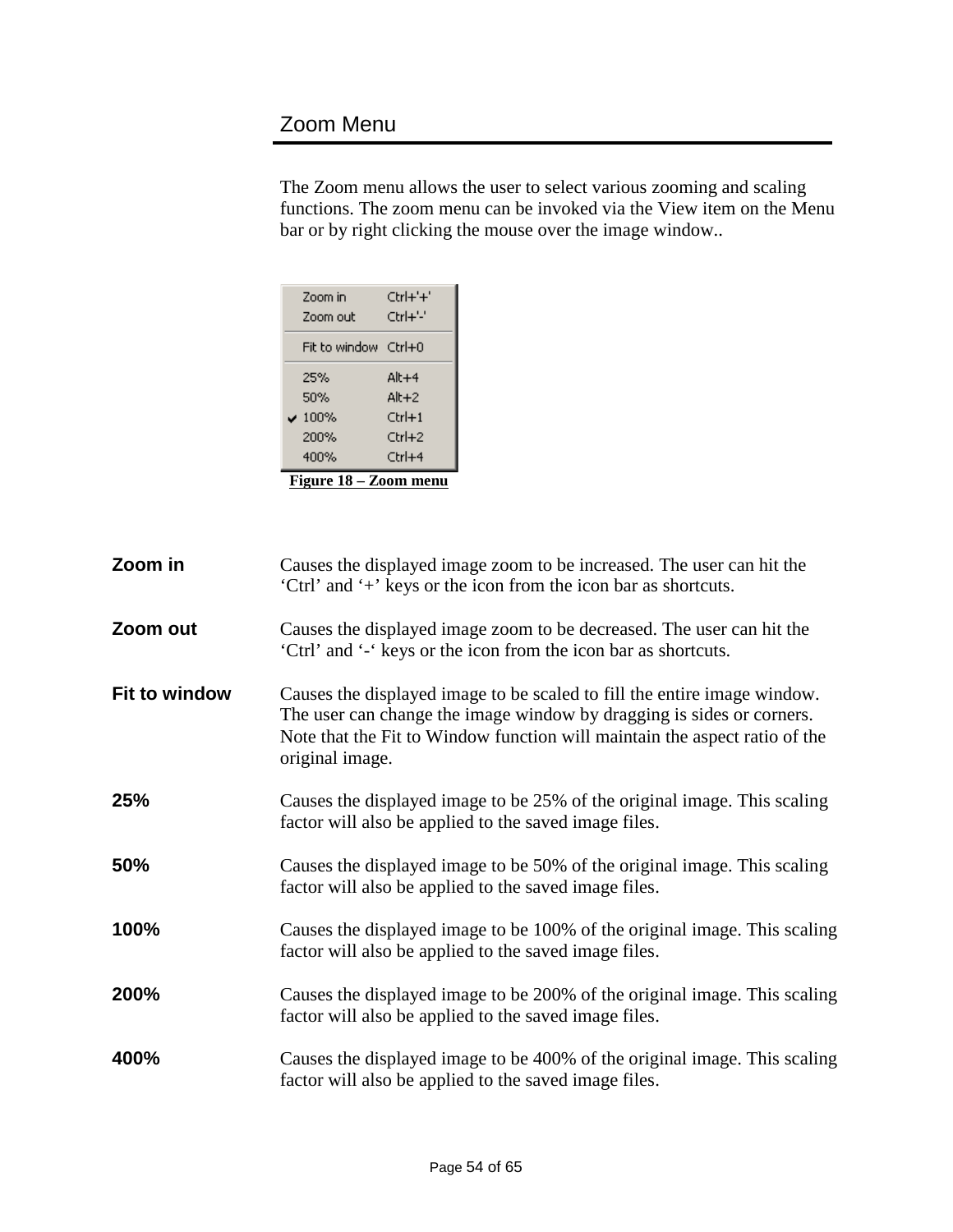## Zoom Menu

The Zoom menu allows the user to select various zooming and scaling functions. The zoom menu can be invoked via the View item on the Menu bar or by right clicking the mouse over the image window..

Figure 18 – Zoom menu

**Zoom in** Causes the displayed image zoom to be increased. The user can hit the ‘Ctrl’ and ‘+’ keys or the icon from the icon bar as shortcuts.

**Zoom out** Causes the displayed image zoom to be decreased. The user can hit the ‘Ctrl’ and ‘-‘ keys or the icon from the icon bar as shortcuts.

**Fit to window** Causes the displayed image to be scaled to fill the entire image window. The user can change the image window by dragging is sides or corners. Note that the Fit to Window function will maintain the aspect ratio of the original image.

**25%** Causes the displayed image to be 25% of the original image. This scaling factor will also be applied to the saved image files.

**50%** Causes the displayed image to be 50% of the original image. This scaling factor will also be applied to the saved image files.

**100%** Causes the displayed image to be 100% of the original image. This scaling factor will also be applied to the saved image files.

**200%** Causes the displayed image to be 200% of the original image. This scaling factor will also be applied to the saved image files.

**400%** Causes the displayed image to be 400% of the original image. This scaling factor will also be applied to the saved image files.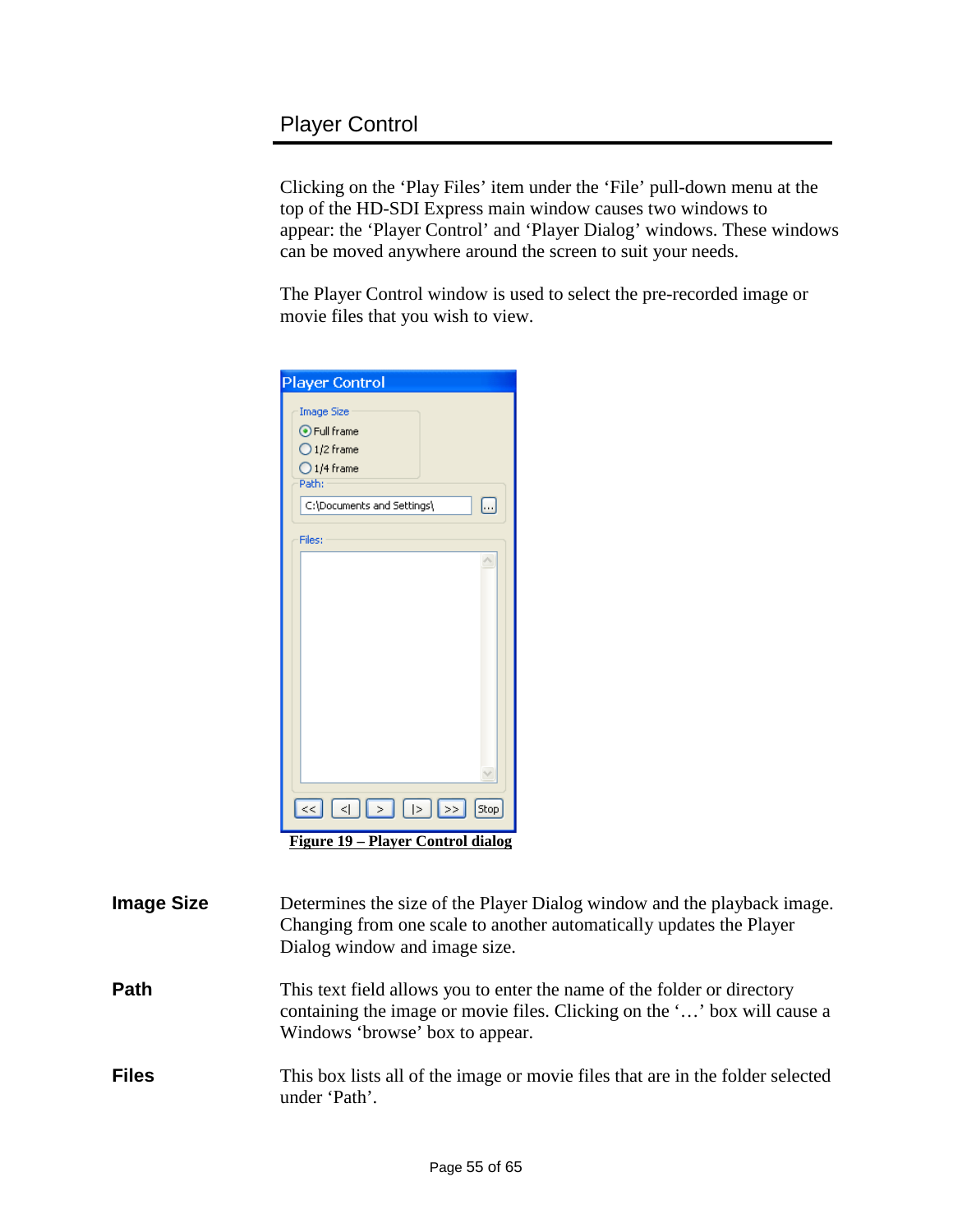## Player Control

Clicking on the 'Play Files' item under the 'File' pull-down menu at the top of the HD-SDI Express main window causes two windows to appear: the 'Player Control' and 'Player Dialog' windows. These windows can be moved anywhere around the screen to suit your needs.

The Player Control window is used to select the pre-recorded image or movie files that you wish to view.

**Figure 19 – Player Control dialog**

**Image Size** Determines the size of the Player Dialog window and the playback image. Changing from one scale to another automatically updates the Player Dialog window and image size.

**Path** This text field allows you to enter the name of the folder or directory containing the image or movie files. Clicking on the '…' box will cause a Windows 'browse' box to appear.

**Files** This box lists all of the image or movie files that are in the folder selected under 'Path'.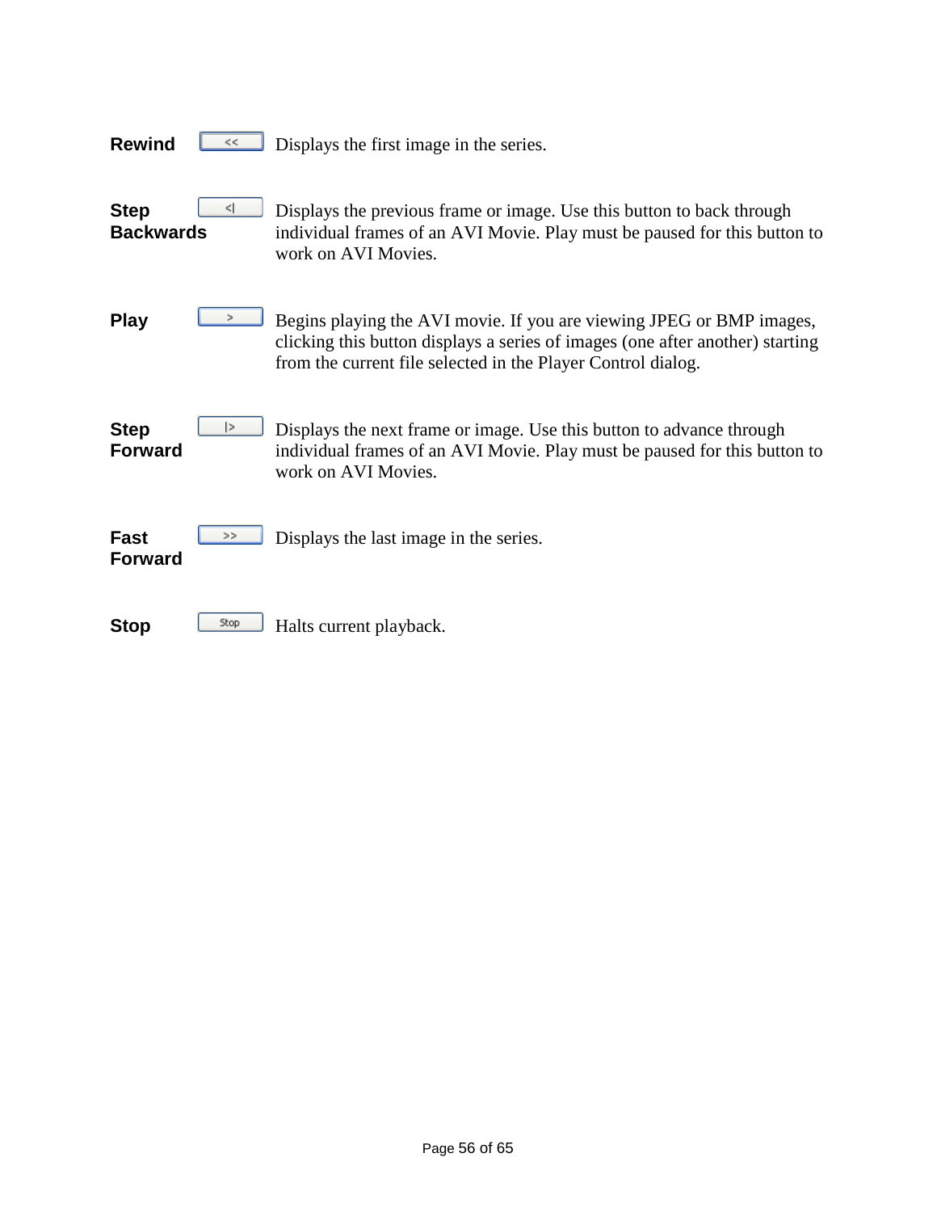| | | |
|---|---|---|
| **Rewind** | << | Displays the first image in the series. |
| **Step Backwards** | <\| | Displays the previous frame or image. Use this button to back through individual frames of an AVI Movie. Play must be paused for this button to work on AVI Movies. |
| **Play** | > | Begins playing the AVI movie. If you are viewing JPEG or BMP images, clicking this button displays a series of images (one after another) starting from the current file selected in the Player Control dialog. |
| **Step Forward** | \|> | Displays the next frame or image. Use this button to advance through individual frames of an AVI Movie. Play must be paused for this button to work on AVI Movies. |
| **Fast Forward** | >> | Displays the last image in the series. |
| **Stop** | Stop | Halts current playback. |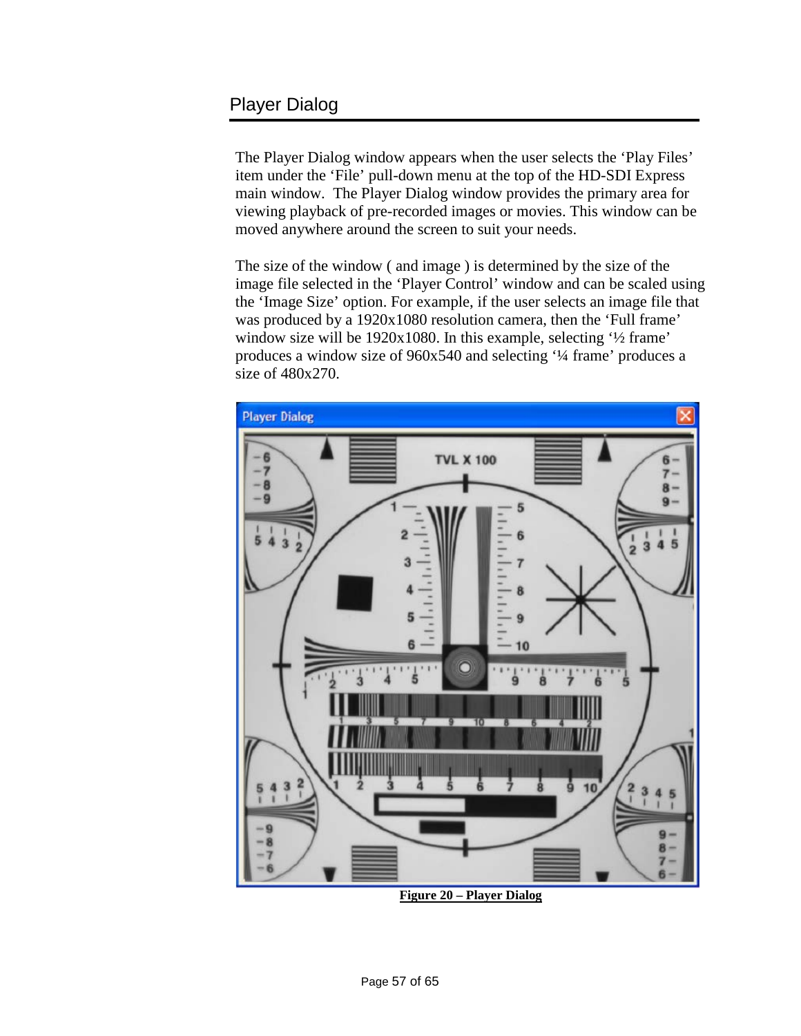## Player Dialog

The Player Dialog window appears when the user selects the ‘Play Files’ item under the ‘File’ pull-down menu at the top of the HD-SDI Express main window.  The Player Dialog window provides the primary area for viewing playback of pre-recorded images or movies. This window can be moved anywhere around the screen to suit your needs.

The size of the window ( and image ) is determined by the size of the image file selected in the ‘Player Control’ window and can be scaled using the ‘Image Size’ option. For example, if the user selects an image file that was produced by a 1920x1080 resolution camera, then the ‘Full frame’ window size will be 1920x1080. In this example, selecting ‘½ frame’ produces a window size of 960x540 and selecting ‘¼ frame’ produces a size of 480x270.

**Figure 20 – Player Dialog**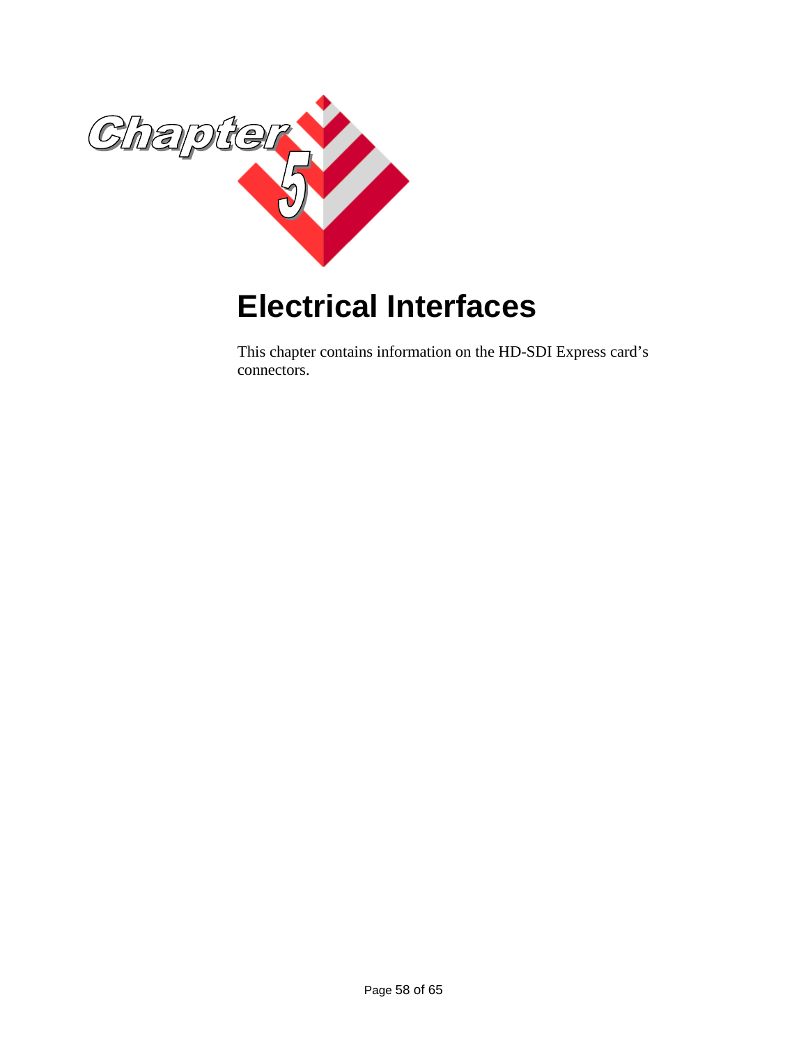# Chapter 5

# Electrical Interfaces

This chapter contains information on the HD-SDI Express card's connectors.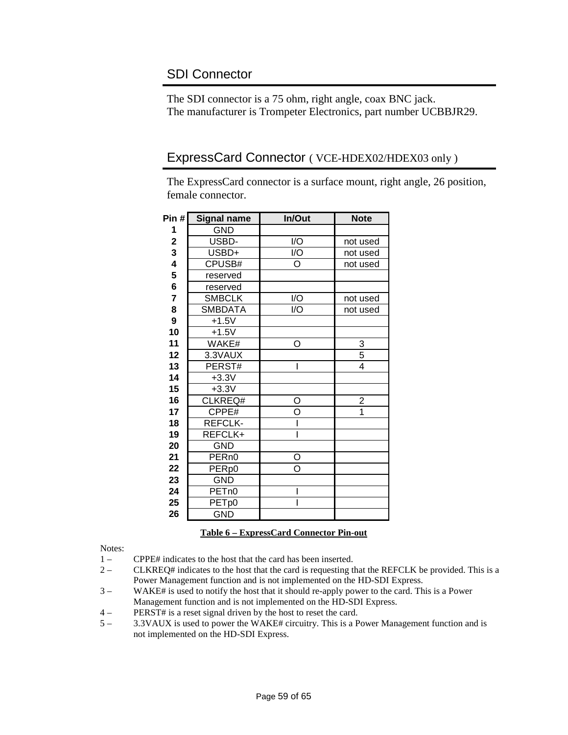## SDI Connector

The SDI connector is a 75 ohm, right angle, coax BNC jack.
The manufacturer is Trompeter Electronics, part number UCBBJR29.

## ExpressCard Connector ( VCE-HDEX02/HDEX03 only )

The ExpressCard connector is a surface mount, right angle, 26 position, female connector.

| Pin # | Signal name | In/Out | Note |
|---|---|---|---|
| 1 | GND | | |
| 2 | USBD- | I/O | not used |
| 3 | USBD+ | I/O | not used |
| 4 | CPUSB# | O | not used |
| 5 | reserved | | |
| 6 | reserved | | |
| 7 | SMBCLK | I/O | not used |
| 8 | SMBDATA | I/O | not used |
| 9 | +1.5V | | |
| 10 | +1.5V | | |
| 11 | WAKE# | O | 3 |
| 12 | 3.3VAUX | | 5 |
| 13 | PERST# | I | 4 |
| 14 | +3.3V | | |
| 15 | +3.3V | | |
| 16 | CLKREQ# | O | 2 |
| 17 | CPPE# | O | 1 |
| 18 | REFCLK- | I | |
| 19 | REFCLK+ | I | |
| 20 | GND | | |
| 21 | PERn0 | O | |
| 22 | PERp0 | O | |
| 23 | GND | | |
| 24 | PETn0 | I | |
| 25 | PETp0 | I | |
| 26 | GND | | |

**Table 6 – ExpressCard Connector Pin-out**

Notes:

1 – CPPE# indicates to the host that the card has been inserted.

2 – CLKREQ# indicates to the host that the card is requesting that the REFCLK be provided. This is a Power Management function and is not implemented on the HD-SDI Express.

3 – WAKE# is used to notify the host that it should re-apply power to the card. This is a Power Management function and is not implemented on the HD-SDI Express.

4 – PERST# is a reset signal driven by the host to reset the card.

5 – 3.3VAUX is used to power the WAKE# circuitry. This is a Power Management function and is not implemented on the HD-SDI Express.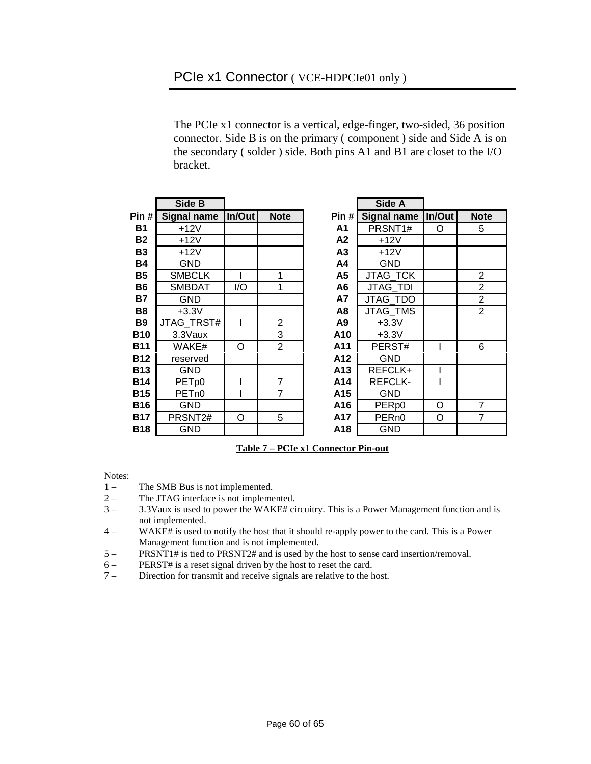## PCIe x1 Connector ( VCE-HDPCIe01 only )

The PCIe x1 connector is a vertical, edge-finger, two-sided, 36 position connector. Side B is on the primary ( component ) side and Side A is on the secondary ( solder ) side. Both pins A1 and B1 are closet to the I/O bracket.

| | Side B | | | | | Side A | | |
|---|---|---|---|---|---|---|---|---|
| **Pin #** | **Signal name** | **In/Out** | **Note** | | **Pin #** | **Signal name** | **In/Out** | **Note** |
| **B1** | +12V | | | | **A1** | PRSNT1# | O | 5 |
| **B2** | +12V | | | | **A2** | +12V | | |
| **B3** | +12V | | | | **A3** | +12V | | |
| **B4** | GND | | | | **A4** | GND | | |
| **B5** | SMBCLK | I | 1 | | **A5** | JTAG_TCK | | 2 |
| **B6** | SMBDAT | I/O | 1 | | **A6** | JTAG_TDI | | 2 |
| **B7** | GND | | | | **A7** | JTAG_TDO | | 2 |
| **B8** | +3.3V | | | | **A8** | JTAG_TMS | | 2 |
| **B9** | JTAG_TRST# | I | 2 | | **A9** | +3.3V | | |
| **B10** | 3.3Vaux | | 3 | | **A10** | +3.3V | | |
| **B11** | WAKE# | O | 2 | | **A11** | PERST# | I | 6 |
| **B12** | reserved | | | | **A12** | GND | | |
| **B13** | GND | | | | **A13** | REFCLK+ | I | |
| **B14** | PETp0 | I | 7 | | **A14** | REFCLK- | I | |
| **B15** | PETn0 | I | 7 | | **A15** | GND | | |
| **B16** | GND | | | | **A16** | PERp0 | O | 7 |
| **B17** | PRSNT2# | O | 5 | | **A17** | PERn0 | O | 7 |
| **B18** | GND | | | | **A18** | GND | | |

**Table 7 – PCIe x1 Connector Pin-out**

Notes:

1 – The SMB Bus is not implemented.

2 – The JTAG interface is not implemented.

3 – 3.3Vaux is used to power the WAKE# circuitry. This is a Power Management function and is not implemented.

4 – WAKE# is used to notify the host that it should re-apply power to the card. This is a Power Management function and is not implemented.

5 – PRSNT1# is tied to PRSNT2# and is used by the host to sense card insertion/removal.

6 – PERST# is a reset signal driven by the host to reset the card.

7 – Direction for transmit and receive signals are relative to the host.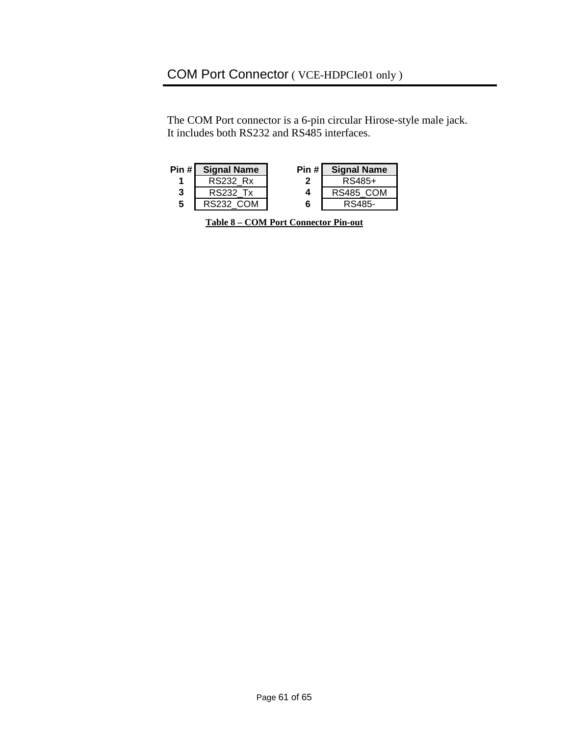## COM Port Connector ( VCE-HDPCIe01 only )

The COM Port connector is a 6-pin circular Hirose-style male jack.
It includes both RS232 and RS485 interfaces.

| Pin # | Signal Name | Pin # | Signal Name |
|---|---|---|---|
| **1** | RS232_Rx | **2** | RS485+ |
| **3** | RS232_Tx | **4** | RS485_COM |
| **5** | RS232_COM | **6** | RS485- |

**Table 8 – COM Port Connector Pin-out**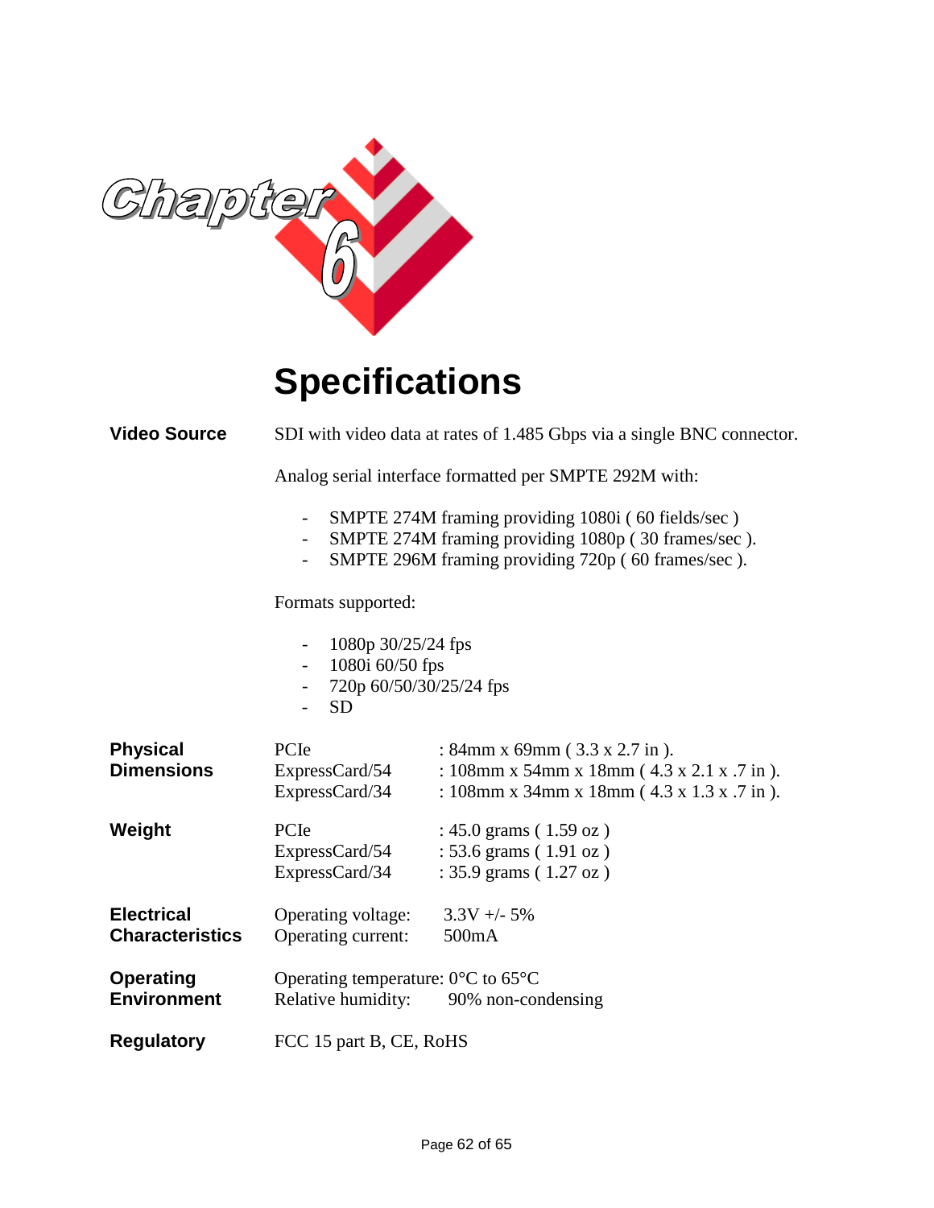# Chapter 6

# Specifications

**Video Source**

SDI with video data at rates of 1.485 Gbps via a single BNC connector.

Analog serial interface formatted per SMPTE 292M with:

- SMPTE 274M framing providing 1080i ( 60 fields/sec )
- SMPTE 274M framing providing 1080p ( 30 frames/sec ).
- SMPTE 296M framing providing 720p ( 60 frames/sec ).

Formats supported:

- 1080p 30/25/24 fps
- 1080i 60/50 fps
- 720p 60/50/30/25/24 fps
- SD

**Physical Dimensions**

| | |
|---|---|
| PCIe | : 84mm x 69mm ( 3.3 x 2.7 in ). |
| ExpressCard/54 | : 108mm x 54mm x 18mm ( 4.3 x 2.1 x .7 in ). |
| ExpressCard/34 | : 108mm x 34mm x 18mm ( 4.3 x 1.3 x .7 in ). |

**Weight**

| | |
|---|---|
| PCIe | : 45.0 grams ( 1.59 oz ) |
| ExpressCard/54 | : 53.6 grams ( 1.91 oz ) |
| ExpressCard/34 | : 35.9 grams ( 1.27 oz ) |

**Electrical Characteristics**

Operating voltage: 3.3V +/- 5%
Operating current: 500mA

**Operating Environment**

Operating temperature: 0°C to 65°C
Relative humidity: 90% non-condensing

**Regulatory**

FCC 15 part B, CE, RoHS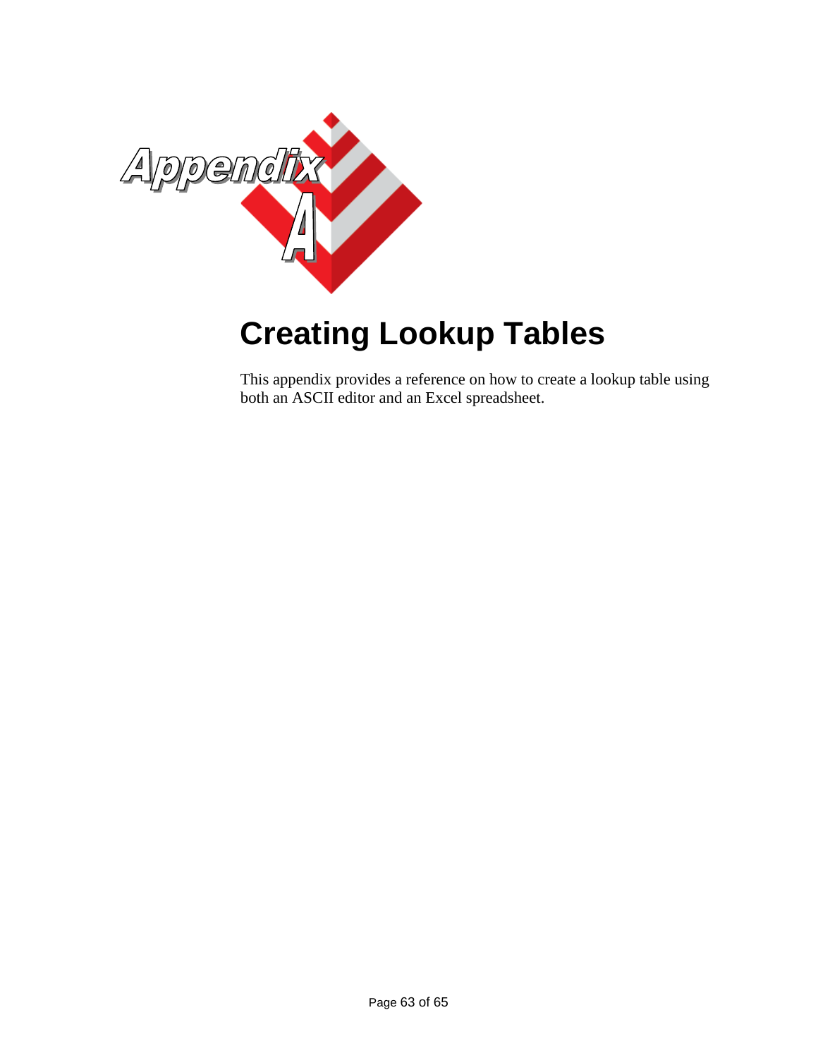# Appendix A

# Creating Lookup Tables

This appendix provides a reference on how to create a lookup table using both an ASCII editor and an Excel spreadsheet.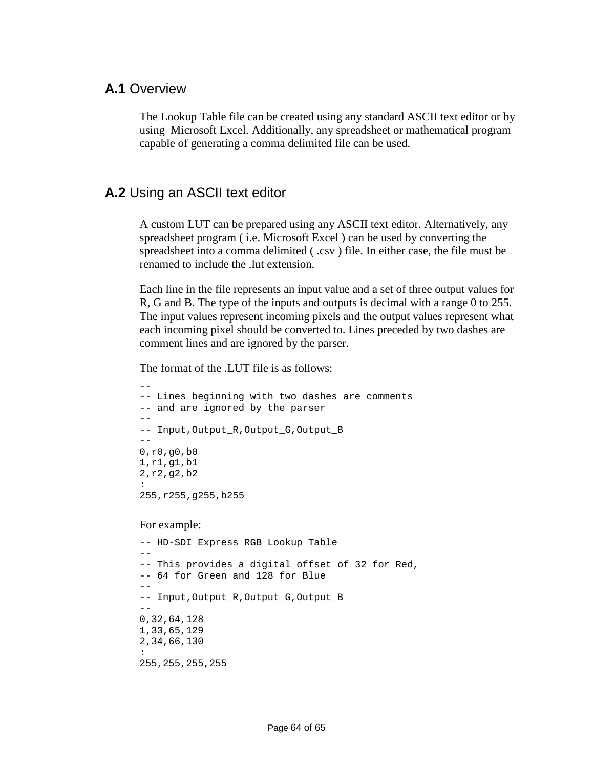## **A.1** Overview

The Lookup Table file can be created using any standard ASCII text editor or by using Microsoft Excel. Additionally, any spreadsheet or mathematical program capable of generating a comma delimited file can be used.

## **A.2** Using an ASCII text editor

A custom LUT can be prepared using any ASCII text editor. Alternatively, any spreadsheet program ( i.e. Microsoft Excel ) can be used by converting the spreadsheet into a comma delimited ( .csv ) file. In either case, the file must be renamed to include the .lut extension.

Each line in the file represents an input value and a set of three output values for R, G and B. The type of the inputs and outputs is decimal with a range 0 to 255. The input values represent incoming pixels and the output values represent what each incoming pixel should be converted to. Lines preceded by two dashes are comment lines and are ignored by the parser.

The format of the .LUT file is as follows:

```
--
-- Lines beginning with two dashes are comments
-- and are ignored by the parser
--
-- Input,Output_R,Output_G,Output_B
--
0,r0,g0,b0
1,r1,g1,b1
2,r2,g2,b2
:
255,r255,g255,b255
```

For example:

```
-- HD-SDI Express RGB Lookup Table
--
-- This provides a digital offset of 32 for Red,
-- 64 for Green and 128 for Blue
--
-- Input,Output_R,Output_G,Output_B
--
0,32,64,128
1,33,65,129
2,34,66,130
:
255,255,255,255
```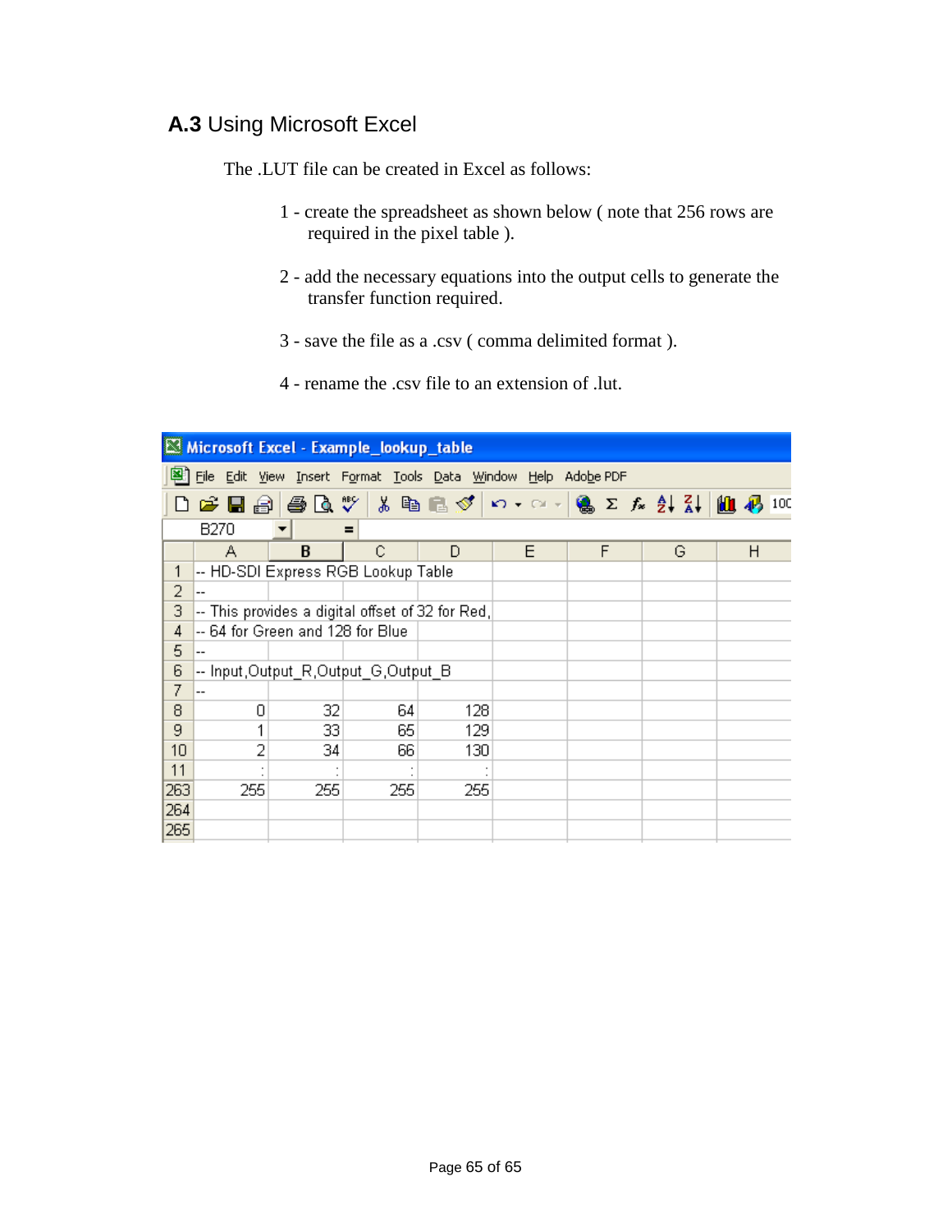## A.3 Using Microsoft Excel

The .LUT file can be created in Excel as follows:

1 - create the spreadsheet as shown below ( note that 256 rows are required in the pixel table ).

2 - add the necessary equations into the output cells to generate the transfer function required.

3 - save the file as a .csv ( comma delimited format ).

4 - rename the .csv file to an extension of .lut.

Microsoft Excel - Example_lookup_table

File Edit View Insert Format Tools Data Window Help Adobe PDF

B270 =

| | A | B | C | D | E | F | G | H |
|---|---|---|---|---|---|---|---|---|
| 1 | -- HD-SDI Express RGB Lookup Table | | | | | | | |
| 2 | -- | | | | | | | |
| 3 | -- This provides a digital offset of 32 for Red, | | | | | | | |
| 4 | -- 64 for Green and 128 for Blue | | | | | | | |
| 5 | -- | | | | | | | |
| 6 | -- Input,Output_R,Output_G,Output_B | | | | | | | |
| 7 | -- | | | | | | | |
| 8 | 0 | 32 | 64 | 128 | | | | |
| 9 | 1 | 33 | 65 | 129 | | | | |
| 10 | 2 | 34 | 66 | 130 | | | | |
| 11 | : | : | : | : | | | | |
| 263 | 255 | 255 | 255 | 255 | | | | |
| 264 | | | | | | | | |
| 265 | | | | | | | | |